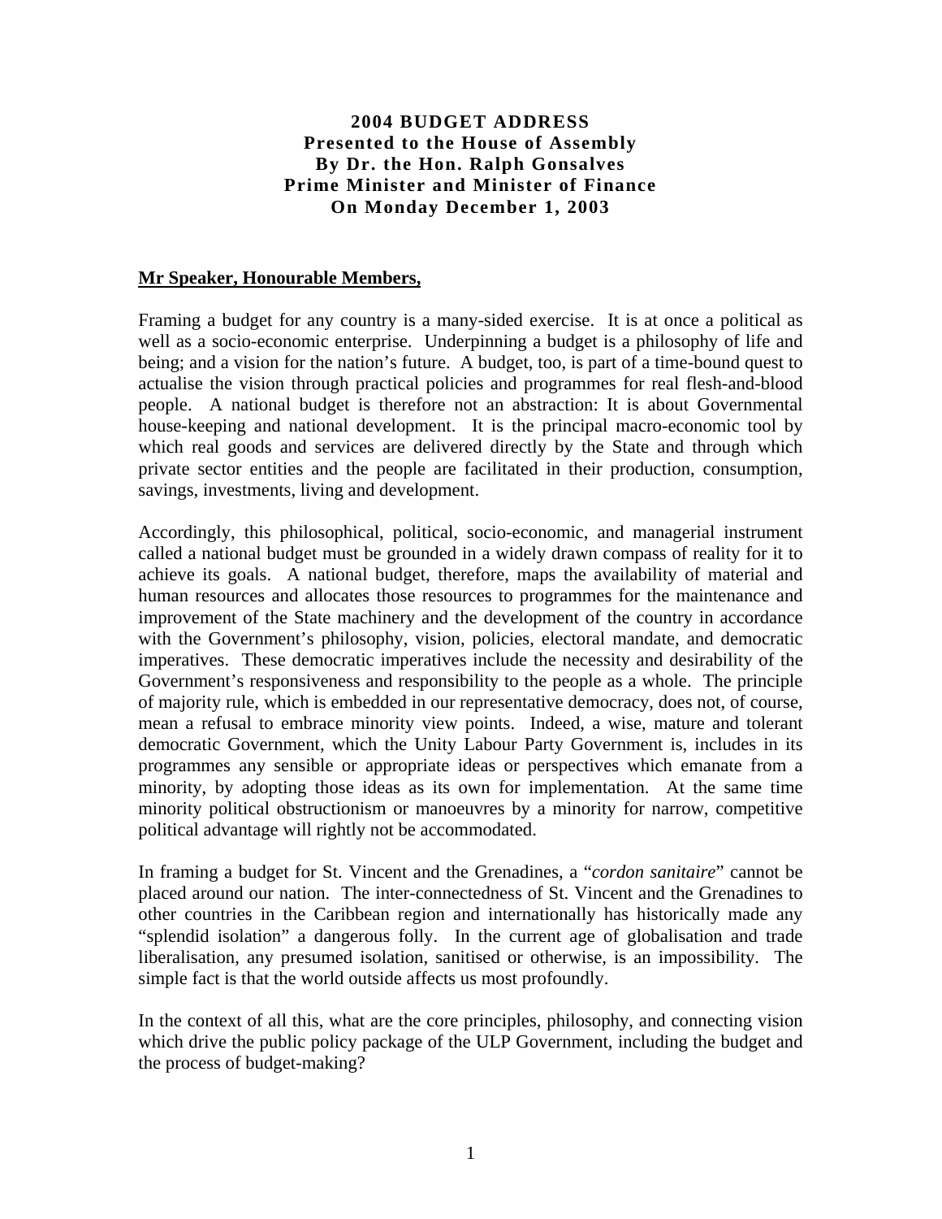# 2004 BUDGET ADDRESS
**Presented to the House of Assembly**
**By Dr. the Hon. Ralph Gonsalves**
**Prime Minister and Minister of Finance**
**On Monday December 1, 2003**

**Mr Speaker, Honourable Members,**

Framing a budget for any country is a many-sided exercise. It is at once a political as well as a socio-economic enterprise. Underpinning a budget is a philosophy of life and being; and a vision for the nation's future. A budget, too, is part of a time-bound quest to actualise the vision through practical policies and programmes for real flesh-and-blood people. A national budget is therefore not an abstraction: It is about Governmental house-keeping and national development. It is the principal macro-economic tool by which real goods and services are delivered directly by the State and through which private sector entities and the people are facilitated in their production, consumption, savings, investments, living and development.

Accordingly, this philosophical, political, socio-economic, and managerial instrument called a national budget must be grounded in a widely drawn compass of reality for it to achieve its goals. A national budget, therefore, maps the availability of material and human resources and allocates those resources to programmes for the maintenance and improvement of the State machinery and the development of the country in accordance with the Government's philosophy, vision, policies, electoral mandate, and democratic imperatives. These democratic imperatives include the necessity and desirability of the Government's responsiveness and responsibility to the people as a whole. The principle of majority rule, which is embedded in our representative democracy, does not, of course, mean a refusal to embrace minority view points. Indeed, a wise, mature and tolerant democratic Government, which the Unity Labour Party Government is, includes in its programmes any sensible or appropriate ideas or perspectives which emanate from a minority, by adopting those ideas as its own for implementation. At the same time minority political obstructionism or manoeuvres by a minority for narrow, competitive political advantage will rightly not be accommodated.

In framing a budget for St. Vincent and the Grenadines, a "*cordon sanitaire*" cannot be placed around our nation. The inter-connectedness of St. Vincent and the Grenadines to other countries in the Caribbean region and internationally has historically made any "splendid isolation" a dangerous folly. In the current age of globalisation and trade liberalisation, any presumed isolation, sanitised or otherwise, is an impossibility. The simple fact is that the world outside affects us most profoundly.

In the context of all this, what are the core principles, philosophy, and connecting vision which drive the public policy package of the ULP Government, including the budget and the process of budget-making?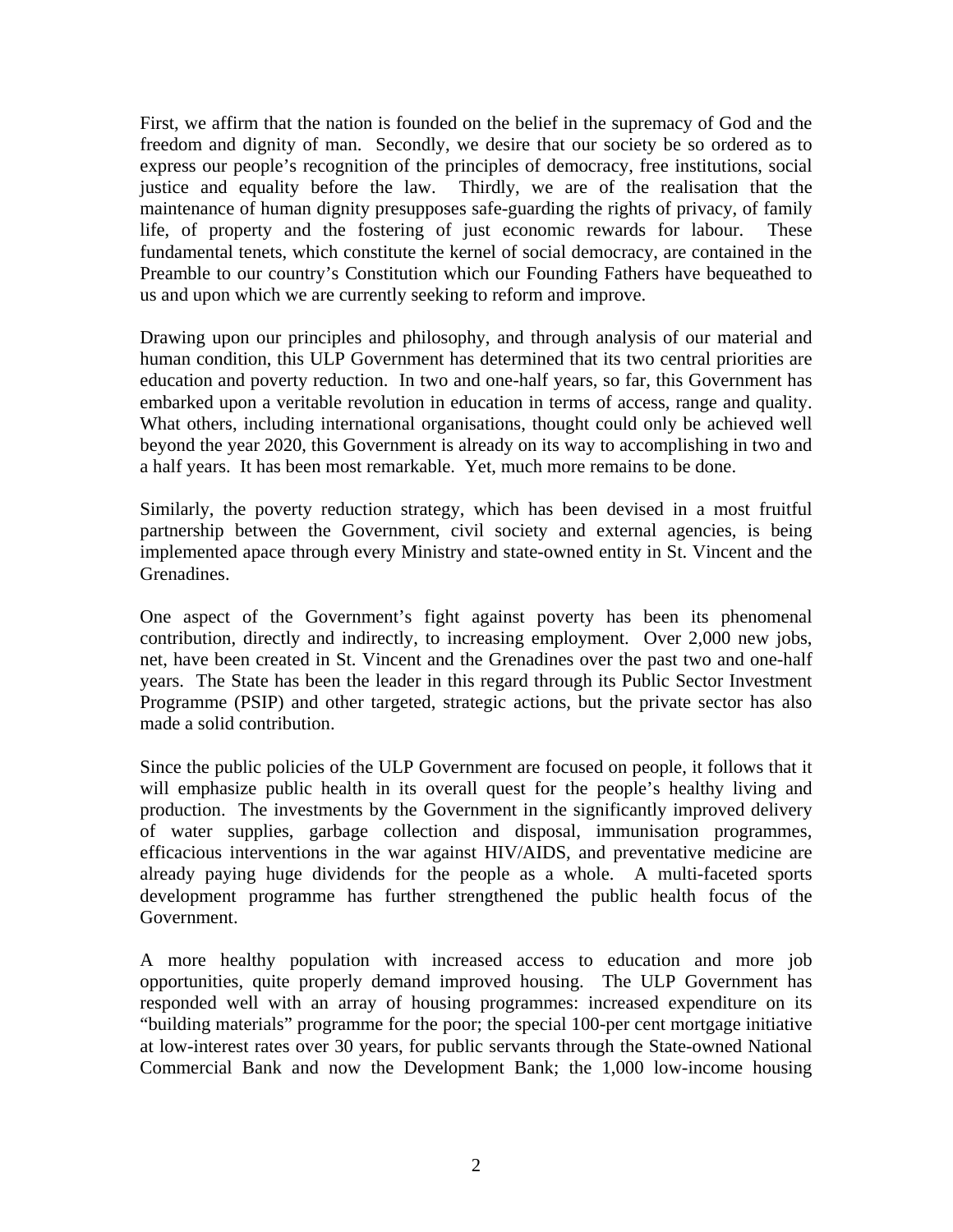First, we affirm that the nation is founded on the belief in the supremacy of God and the freedom and dignity of man. Secondly, we desire that our society be so ordered as to express our people's recognition of the principles of democracy, free institutions, social justice and equality before the law. Thirdly, we are of the realisation that the maintenance of human dignity presupposes safe-guarding the rights of privacy, of family life, of property and the fostering of just economic rewards for labour. These fundamental tenets, which constitute the kernel of social democracy, are contained in the Preamble to our country's Constitution which our Founding Fathers have bequeathed to us and upon which we are currently seeking to reform and improve.

Drawing upon our principles and philosophy, and through analysis of our material and human condition, this ULP Government has determined that its two central priorities are education and poverty reduction. In two and one-half years, so far, this Government has embarked upon a veritable revolution in education in terms of access, range and quality. What others, including international organisations, thought could only be achieved well beyond the year 2020, this Government is already on its way to accomplishing in two and a half years. It has been most remarkable. Yet, much more remains to be done.

Similarly, the poverty reduction strategy, which has been devised in a most fruitful partnership between the Government, civil society and external agencies, is being implemented apace through every Ministry and state-owned entity in St. Vincent and the Grenadines.

One aspect of the Government's fight against poverty has been its phenomenal contribution, directly and indirectly, to increasing employment. Over 2,000 new jobs, net, have been created in St. Vincent and the Grenadines over the past two and one-half years. The State has been the leader in this regard through its Public Sector Investment Programme (PSIP) and other targeted, strategic actions, but the private sector has also made a solid contribution.

Since the public policies of the ULP Government are focused on people, it follows that it will emphasize public health in its overall quest for the people's healthy living and production. The investments by the Government in the significantly improved delivery of water supplies, garbage collection and disposal, immunisation programmes, efficacious interventions in the war against HIV/AIDS, and preventative medicine are already paying huge dividends for the people as a whole. A multi-faceted sports development programme has further strengthened the public health focus of the Government.

A more healthy population with increased access to education and more job opportunities, quite properly demand improved housing. The ULP Government has responded well with an array of housing programmes: increased expenditure on its "building materials" programme for the poor; the special 100-per cent mortgage initiative at low-interest rates over 30 years, for public servants through the State-owned National Commercial Bank and now the Development Bank; the 1,000 low-income housing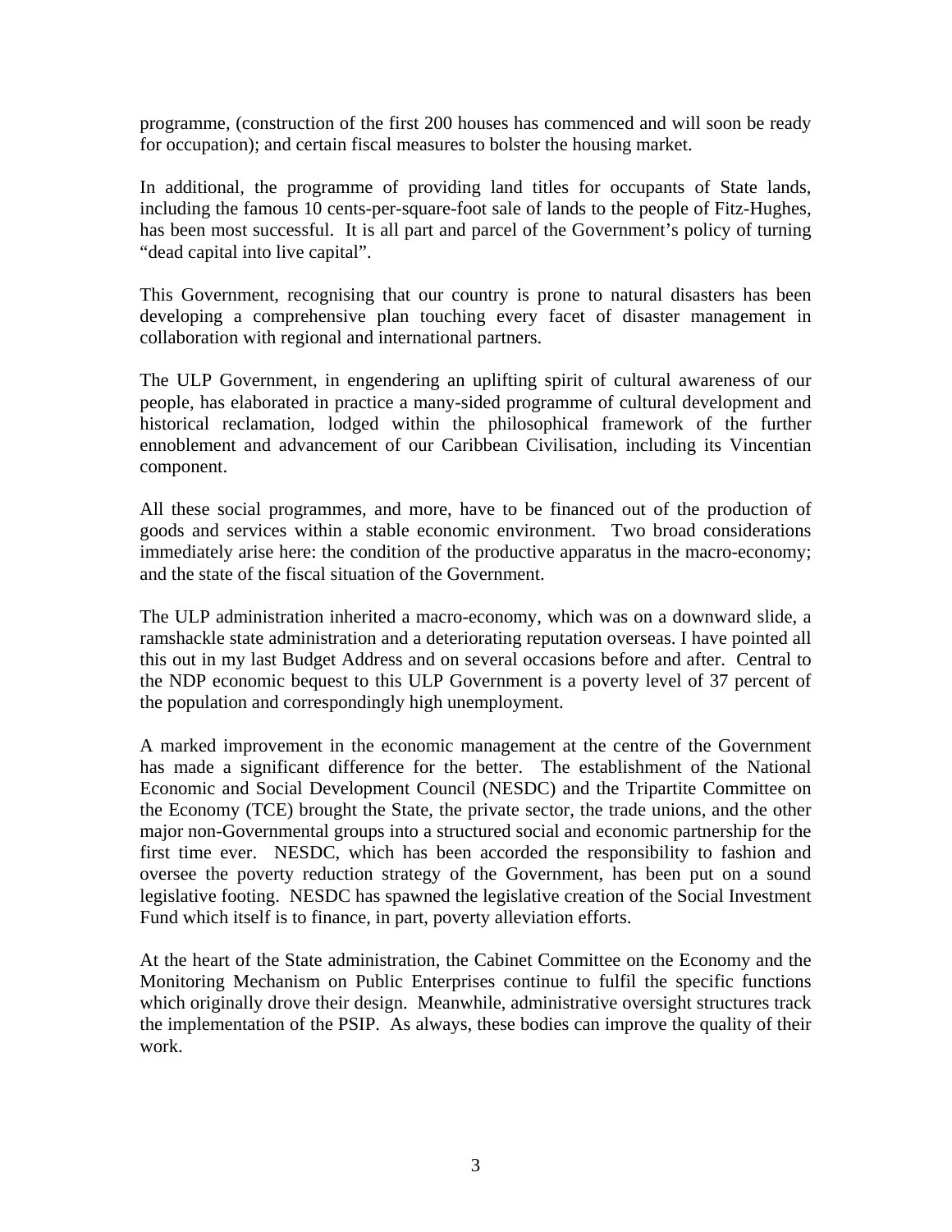programme, (construction of the first 200 houses has commenced and will soon be ready for occupation); and certain fiscal measures to bolster the housing market.

In additional, the programme of providing land titles for occupants of State lands, including the famous 10 cents-per-square-foot sale of lands to the people of Fitz-Hughes, has been most successful. It is all part and parcel of the Government's policy of turning "dead capital into live capital".

This Government, recognising that our country is prone to natural disasters has been developing a comprehensive plan touching every facet of disaster management in collaboration with regional and international partners.

The ULP Government, in engendering an uplifting spirit of cultural awareness of our people, has elaborated in practice a many-sided programme of cultural development and historical reclamation, lodged within the philosophical framework of the further ennoblement and advancement of our Caribbean Civilisation, including its Vincentian component.

All these social programmes, and more, have to be financed out of the production of goods and services within a stable economic environment. Two broad considerations immediately arise here: the condition of the productive apparatus in the macro-economy; and the state of the fiscal situation of the Government.

The ULP administration inherited a macro-economy, which was on a downward slide, a ramshackle state administration and a deteriorating reputation overseas. I have pointed all this out in my last Budget Address and on several occasions before and after. Central to the NDP economic bequest to this ULP Government is a poverty level of 37 percent of the population and correspondingly high unemployment.

A marked improvement in the economic management at the centre of the Government has made a significant difference for the better. The establishment of the National Economic and Social Development Council (NESDC) and the Tripartite Committee on the Economy (TCE) brought the State, the private sector, the trade unions, and the other major non-Governmental groups into a structured social and economic partnership for the first time ever. NESDC, which has been accorded the responsibility to fashion and oversee the poverty reduction strategy of the Government, has been put on a sound legislative footing. NESDC has spawned the legislative creation of the Social Investment Fund which itself is to finance, in part, poverty alleviation efforts.

At the heart of the State administration, the Cabinet Committee on the Economy and the Monitoring Mechanism on Public Enterprises continue to fulfil the specific functions which originally drove their design. Meanwhile, administrative oversight structures track the implementation of the PSIP. As always, these bodies can improve the quality of their work.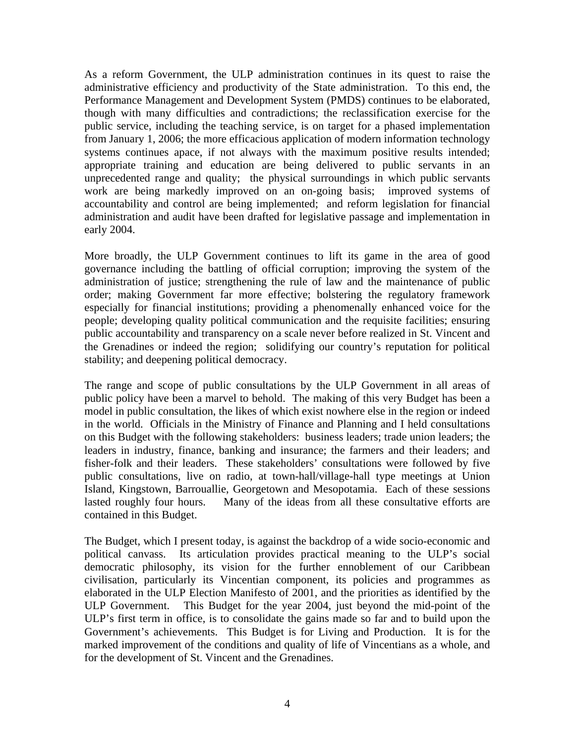As a reform Government, the ULP administration continues in its quest to raise the administrative efficiency and productivity of the State administration. To this end, the Performance Management and Development System (PMDS) continues to be elaborated, though with many difficulties and contradictions; the reclassification exercise for the public service, including the teaching service, is on target for a phased implementation from January 1, 2006; the more efficacious application of modern information technology systems continues apace, if not always with the maximum positive results intended; appropriate training and education are being delivered to public servants in an unprecedented range and quality; the physical surroundings in which public servants work are being markedly improved on an on-going basis; improved systems of accountability and control are being implemented; and reform legislation for financial administration and audit have been drafted for legislative passage and implementation in early 2004.

More broadly, the ULP Government continues to lift its game in the area of good governance including the battling of official corruption; improving the system of the administration of justice; strengthening the rule of law and the maintenance of public order; making Government far more effective; bolstering the regulatory framework especially for financial institutions; providing a phenomenally enhanced voice for the people; developing quality political communication and the requisite facilities; ensuring public accountability and transparency on a scale never before realized in St. Vincent and the Grenadines or indeed the region; solidifying our country's reputation for political stability; and deepening political democracy.

The range and scope of public consultations by the ULP Government in all areas of public policy have been a marvel to behold. The making of this very Budget has been a model in public consultation, the likes of which exist nowhere else in the region or indeed in the world. Officials in the Ministry of Finance and Planning and I held consultations on this Budget with the following stakeholders: business leaders; trade union leaders; the leaders in industry, finance, banking and insurance; the farmers and their leaders; and fisher-folk and their leaders. These stakeholders' consultations were followed by five public consultations, live on radio, at town-hall/village-hall type meetings at Union Island, Kingstown, Barrouallie, Georgetown and Mesopotamia. Each of these sessions lasted roughly four hours. Many of the ideas from all these consultative efforts are contained in this Budget.

The Budget, which I present today, is against the backdrop of a wide socio-economic and political canvass. Its articulation provides practical meaning to the ULP's social democratic philosophy, its vision for the further ennoblement of our Caribbean civilisation, particularly its Vincentian component, its policies and programmes as elaborated in the ULP Election Manifesto of 2001, and the priorities as identified by the ULP Government. This Budget for the year 2004, just beyond the mid-point of the ULP's first term in office, is to consolidate the gains made so far and to build upon the Government's achievements. This Budget is for Living and Production. It is for the marked improvement of the conditions and quality of life of Vincentians as a whole, and for the development of St. Vincent and the Grenadines.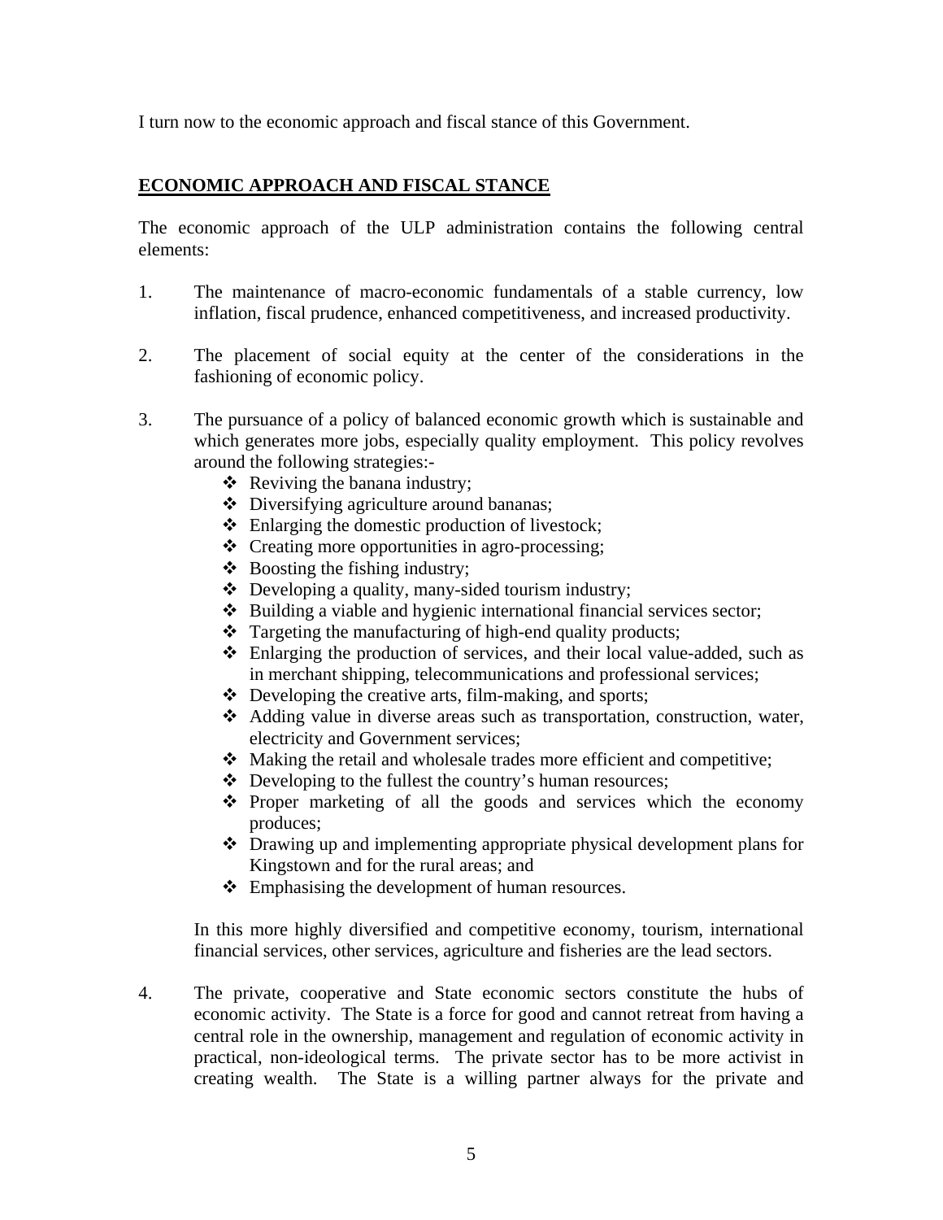I turn now to the economic approach and fiscal stance of this Government.

## ECONOMIC APPROACH AND FISCAL STANCE

The economic approach of the ULP administration contains the following central elements:

1. The maintenance of macro-economic fundamentals of a stable currency, low inflation, fiscal prudence, enhanced competitiveness, and increased productivity.

2. The placement of social equity at the center of the considerations in the fashioning of economic policy.

3. The pursuance of a policy of balanced economic growth which is sustainable and which generates more jobs, especially quality employment. This policy revolves around the following strategies:-
   - Reviving the banana industry;
   - Diversifying agriculture around bananas;
   - Enlarging the domestic production of livestock;
   - Creating more opportunities in agro-processing;
   - Boosting the fishing industry;
   - Developing a quality, many-sided tourism industry;
   - Building a viable and hygienic international financial services sector;
   - Targeting the manufacturing of high-end quality products;
   - Enlarging the production of services, and their local value-added, such as in merchant shipping, telecommunications and professional services;
   - Developing the creative arts, film-making, and sports;
   - Adding value in diverse areas such as transportation, construction, water, electricity and Government services;
   - Making the retail and wholesale trades more efficient and competitive;
   - Developing to the fullest the country's human resources;
   - Proper marketing of all the goods and services which the economy produces;
   - Drawing up and implementing appropriate physical development plans for Kingstown and for the rural areas; and
   - Emphasising the development of human resources.

   In this more highly diversified and competitive economy, tourism, international financial services, other services, agriculture and fisheries are the lead sectors.

4. The private, cooperative and State economic sectors constitute the hubs of economic activity. The State is a force for good and cannot retreat from having a central role in the ownership, management and regulation of economic activity in practical, non-ideological terms. The private sector has to be more activist in creating wealth. The State is a willing partner always for the private and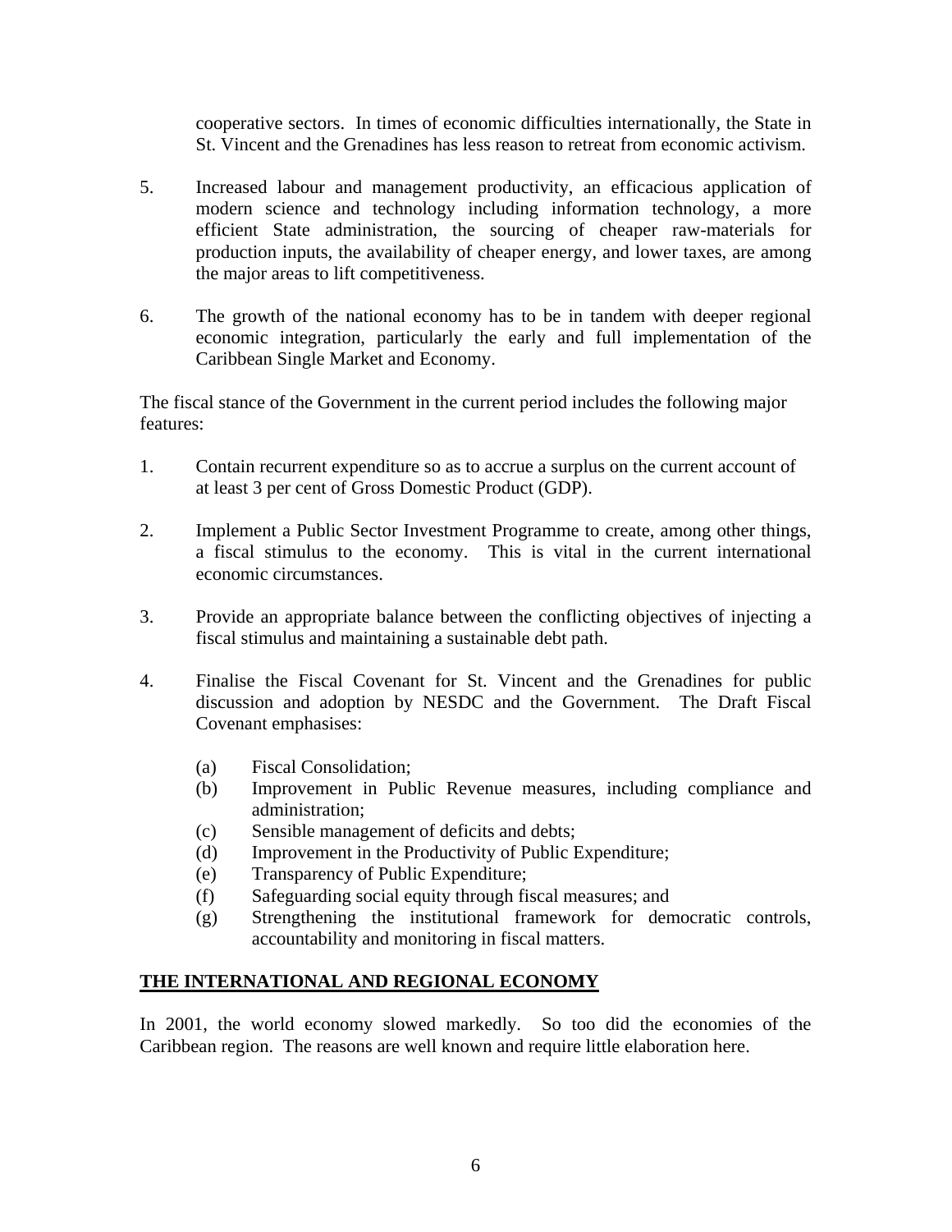cooperative sectors. In times of economic difficulties internationally, the State in St. Vincent and the Grenadines has less reason to retreat from economic activism.

5. Increased labour and management productivity, an efficacious application of modern science and technology including information technology, a more efficient State administration, the sourcing of cheaper raw-materials for production inputs, the availability of cheaper energy, and lower taxes, are among the major areas to lift competitiveness.

6. The growth of the national economy has to be in tandem with deeper regional economic integration, particularly the early and full implementation of the Caribbean Single Market and Economy.

The fiscal stance of the Government in the current period includes the following major features:

1. Contain recurrent expenditure so as to accrue a surplus on the current account of at least 3 per cent of Gross Domestic Product (GDP).

2. Implement a Public Sector Investment Programme to create, among other things, a fiscal stimulus to the economy. This is vital in the current international economic circumstances.

3. Provide an appropriate balance between the conflicting objectives of injecting a fiscal stimulus and maintaining a sustainable debt path.

4. Finalise the Fiscal Covenant for St. Vincent and the Grenadines for public discussion and adoption by NESDC and the Government. The Draft Fiscal Covenant emphasises:

   (a) Fiscal Consolidation;
   (b) Improvement in Public Revenue measures, including compliance and administration;
   (c) Sensible management of deficits and debts;
   (d) Improvement in the Productivity of Public Expenditure;
   (e) Transparency of Public Expenditure;
   (f) Safeguarding social equity through fiscal measures; and
   (g) Strengthening the institutional framework for democratic controls, accountability and monitoring in fiscal matters.

## THE INTERNATIONAL AND REGIONAL ECONOMY

In 2001, the world economy slowed markedly. So too did the economies of the Caribbean region. The reasons are well known and require little elaboration here.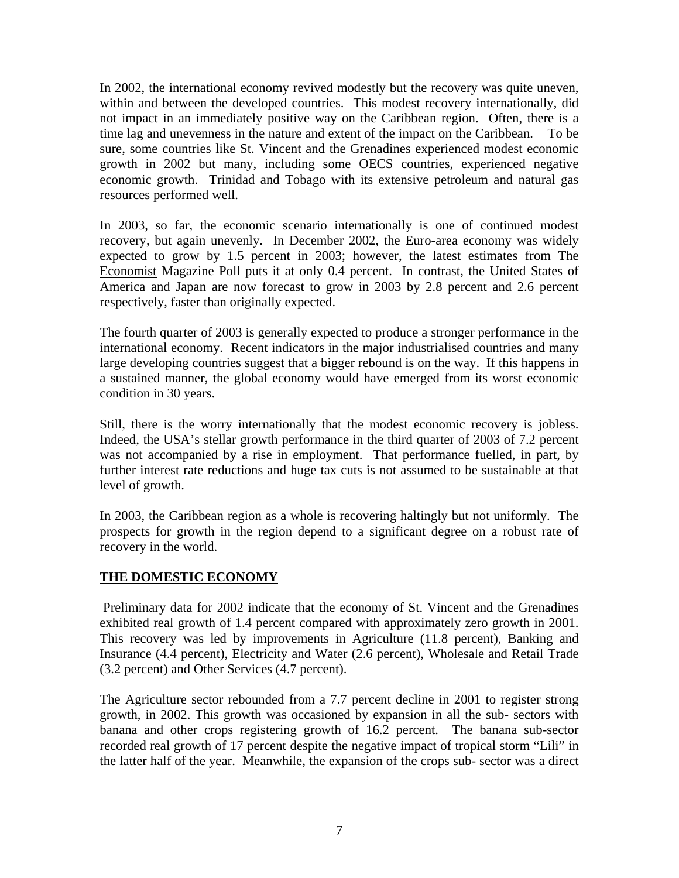In 2002, the international economy revived modestly but the recovery was quite uneven, within and between the developed countries. This modest recovery internationally, did not impact in an immediately positive way on the Caribbean region. Often, there is a time lag and unevenness in the nature and extent of the impact on the Caribbean. To be sure, some countries like St. Vincent and the Grenadines experienced modest economic growth in 2002 but many, including some OECS countries, experienced negative economic growth. Trinidad and Tobago with its extensive petroleum and natural gas resources performed well.

In 2003, so far, the economic scenario internationally is one of continued modest recovery, but again unevenly. In December 2002, the Euro-area economy was widely expected to grow by 1.5 percent in 2003; however, the latest estimates from The Economist Magazine Poll puts it at only 0.4 percent. In contrast, the United States of America and Japan are now forecast to grow in 2003 by 2.8 percent and 2.6 percent respectively, faster than originally expected.

The fourth quarter of 2003 is generally expected to produce a stronger performance in the international economy. Recent indicators in the major industrialised countries and many large developing countries suggest that a bigger rebound is on the way. If this happens in a sustained manner, the global economy would have emerged from its worst economic condition in 30 years.

Still, there is the worry internationally that the modest economic recovery is jobless. Indeed, the USA's stellar growth performance in the third quarter of 2003 of 7.2 percent was not accompanied by a rise in employment. That performance fuelled, in part, by further interest rate reductions and huge tax cuts is not assumed to be sustainable at that level of growth.

In 2003, the Caribbean region as a whole is recovering haltingly but not uniformly. The prospects for growth in the region depend to a significant degree on a robust rate of recovery in the world.

## THE DOMESTIC ECONOMY

Preliminary data for 2002 indicate that the economy of St. Vincent and the Grenadines exhibited real growth of 1.4 percent compared with approximately zero growth in 2001. This recovery was led by improvements in Agriculture (11.8 percent), Banking and Insurance (4.4 percent), Electricity and Water (2.6 percent), Wholesale and Retail Trade (3.2 percent) and Other Services (4.7 percent).

The Agriculture sector rebounded from a 7.7 percent decline in 2001 to register strong growth, in 2002. This growth was occasioned by expansion in all the sub- sectors with banana and other crops registering growth of 16.2 percent. The banana sub-sector recorded real growth of 17 percent despite the negative impact of tropical storm "Lili" in the latter half of the year. Meanwhile, the expansion of the crops sub- sector was a direct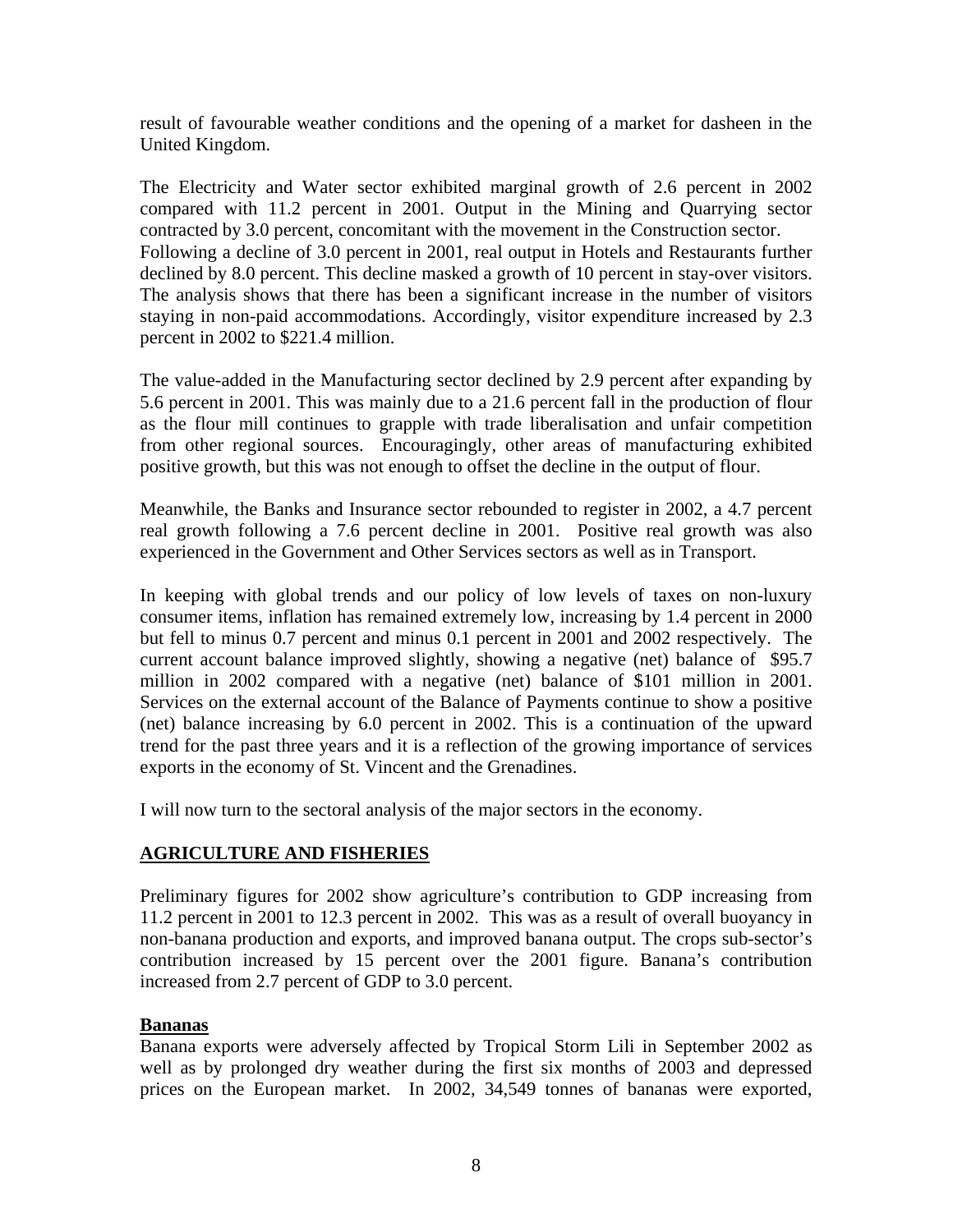result of favourable weather conditions and the opening of a market for dasheen in the United Kingdom.

The Electricity and Water sector exhibited marginal growth of 2.6 percent in 2002 compared with 11.2 percent in 2001. Output in the Mining and Quarrying sector contracted by 3.0 percent, concomitant with the movement in the Construction sector. Following a decline of 3.0 percent in 2001, real output in Hotels and Restaurants further declined by 8.0 percent. This decline masked a growth of 10 percent in stay-over visitors. The analysis shows that there has been a significant increase in the number of visitors staying in non-paid accommodations. Accordingly, visitor expenditure increased by 2.3 percent in 2002 to $221.4 million.

The value-added in the Manufacturing sector declined by 2.9 percent after expanding by 5.6 percent in 2001. This was mainly due to a 21.6 percent fall in the production of flour as the flour mill continues to grapple with trade liberalisation and unfair competition from other regional sources. Encouragingly, other areas of manufacturing exhibited positive growth, but this was not enough to offset the decline in the output of flour.

Meanwhile, the Banks and Insurance sector rebounded to register in 2002, a 4.7 percent real growth following a 7.6 percent decline in 2001. Positive real growth was also experienced in the Government and Other Services sectors as well as in Transport.

In keeping with global trends and our policy of low levels of taxes on non-luxury consumer items, inflation has remained extremely low, increasing by 1.4 percent in 2000 but fell to minus 0.7 percent and minus 0.1 percent in 2001 and 2002 respectively. The current account balance improved slightly, showing a negative (net) balance of $95.7 million in 2002 compared with a negative (net) balance of $101 million in 2001. Services on the external account of the Balance of Payments continue to show a positive (net) balance increasing by 6.0 percent in 2002. This is a continuation of the upward trend for the past three years and it is a reflection of the growing importance of services exports in the economy of St. Vincent and the Grenadines.

I will now turn to the sectoral analysis of the major sectors in the economy.

## AGRICULTURE AND FISHERIES

Preliminary figures for 2002 show agriculture's contribution to GDP increasing from 11.2 percent in 2001 to 12.3 percent in 2002. This was as a result of overall buoyancy in non-banana production and exports, and improved banana output. The crops sub-sector's contribution increased by 15 percent over the 2001 figure. Banana's contribution increased from 2.7 percent of GDP to 3.0 percent.

### Bananas

Banana exports were adversely affected by Tropical Storm Lili in September 2002 as well as by prolonged dry weather during the first six months of 2003 and depressed prices on the European market. In 2002, 34,549 tonnes of bananas were exported,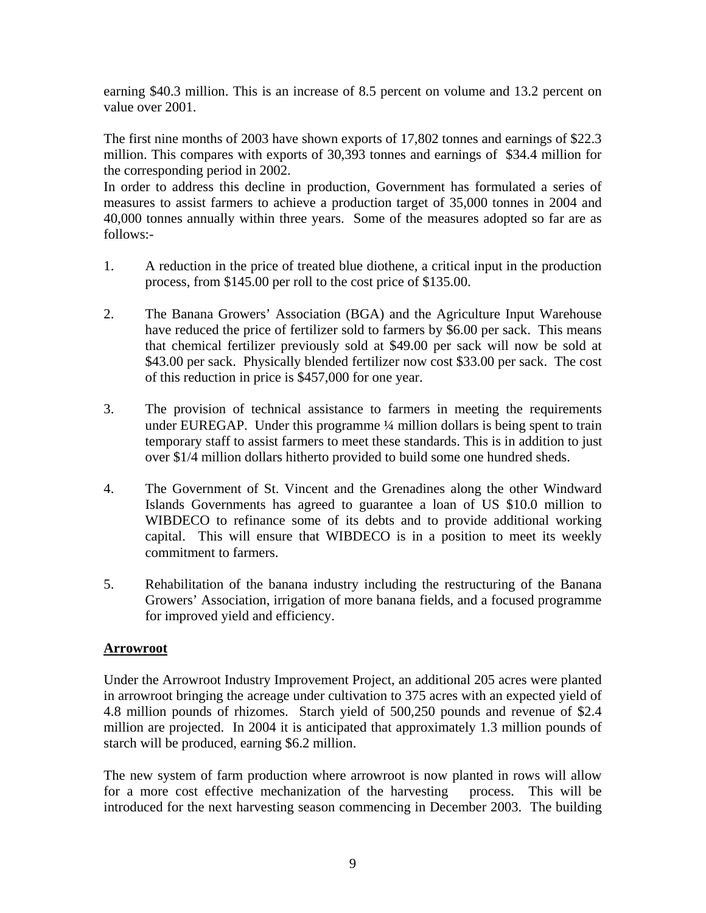earning $40.3 million. This is an increase of 8.5 percent on volume and 13.2 percent on value over 2001.

The first nine months of 2003 have shown exports of 17,802 tonnes and earnings of $22.3 million. This compares with exports of 30,393 tonnes and earnings of $34.4 million for the corresponding period in 2002.

In order to address this decline in production, Government has formulated a series of measures to assist farmers to achieve a production target of 35,000 tonnes in 2004 and 40,000 tonnes annually within three years. Some of the measures adopted so far are as follows:-

1. A reduction in the price of treated blue diothene, a critical input in the production process, from $145.00 per roll to the cost price of $135.00.

2. The Banana Growers' Association (BGA) and the Agriculture Input Warehouse have reduced the price of fertilizer sold to farmers by $6.00 per sack. This means that chemical fertilizer previously sold at $49.00 per sack will now be sold at $43.00 per sack. Physically blended fertilizer now cost $33.00 per sack. The cost of this reduction in price is $457,000 for one year.

3. The provision of technical assistance to farmers in meeting the requirements under EUREGAP. Under this programme ¼ million dollars is being spent to train temporary staff to assist farmers to meet these standards. This is in addition to just over $1/4 million dollars hitherto provided to build some one hundred sheds.

4. The Government of St. Vincent and the Grenadines along the other Windward Islands Governments has agreed to guarantee a loan of US $10.0 million to WIBDECO to refinance some of its debts and to provide additional working capital. This will ensure that WIBDECO is in a position to meet its weekly commitment to farmers.

5. Rehabilitation of the banana industry including the restructuring of the Banana Growers' Association, irrigation of more banana fields, and a focused programme for improved yield and efficiency.

**Arrowroot**

Under the Arrowroot Industry Improvement Project, an additional 205 acres were planted in arrowroot bringing the acreage under cultivation to 375 acres with an expected yield of 4.8 million pounds of rhizomes. Starch yield of 500,250 pounds and revenue of $2.4 million are projected. In 2004 it is anticipated that approximately 1.3 million pounds of starch will be produced, earning $6.2 million.

The new system of farm production where arrowroot is now planted in rows will allow for a more cost effective mechanization of the harvesting process. This will be introduced for the next harvesting season commencing in December 2003. The building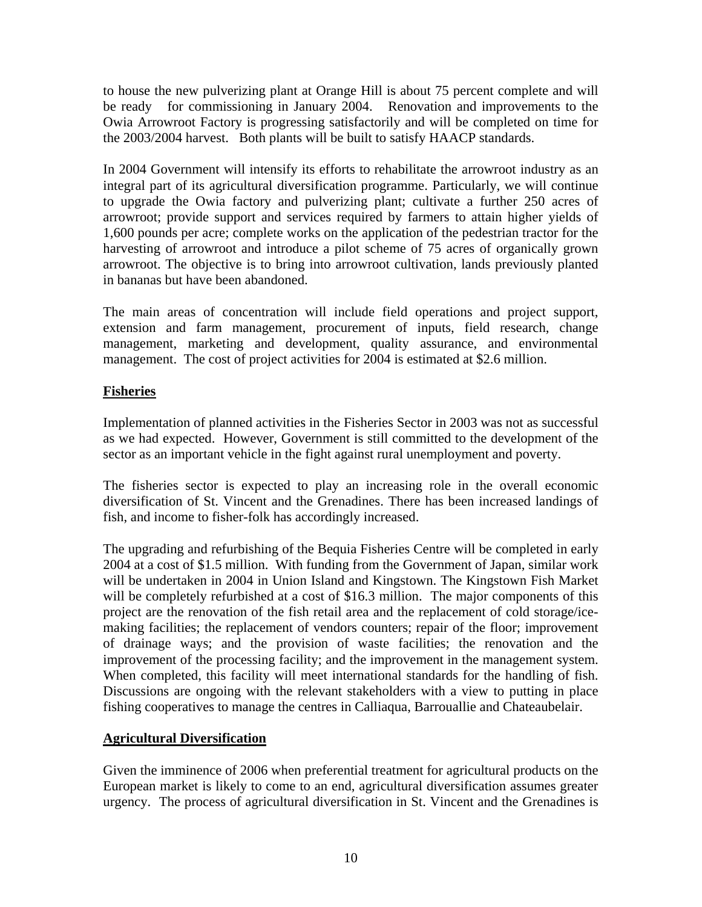to house the new pulverizing plant at Orange Hill is about 75 percent complete and will be ready for commissioning in January 2004. Renovation and improvements to the Owia Arrowroot Factory is progressing satisfactorily and will be completed on time for the 2003/2004 harvest. Both plants will be built to satisfy HAACP standards.

In 2004 Government will intensify its efforts to rehabilitate the arrowroot industry as an integral part of its agricultural diversification programme. Particularly, we will continue to upgrade the Owia factory and pulverizing plant; cultivate a further 250 acres of arrowroot; provide support and services required by farmers to attain higher yields of 1,600 pounds per acre; complete works on the application of the pedestrian tractor for the harvesting of arrowroot and introduce a pilot scheme of 75 acres of organically grown arrowroot. The objective is to bring into arrowroot cultivation, lands previously planted in bananas but have been abandoned.

The main areas of concentration will include field operations and project support, extension and farm management, procurement of inputs, field research, change management, marketing and development, quality assurance, and environmental management. The cost of project activities for 2004 is estimated at $2.6 million.

**Fisheries**

Implementation of planned activities in the Fisheries Sector in 2003 was not as successful as we had expected. However, Government is still committed to the development of the sector as an important vehicle in the fight against rural unemployment and poverty.

The fisheries sector is expected to play an increasing role in the overall economic diversification of St. Vincent and the Grenadines. There has been increased landings of fish, and income to fisher-folk has accordingly increased.

The upgrading and refurbishing of the Bequia Fisheries Centre will be completed in early 2004 at a cost of $1.5 million. With funding from the Government of Japan, similar work will be undertaken in 2004 in Union Island and Kingstown. The Kingstown Fish Market will be completely refurbished at a cost of $16.3 million. The major components of this project are the renovation of the fish retail area and the replacement of cold storage/ice-making facilities; the replacement of vendors counters; repair of the floor; improvement of drainage ways; and the provision of waste facilities; the renovation and the improvement of the processing facility; and the improvement in the management system. When completed, this facility will meet international standards for the handling of fish. Discussions are ongoing with the relevant stakeholders with a view to putting in place fishing cooperatives to manage the centres in Calliaqua, Barrouallie and Chateaubelair.

**Agricultural Diversification**

Given the imminence of 2006 when preferential treatment for agricultural products on the European market is likely to come to an end, agricultural diversification assumes greater urgency. The process of agricultural diversification in St. Vincent and the Grenadines is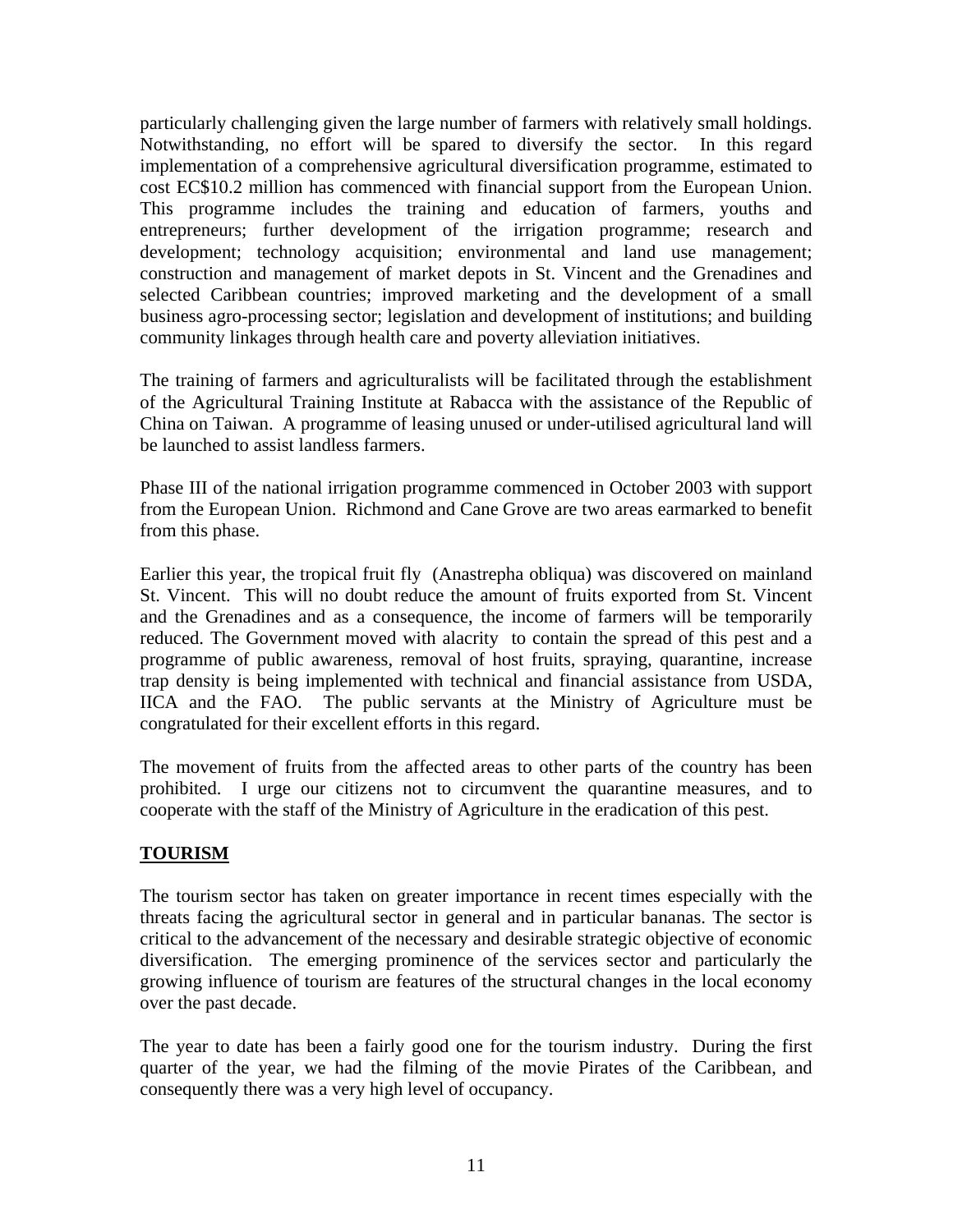particularly challenging given the large number of farmers with relatively small holdings. Notwithstanding, no effort will be spared to diversify the sector. In this regard implementation of a comprehensive agricultural diversification programme, estimated to cost EC$10.2 million has commenced with financial support from the European Union. This programme includes the training and education of farmers, youths and entrepreneurs; further development of the irrigation programme; research and development; technology acquisition; environmental and land use management; construction and management of market depots in St. Vincent and the Grenadines and selected Caribbean countries; improved marketing and the development of a small business agro-processing sector; legislation and development of institutions; and building community linkages through health care and poverty alleviation initiatives.

The training of farmers and agriculturalists will be facilitated through the establishment of the Agricultural Training Institute at Rabacca with the assistance of the Republic of China on Taiwan. A programme of leasing unused or under-utilised agricultural land will be launched to assist landless farmers.

Phase III of the national irrigation programme commenced in October 2003 with support from the European Union. Richmond and Cane Grove are two areas earmarked to benefit from this phase.

Earlier this year, the tropical fruit fly (Anastrepha obliqua) was discovered on mainland St. Vincent. This will no doubt reduce the amount of fruits exported from St. Vincent and the Grenadines and as a consequence, the income of farmers will be temporarily reduced. The Government moved with alacrity to contain the spread of this pest and a programme of public awareness, removal of host fruits, spraying, quarantine, increase trap density is being implemented with technical and financial assistance from USDA, IICA and the FAO. The public servants at the Ministry of Agriculture must be congratulated for their excellent efforts in this regard.

The movement of fruits from the affected areas to other parts of the country has been prohibited. I urge our citizens not to circumvent the quarantine measures, and to cooperate with the staff of the Ministry of Agriculture in the eradication of this pest.

## TOURISM

The tourism sector has taken on greater importance in recent times especially with the threats facing the agricultural sector in general and in particular bananas. The sector is critical to the advancement of the necessary and desirable strategic objective of economic diversification. The emerging prominence of the services sector and particularly the growing influence of tourism are features of the structural changes in the local economy over the past decade.

The year to date has been a fairly good one for the tourism industry. During the first quarter of the year, we had the filming of the movie Pirates of the Caribbean, and consequently there was a very high level of occupancy.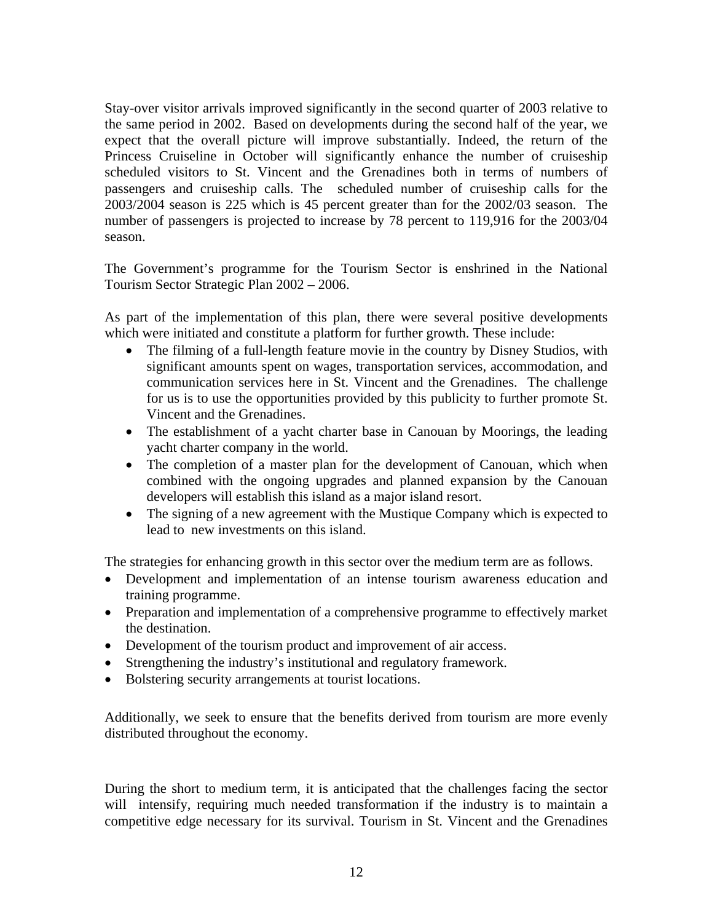Stay-over visitor arrivals improved significantly in the second quarter of 2003 relative to the same period in 2002. Based on developments during the second half of the year, we expect that the overall picture will improve substantially. Indeed, the return of the Princess Cruiseline in October will significantly enhance the number of cruiseship scheduled visitors to St. Vincent and the Grenadines both in terms of numbers of passengers and cruiseship calls. The scheduled number of cruiseship calls for the 2003/2004 season is 225 which is 45 percent greater than for the 2002/03 season. The number of passengers is projected to increase by 78 percent to 119,916 for the 2003/04 season.

The Government's programme for the Tourism Sector is enshrined in the National Tourism Sector Strategic Plan 2002 – 2006.

As part of the implementation of this plan, there were several positive developments which were initiated and constitute a platform for further growth. These include:

- The filming of a full-length feature movie in the country by Disney Studios, with significant amounts spent on wages, transportation services, accommodation, and communication services here in St. Vincent and the Grenadines. The challenge for us is to use the opportunities provided by this publicity to further promote St. Vincent and the Grenadines.
- The establishment of a yacht charter base in Canouan by Moorings, the leading yacht charter company in the world.
- The completion of a master plan for the development of Canouan, which when combined with the ongoing upgrades and planned expansion by the Canouan developers will establish this island as a major island resort.
- The signing of a new agreement with the Mustique Company which is expected to lead to new investments on this island.

The strategies for enhancing growth in this sector over the medium term are as follows.

- Development and implementation of an intense tourism awareness education and training programme.
- Preparation and implementation of a comprehensive programme to effectively market the destination.
- Development of the tourism product and improvement of air access.
- Strengthening the industry's institutional and regulatory framework.
- Bolstering security arrangements at tourist locations.

Additionally, we seek to ensure that the benefits derived from tourism are more evenly distributed throughout the economy.

During the short to medium term, it is anticipated that the challenges facing the sector will intensify, requiring much needed transformation if the industry is to maintain a competitive edge necessary for its survival. Tourism in St. Vincent and the Grenadines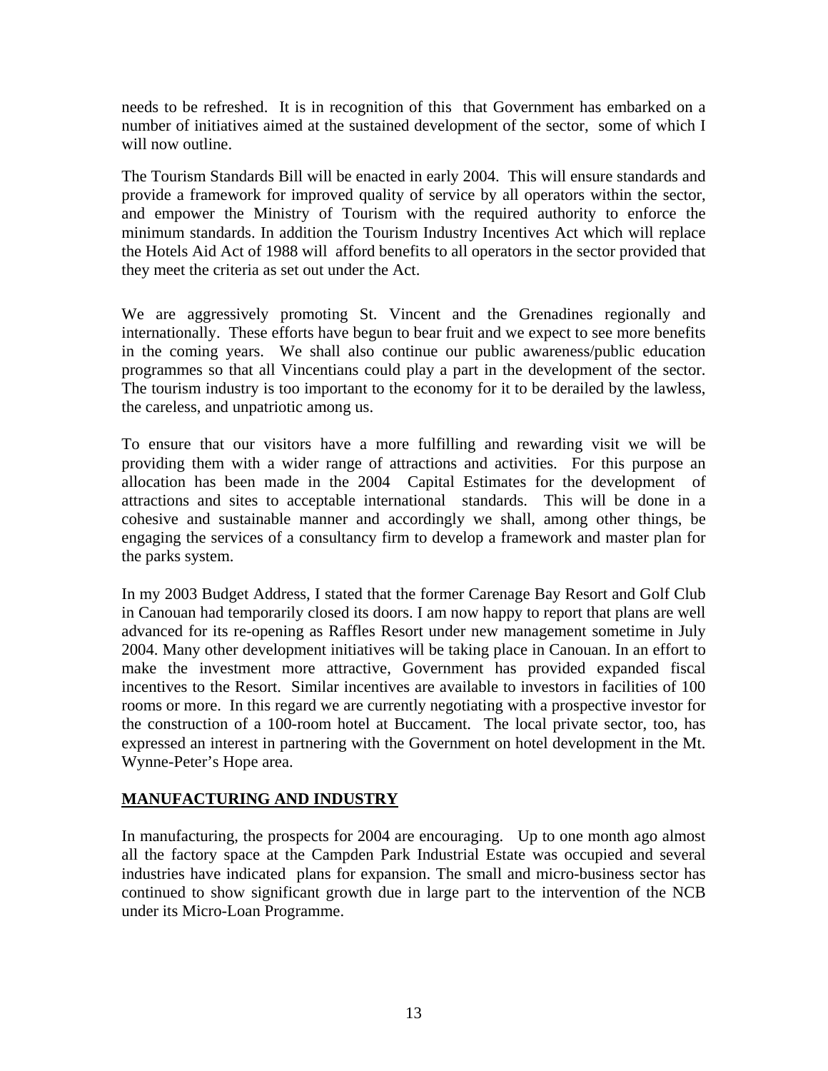needs to be refreshed. It is in recognition of this that Government has embarked on a number of initiatives aimed at the sustained development of the sector, some of which I will now outline.

The Tourism Standards Bill will be enacted in early 2004. This will ensure standards and provide a framework for improved quality of service by all operators within the sector, and empower the Ministry of Tourism with the required authority to enforce the minimum standards. In addition the Tourism Industry Incentives Act which will replace the Hotels Aid Act of 1988 will afford benefits to all operators in the sector provided that they meet the criteria as set out under the Act.

We are aggressively promoting St. Vincent and the Grenadines regionally and internationally. These efforts have begun to bear fruit and we expect to see more benefits in the coming years. We shall also continue our public awareness/public education programmes so that all Vincentians could play a part in the development of the sector. The tourism industry is too important to the economy for it to be derailed by the lawless, the careless, and unpatriotic among us.

To ensure that our visitors have a more fulfilling and rewarding visit we will be providing them with a wider range of attractions and activities. For this purpose an allocation has been made in the 2004 Capital Estimates for the development of attractions and sites to acceptable international standards. This will be done in a cohesive and sustainable manner and accordingly we shall, among other things, be engaging the services of a consultancy firm to develop a framework and master plan for the parks system.

In my 2003 Budget Address, I stated that the former Carenage Bay Resort and Golf Club in Canouan had temporarily closed its doors. I am now happy to report that plans are well advanced for its re-opening as Raffles Resort under new management sometime in July 2004. Many other development initiatives will be taking place in Canouan. In an effort to make the investment more attractive, Government has provided expanded fiscal incentives to the Resort. Similar incentives are available to investors in facilities of 100 rooms or more. In this regard we are currently negotiating with a prospective investor for the construction of a 100-room hotel at Buccament. The local private sector, too, has expressed an interest in partnering with the Government on hotel development in the Mt. Wynne-Peter's Hope area.

## MANUFACTURING AND INDUSTRY

In manufacturing, the prospects for 2004 are encouraging. Up to one month ago almost all the factory space at the Campden Park Industrial Estate was occupied and several industries have indicated plans for expansion. The small and micro-business sector has continued to show significant growth due in large part to the intervention of the NCB under its Micro-Loan Programme.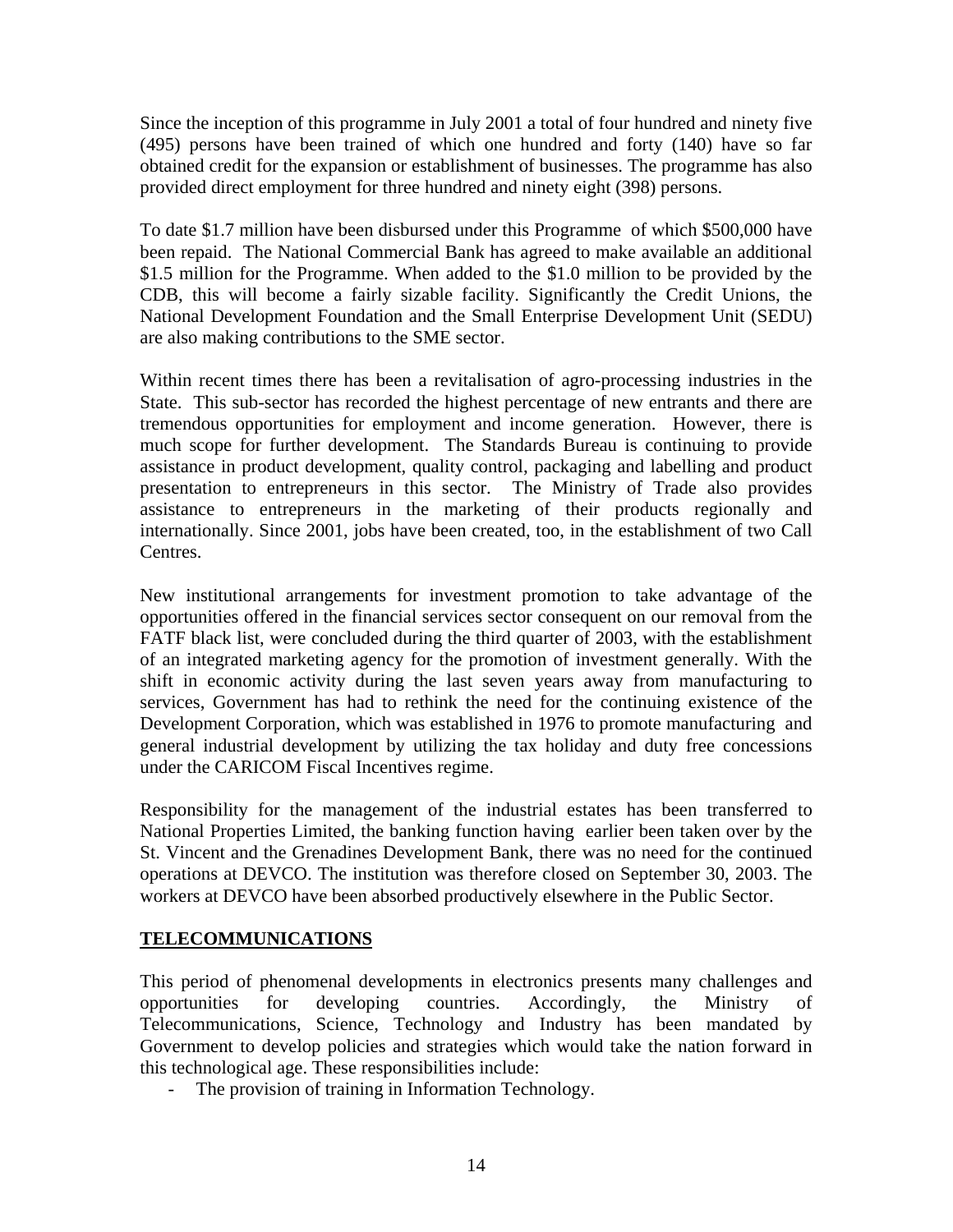Since the inception of this programme in July 2001 a total of four hundred and ninety five (495) persons have been trained of which one hundred and forty (140) have so far obtained credit for the expansion or establishment of businesses. The programme has also provided direct employment for three hundred and ninety eight (398) persons.

To date $1.7 million have been disbursed under this Programme of which $500,000 have been repaid. The National Commercial Bank has agreed to make available an additional $1.5 million for the Programme. When added to the $1.0 million to be provided by the CDB, this will become a fairly sizable facility. Significantly the Credit Unions, the National Development Foundation and the Small Enterprise Development Unit (SEDU) are also making contributions to the SME sector.

Within recent times there has been a revitalisation of agro-processing industries in the State. This sub-sector has recorded the highest percentage of new entrants and there are tremendous opportunities for employment and income generation. However, there is much scope for further development. The Standards Bureau is continuing to provide assistance in product development, quality control, packaging and labelling and product presentation to entrepreneurs in this sector. The Ministry of Trade also provides assistance to entrepreneurs in the marketing of their products regionally and internationally. Since 2001, jobs have been created, too, in the establishment of two Call Centres.

New institutional arrangements for investment promotion to take advantage of the opportunities offered in the financial services sector consequent on our removal from the FATF black list, were concluded during the third quarter of 2003, with the establishment of an integrated marketing agency for the promotion of investment generally. With the shift in economic activity during the last seven years away from manufacturing to services, Government has had to rethink the need for the continuing existence of the Development Corporation, which was established in 1976 to promote manufacturing and general industrial development by utilizing the tax holiday and duty free concessions under the CARICOM Fiscal Incentives regime.

Responsibility for the management of the industrial estates has been transferred to National Properties Limited, the banking function having earlier been taken over by the St. Vincent and the Grenadines Development Bank, there was no need for the continued operations at DEVCO. The institution was therefore closed on September 30, 2003. The workers at DEVCO have been absorbed productively elsewhere in the Public Sector.

## TELECOMMUNICATIONS

This period of phenomenal developments in electronics presents many challenges and opportunities for developing countries. Accordingly, the Ministry of Telecommunications, Science, Technology and Industry has been mandated by Government to develop policies and strategies which would take the nation forward in this technological age. These responsibilities include:

- The provision of training in Information Technology.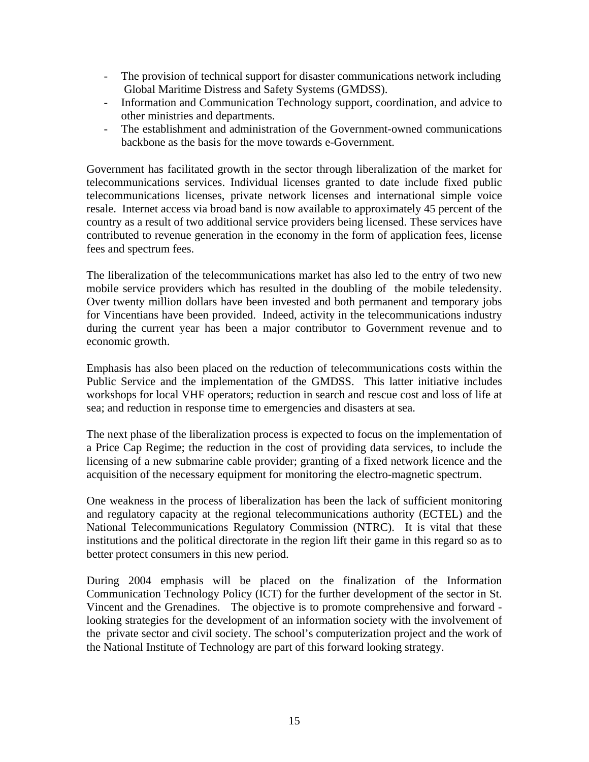- The provision of technical support for disaster communications network including Global Maritime Distress and Safety Systems (GMDSS).
- Information and Communication Technology support, coordination, and advice to other ministries and departments.
- The establishment and administration of the Government-owned communications backbone as the basis for the move towards e-Government.

Government has facilitated growth in the sector through liberalization of the market for telecommunications services. Individual licenses granted to date include fixed public telecommunications licenses, private network licenses and international simple voice resale. Internet access via broad band is now available to approximately 45 percent of the country as a result of two additional service providers being licensed. These services have contributed to revenue generation in the economy in the form of application fees, license fees and spectrum fees.

The liberalization of the telecommunications market has also led to the entry of two new mobile service providers which has resulted in the doubling of the mobile teledensity. Over twenty million dollars have been invested and both permanent and temporary jobs for Vincentians have been provided. Indeed, activity in the telecommunications industry during the current year has been a major contributor to Government revenue and to economic growth.

Emphasis has also been placed on the reduction of telecommunications costs within the Public Service and the implementation of the GMDSS. This latter initiative includes workshops for local VHF operators; reduction in search and rescue cost and loss of life at sea; and reduction in response time to emergencies and disasters at sea.

The next phase of the liberalization process is expected to focus on the implementation of a Price Cap Regime; the reduction in the cost of providing data services, to include the licensing of a new submarine cable provider; granting of a fixed network licence and the acquisition of the necessary equipment for monitoring the electro-magnetic spectrum.

One weakness in the process of liberalization has been the lack of sufficient monitoring and regulatory capacity at the regional telecommunications authority (ECTEL) and the National Telecommunications Regulatory Commission (NTRC). It is vital that these institutions and the political directorate in the region lift their game in this regard so as to better protect consumers in this new period.

During 2004 emphasis will be placed on the finalization of the Information Communication Technology Policy (ICT) for the further development of the sector in St. Vincent and the Grenadines. The objective is to promote comprehensive and forward - looking strategies for the development of an information society with the involvement of the private sector and civil society. The school's computerization project and the work of the National Institute of Technology are part of this forward looking strategy.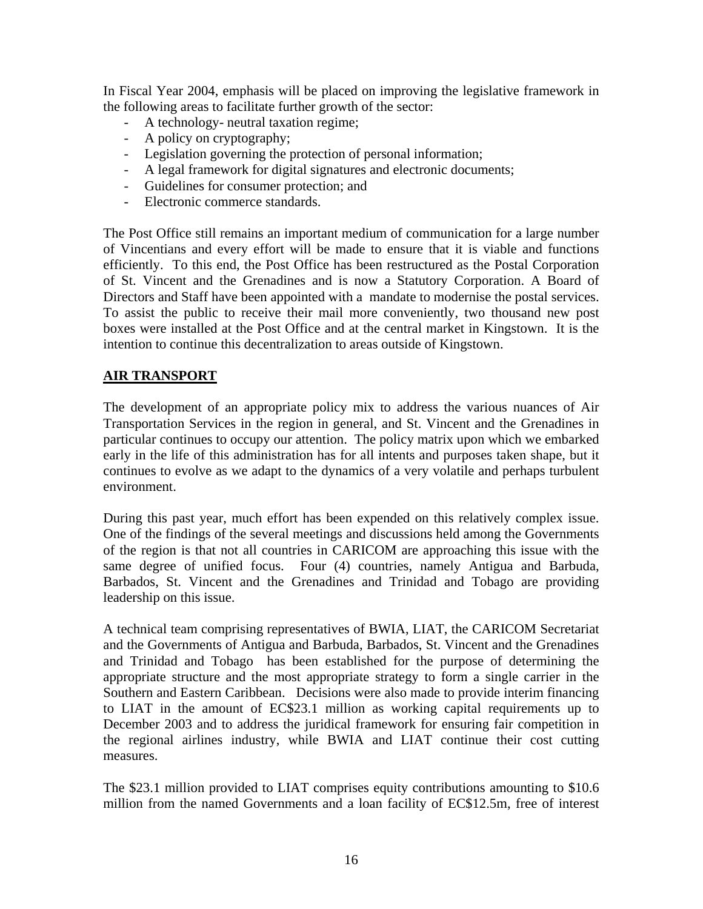In Fiscal Year 2004, emphasis will be placed on improving the legislative framework in the following areas to facilitate further growth of the sector:

- A technology- neutral taxation regime;
- A policy on cryptography;
- Legislation governing the protection of personal information;
- A legal framework for digital signatures and electronic documents;
- Guidelines for consumer protection; and
- Electronic commerce standards.

The Post Office still remains an important medium of communication for a large number of Vincentians and every effort will be made to ensure that it is viable and functions efficiently. To this end, the Post Office has been restructured as the Postal Corporation of St. Vincent and the Grenadines and is now a Statutory Corporation. A Board of Directors and Staff have been appointed with a mandate to modernise the postal services. To assist the public to receive their mail more conveniently, two thousand new post boxes were installed at the Post Office and at the central market in Kingstown. It is the intention to continue this decentralization to areas outside of Kingstown.

## AIR TRANSPORT

The development of an appropriate policy mix to address the various nuances of Air Transportation Services in the region in general, and St. Vincent and the Grenadines in particular continues to occupy our attention. The policy matrix upon which we embarked early in the life of this administration has for all intents and purposes taken shape, but it continues to evolve as we adapt to the dynamics of a very volatile and perhaps turbulent environment.

During this past year, much effort has been expended on this relatively complex issue. One of the findings of the several meetings and discussions held among the Governments of the region is that not all countries in CARICOM are approaching this issue with the same degree of unified focus. Four (4) countries, namely Antigua and Barbuda, Barbados, St. Vincent and the Grenadines and Trinidad and Tobago are providing leadership on this issue.

A technical team comprising representatives of BWIA, LIAT, the CARICOM Secretariat and the Governments of Antigua and Barbuda, Barbados, St. Vincent and the Grenadines and Trinidad and Tobago has been established for the purpose of determining the appropriate structure and the most appropriate strategy to form a single carrier in the Southern and Eastern Caribbean. Decisions were also made to provide interim financing to LIAT in the amount of EC$23.1 million as working capital requirements up to December 2003 and to address the juridical framework for ensuring fair competition in the regional airlines industry, while BWIA and LIAT continue their cost cutting measures.

The $23.1 million provided to LIAT comprises equity contributions amounting to $10.6 million from the named Governments and a loan facility of EC$12.5m, free of interest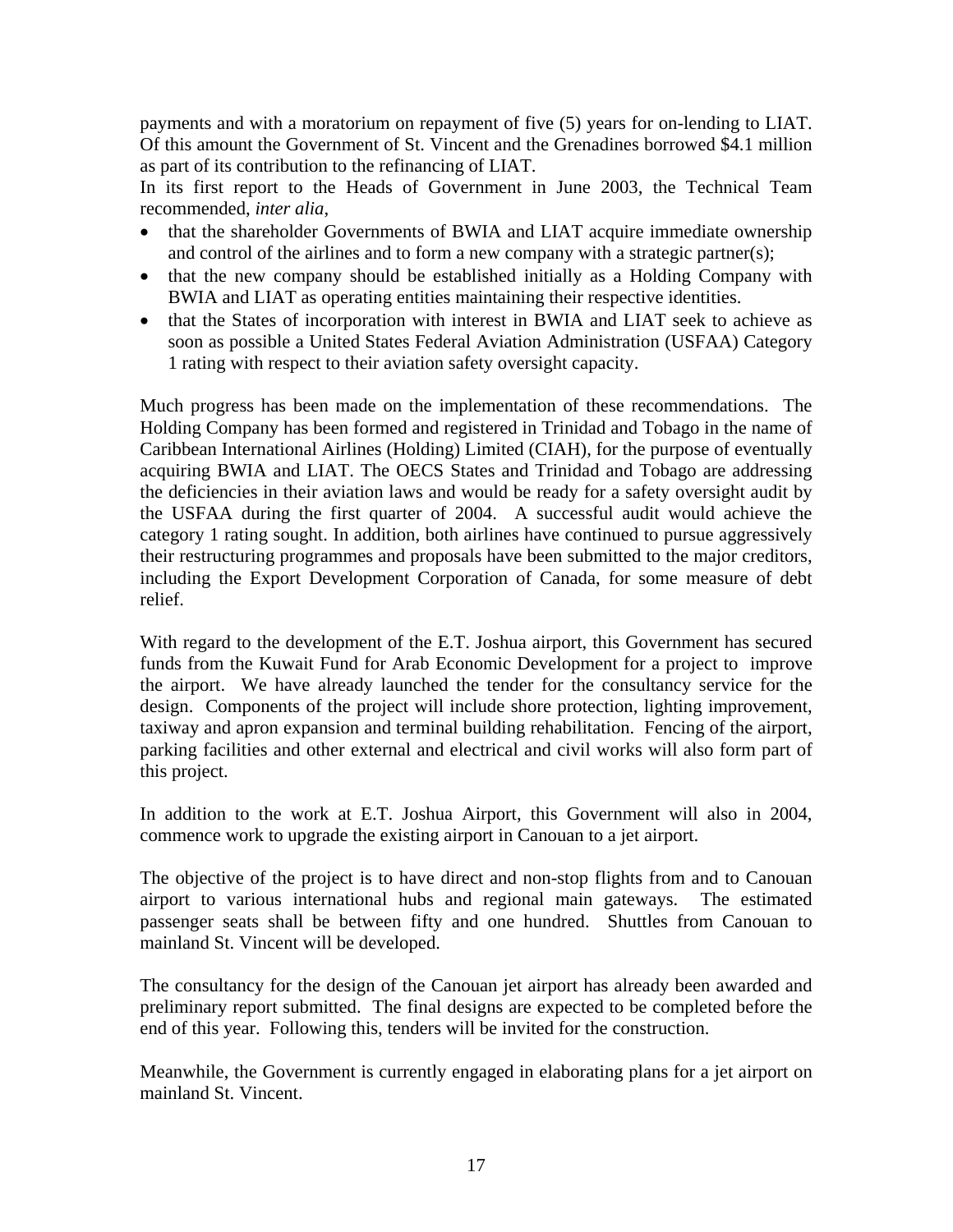payments and with a moratorium on repayment of five (5) years for on-lending to LIAT. Of this amount the Government of St. Vincent and the Grenadines borrowed $4.1 million as part of its contribution to the refinancing of LIAT.

In its first report to the Heads of Government in June 2003, the Technical Team recommended, *inter alia*,

- that the shareholder Governments of BWIA and LIAT acquire immediate ownership and control of the airlines and to form a new company with a strategic partner(s);
- that the new company should be established initially as a Holding Company with BWIA and LIAT as operating entities maintaining their respective identities.
- that the States of incorporation with interest in BWIA and LIAT seek to achieve as soon as possible a United States Federal Aviation Administration (USFAA) Category 1 rating with respect to their aviation safety oversight capacity.

Much progress has been made on the implementation of these recommendations. The Holding Company has been formed and registered in Trinidad and Tobago in the name of Caribbean International Airlines (Holding) Limited (CIAH), for the purpose of eventually acquiring BWIA and LIAT. The OECS States and Trinidad and Tobago are addressing the deficiencies in their aviation laws and would be ready for a safety oversight audit by the USFAA during the first quarter of 2004. A successful audit would achieve the category 1 rating sought. In addition, both airlines have continued to pursue aggressively their restructuring programmes and proposals have been submitted to the major creditors, including the Export Development Corporation of Canada, for some measure of debt relief.

With regard to the development of the E.T. Joshua airport, this Government has secured funds from the Kuwait Fund for Arab Economic Development for a project to improve the airport. We have already launched the tender for the consultancy service for the design. Components of the project will include shore protection, lighting improvement, taxiway and apron expansion and terminal building rehabilitation. Fencing of the airport, parking facilities and other external and electrical and civil works will also form part of this project.

In addition to the work at E.T. Joshua Airport, this Government will also in 2004, commence work to upgrade the existing airport in Canouan to a jet airport.

The objective of the project is to have direct and non-stop flights from and to Canouan airport to various international hubs and regional main gateways. The estimated passenger seats shall be between fifty and one hundred. Shuttles from Canouan to mainland St. Vincent will be developed.

The consultancy for the design of the Canouan jet airport has already been awarded and preliminary report submitted. The final designs are expected to be completed before the end of this year. Following this, tenders will be invited for the construction.

Meanwhile, the Government is currently engaged in elaborating plans for a jet airport on mainland St. Vincent.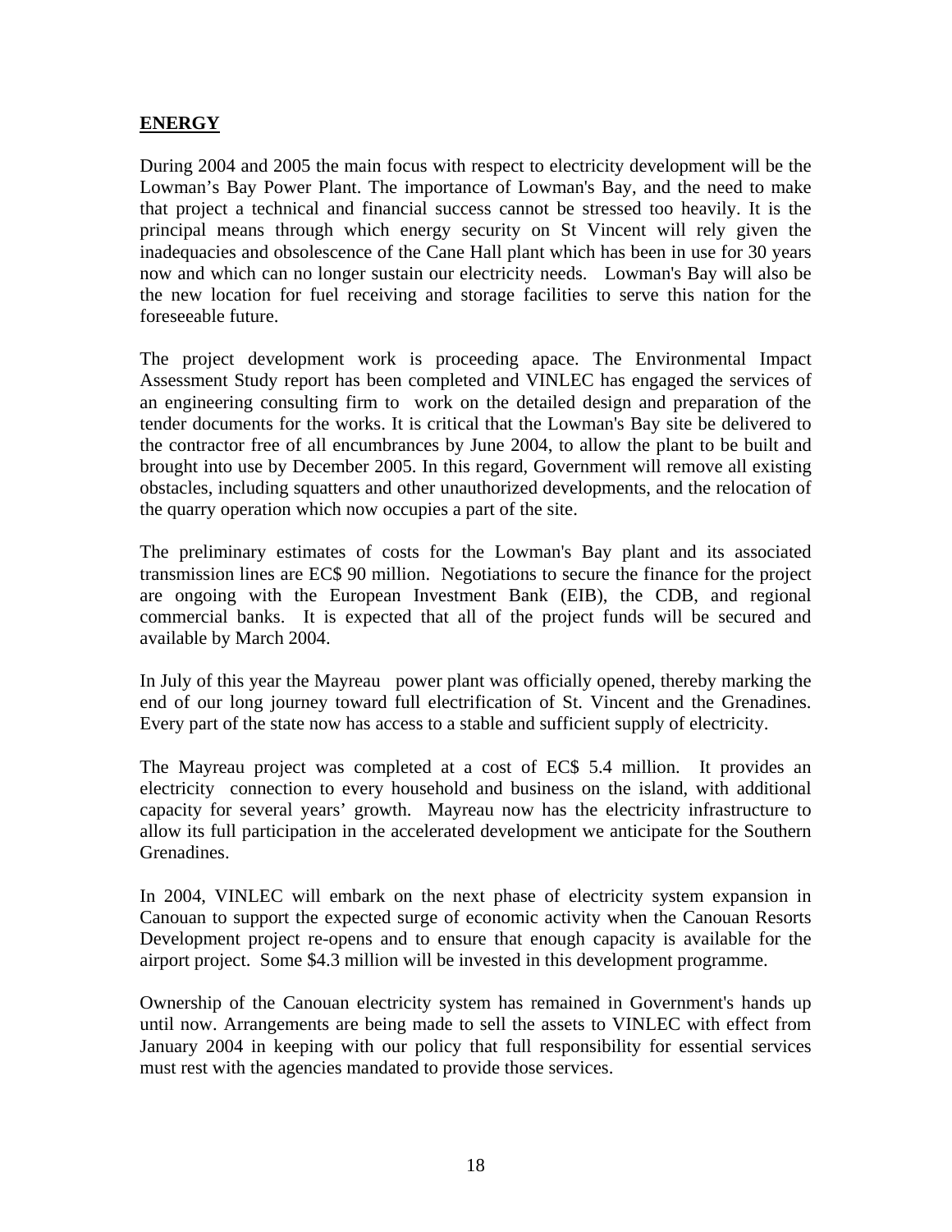## **ENERGY**

During 2004 and 2005 the main focus with respect to electricity development will be the Lowman's Bay Power Plant. The importance of Lowman's Bay, and the need to make that project a technical and financial success cannot be stressed too heavily. It is the principal means through which energy security on St Vincent will rely given the inadequacies and obsolescence of the Cane Hall plant which has been in use for 30 years now and which can no longer sustain our electricity needs. Lowman's Bay will also be the new location for fuel receiving and storage facilities to serve this nation for the foreseeable future.

The project development work is proceeding apace. The Environmental Impact Assessment Study report has been completed and VINLEC has engaged the services of an engineering consulting firm to work on the detailed design and preparation of the tender documents for the works. It is critical that the Lowman's Bay site be delivered to the contractor free of all encumbrances by June 2004, to allow the plant to be built and brought into use by December 2005. In this regard, Government will remove all existing obstacles, including squatters and other unauthorized developments, and the relocation of the quarry operation which now occupies a part of the site.

The preliminary estimates of costs for the Lowman's Bay plant and its associated transmission lines are EC$ 90 million. Negotiations to secure the finance for the project are ongoing with the European Investment Bank (EIB), the CDB, and regional commercial banks. It is expected that all of the project funds will be secured and available by March 2004.

In July of this year the Mayreau power plant was officially opened, thereby marking the end of our long journey toward full electrification of St. Vincent and the Grenadines. Every part of the state now has access to a stable and sufficient supply of electricity.

The Mayreau project was completed at a cost of EC$ 5.4 million. It provides an electricity connection to every household and business on the island, with additional capacity for several years' growth. Mayreau now has the electricity infrastructure to allow its full participation in the accelerated development we anticipate for the Southern Grenadines.

In 2004, VINLEC will embark on the next phase of electricity system expansion in Canouan to support the expected surge of economic activity when the Canouan Resorts Development project re-opens and to ensure that enough capacity is available for the airport project. Some $4.3 million will be invested in this development programme.

Ownership of the Canouan electricity system has remained in Government's hands up until now. Arrangements are being made to sell the assets to VINLEC with effect from January 2004 in keeping with our policy that full responsibility for essential services must rest with the agencies mandated to provide those services.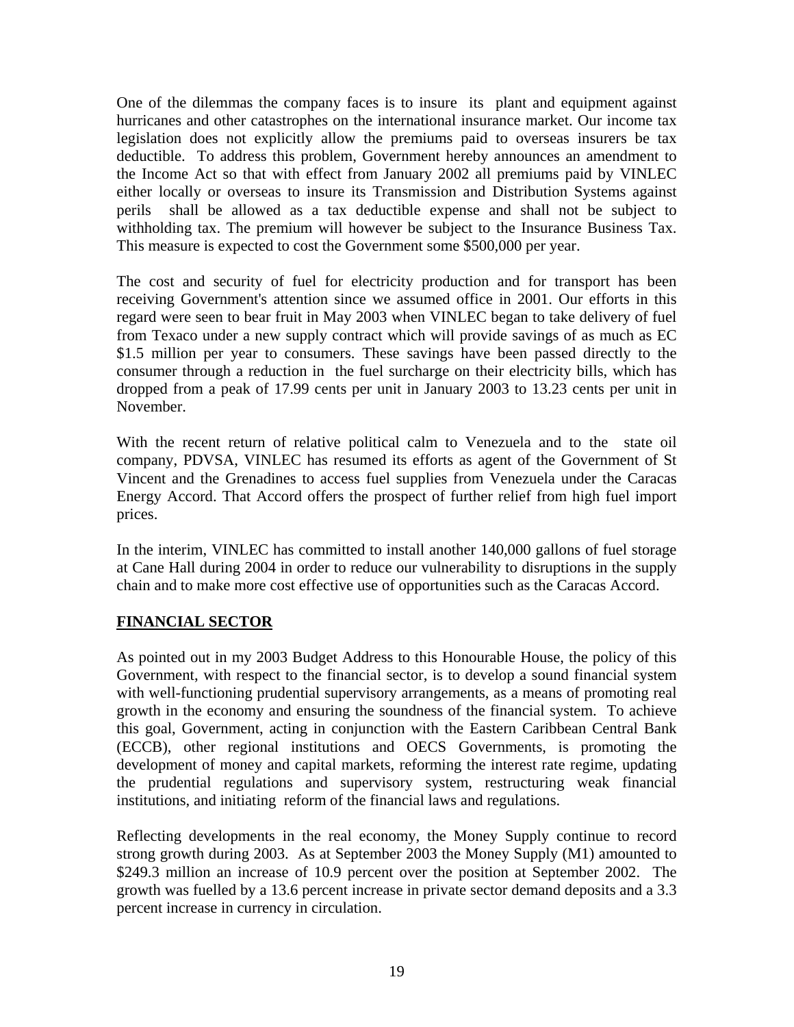One of the dilemmas the company faces is to insure its plant and equipment against hurricanes and other catastrophes on the international insurance market. Our income tax legislation does not explicitly allow the premiums paid to overseas insurers be tax deductible. To address this problem, Government hereby announces an amendment to the Income Act so that with effect from January 2002 all premiums paid by VINLEC either locally or overseas to insure its Transmission and Distribution Systems against perils shall be allowed as a tax deductible expense and shall not be subject to withholding tax. The premium will however be subject to the Insurance Business Tax. This measure is expected to cost the Government some $500,000 per year.

The cost and security of fuel for electricity production and for transport has been receiving Government's attention since we assumed office in 2001. Our efforts in this regard were seen to bear fruit in May 2003 when VINLEC began to take delivery of fuel from Texaco under a new supply contract which will provide savings of as much as EC $1.5 million per year to consumers. These savings have been passed directly to the consumer through a reduction in the fuel surcharge on their electricity bills, which has dropped from a peak of 17.99 cents per unit in January 2003 to 13.23 cents per unit in November.

With the recent return of relative political calm to Venezuela and to the state oil company, PDVSA, VINLEC has resumed its efforts as agent of the Government of St Vincent and the Grenadines to access fuel supplies from Venezuela under the Caracas Energy Accord. That Accord offers the prospect of further relief from high fuel import prices.

In the interim, VINLEC has committed to install another 140,000 gallons of fuel storage at Cane Hall during 2004 in order to reduce our vulnerability to disruptions in the supply chain and to make more cost effective use of opportunities such as the Caracas Accord.

## FINANCIAL SECTOR

As pointed out in my 2003 Budget Address to this Honourable House, the policy of this Government, with respect to the financial sector, is to develop a sound financial system with well-functioning prudential supervisory arrangements, as a means of promoting real growth in the economy and ensuring the soundness of the financial system. To achieve this goal, Government, acting in conjunction with the Eastern Caribbean Central Bank (ECCB), other regional institutions and OECS Governments, is promoting the development of money and capital markets, reforming the interest rate regime, updating the prudential regulations and supervisory system, restructuring weak financial institutions, and initiating reform of the financial laws and regulations.

Reflecting developments in the real economy, the Money Supply continue to record strong growth during 2003. As at September 2003 the Money Supply (M1) amounted to $249.3 million an increase of 10.9 percent over the position at September 2002. The growth was fuelled by a 13.6 percent increase in private sector demand deposits and a 3.3 percent increase in currency in circulation.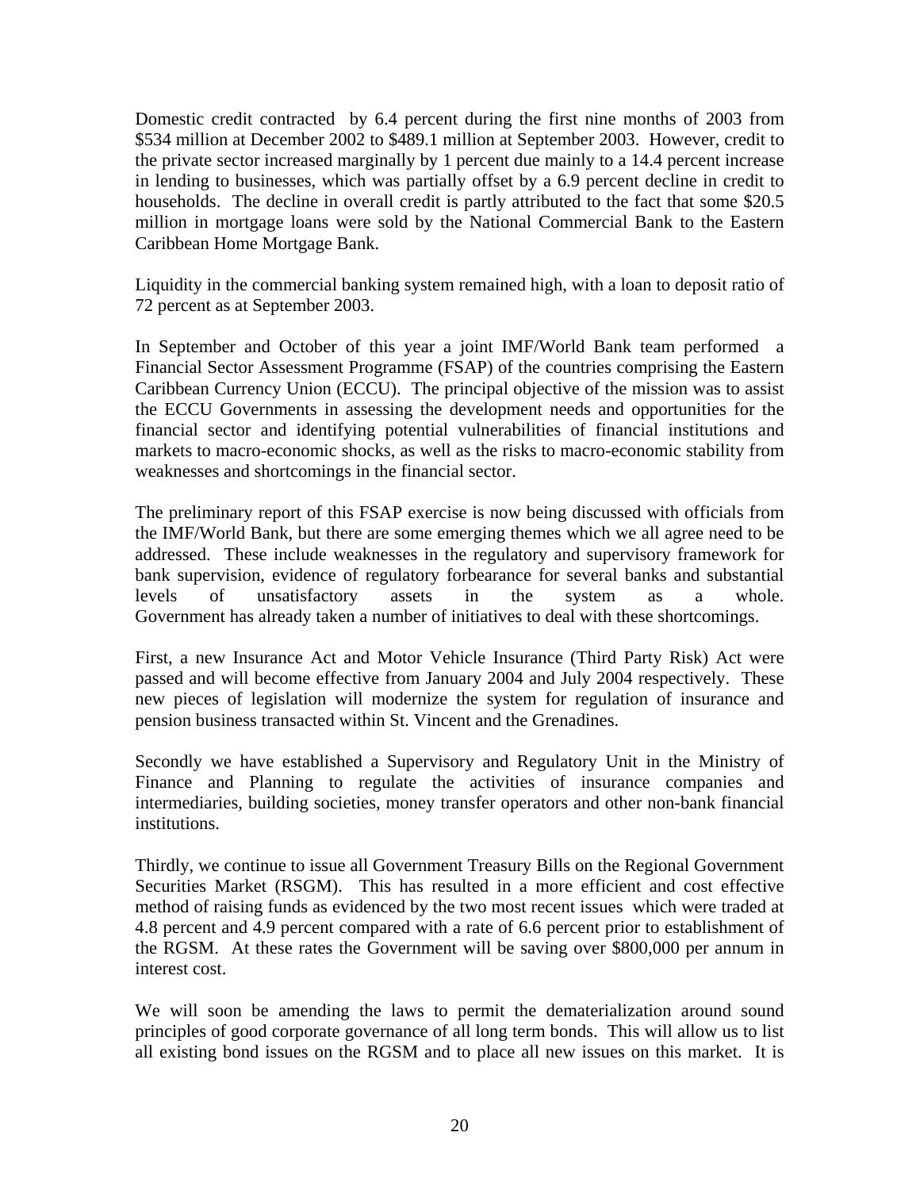Domestic credit contracted  by 6.4 percent during the first nine months of 2003 from $534 million at December 2002 to $489.1 million at September 2003.  However, credit to the private sector increased marginally by 1 percent due mainly to a 14.4 percent increase in lending to businesses, which was partially offset by a 6.9 percent decline in credit to households.  The decline in overall credit is partly attributed to the fact that some $20.5 million in mortgage loans were sold by the National Commercial Bank to the Eastern Caribbean Home Mortgage Bank.

Liquidity in the commercial banking system remained high, with a loan to deposit ratio of 72 percent as at September 2003.

In September and October of this year a joint IMF/World Bank team performed  a Financial Sector Assessment Programme (FSAP) of the countries comprising the Eastern Caribbean Currency Union (ECCU).  The principal objective of the mission was to assist the ECCU Governments in assessing the development needs and opportunities for the financial sector and identifying potential vulnerabilities of financial institutions and markets to macro-economic shocks, as well as the risks to macro-economic stability from weaknesses and shortcomings in the financial sector.

The preliminary report of this FSAP exercise is now being discussed with officials from the IMF/World Bank, but there are some emerging themes which we all agree need to be addressed.  These include weaknesses in the regulatory and supervisory framework for bank supervision, evidence of regulatory forbearance for several banks and substantial levels of unsatisfactory assets in the system as a whole. Government has already taken a number of initiatives to deal with these shortcomings.

First, a new Insurance Act and Motor Vehicle Insurance (Third Party Risk) Act were passed and will become effective from January 2004 and July 2004 respectively.  These new pieces of legislation will modernize the system for regulation of insurance and pension business transacted within St. Vincent and the Grenadines.

Secondly we have established a Supervisory and Regulatory Unit in the Ministry of Finance and Planning to regulate the activities of insurance companies and intermediaries, building societies, money transfer operators and other non-bank financial institutions.

Thirdly, we continue to issue all Government Treasury Bills on the Regional Government Securities Market (RSGM).  This has resulted in a more efficient and cost effective method of raising funds as evidenced by the two most recent issues  which were traded at 4.8 percent and 4.9 percent compared with a rate of 6.6 percent prior to establishment of the RGSM.  At these rates the Government will be saving over $800,000 per annum in interest cost.

We will soon be amending the laws to permit the dematerialization around sound principles of good corporate governance of all long term bonds.  This will allow us to list all existing bond issues on the RGSM and to place all new issues on this market.  It is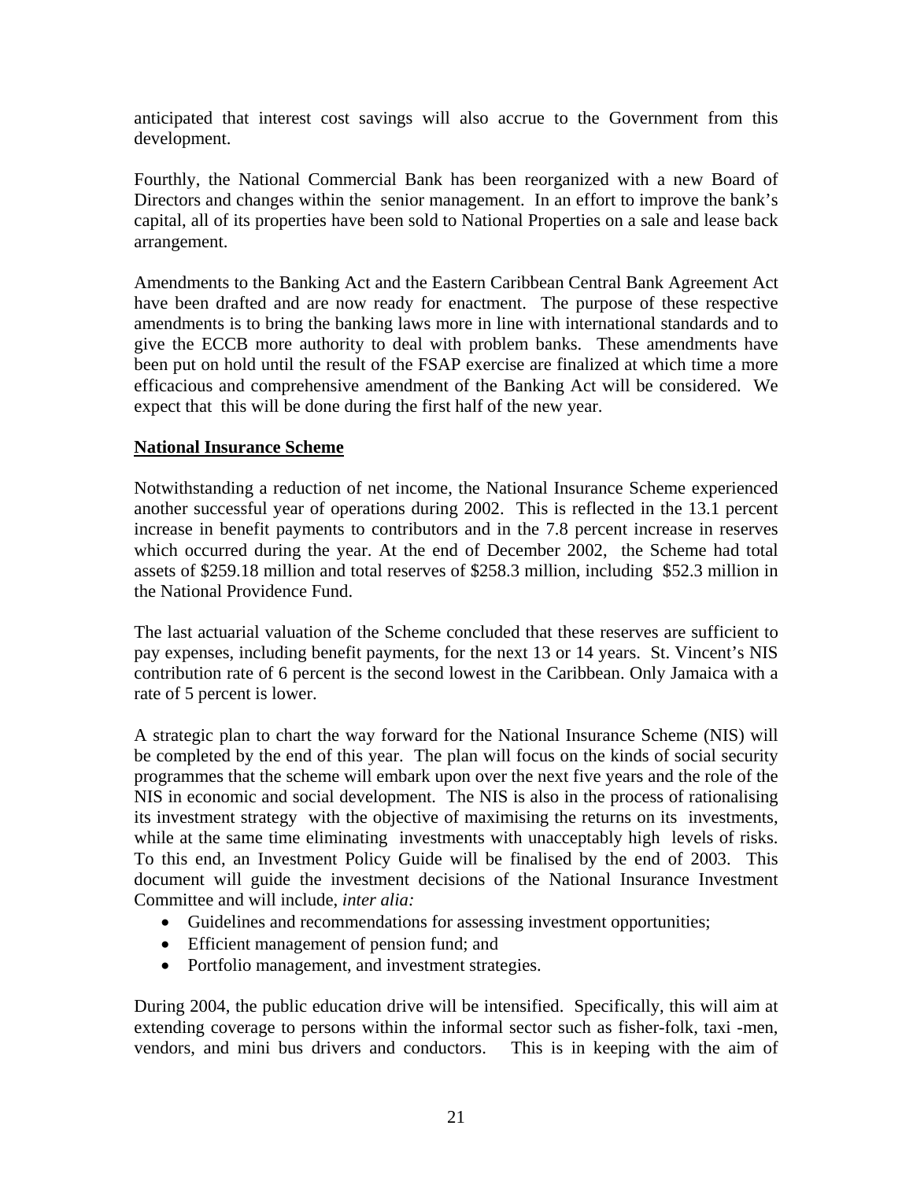anticipated that interest cost savings will also accrue to the Government from this development.

Fourthly, the National Commercial Bank has been reorganized with a new Board of Directors and changes within the senior management. In an effort to improve the bank's capital, all of its properties have been sold to National Properties on a sale and lease back arrangement.

Amendments to the Banking Act and the Eastern Caribbean Central Bank Agreement Act have been drafted and are now ready for enactment. The purpose of these respective amendments is to bring the banking laws more in line with international standards and to give the ECCB more authority to deal with problem banks. These amendments have been put on hold until the result of the FSAP exercise are finalized at which time a more efficacious and comprehensive amendment of the Banking Act will be considered. We expect that this will be done during the first half of the new year.

## National Insurance Scheme

Notwithstanding a reduction of net income, the National Insurance Scheme experienced another successful year of operations during 2002. This is reflected in the 13.1 percent increase in benefit payments to contributors and in the 7.8 percent increase in reserves which occurred during the year. At the end of December 2002, the Scheme had total assets of $259.18 million and total reserves of $258.3 million, including $52.3 million in the National Providence Fund.

The last actuarial valuation of the Scheme concluded that these reserves are sufficient to pay expenses, including benefit payments, for the next 13 or 14 years. St. Vincent's NIS contribution rate of 6 percent is the second lowest in the Caribbean. Only Jamaica with a rate of 5 percent is lower.

A strategic plan to chart the way forward for the National Insurance Scheme (NIS) will be completed by the end of this year. The plan will focus on the kinds of social security programmes that the scheme will embark upon over the next five years and the role of the NIS in economic and social development. The NIS is also in the process of rationalising its investment strategy with the objective of maximising the returns on its investments, while at the same time eliminating investments with unacceptably high levels of risks. To this end, an Investment Policy Guide will be finalised by the end of 2003. This document will guide the investment decisions of the National Insurance Investment Committee and will include, *inter alia:*

- Guidelines and recommendations for assessing investment opportunities;
- Efficient management of pension fund; and
- Portfolio management, and investment strategies.

During 2004, the public education drive will be intensified. Specifically, this will aim at extending coverage to persons within the informal sector such as fisher-folk, taxi -men, vendors, and mini bus drivers and conductors. This is in keeping with the aim of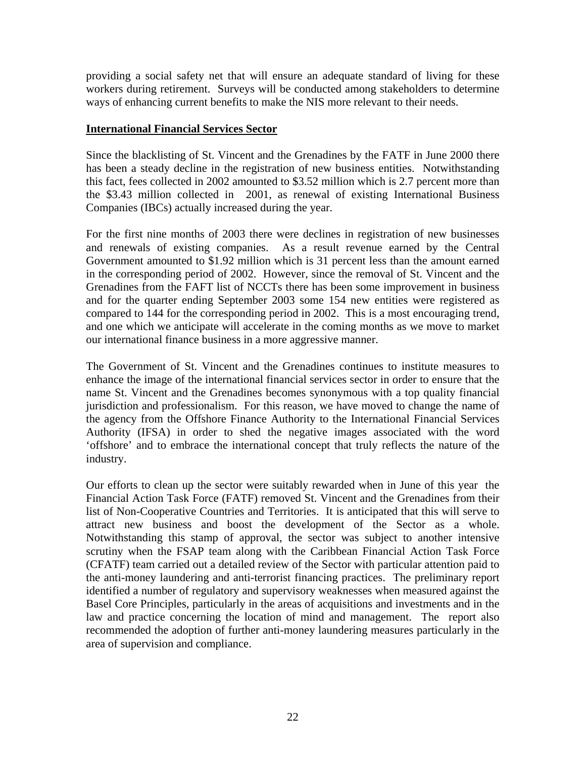providing a social safety net that will ensure an adequate standard of living for these workers during retirement. Surveys will be conducted among stakeholders to determine ways of enhancing current benefits to make the NIS more relevant to their needs.

## International Financial Services Sector

Since the blacklisting of St. Vincent and the Grenadines by the FATF in June 2000 there has been a steady decline in the registration of new business entities. Notwithstanding this fact, fees collected in 2002 amounted to $3.52 million which is 2.7 percent more than the $3.43 million collected in 2001, as renewal of existing International Business Companies (IBCs) actually increased during the year.

For the first nine months of 2003 there were declines in registration of new businesses and renewals of existing companies. As a result revenue earned by the Central Government amounted to $1.92 million which is 31 percent less than the amount earned in the corresponding period of 2002. However, since the removal of St. Vincent and the Grenadines from the FAFT list of NCCTs there has been some improvement in business and for the quarter ending September 2003 some 154 new entities were registered as compared to 144 for the corresponding period in 2002. This is a most encouraging trend, and one which we anticipate will accelerate in the coming months as we move to market our international finance business in a more aggressive manner.

The Government of St. Vincent and the Grenadines continues to institute measures to enhance the image of the international financial services sector in order to ensure that the name St. Vincent and the Grenadines becomes synonymous with a top quality financial jurisdiction and professionalism. For this reason, we have moved to change the name of the agency from the Offshore Finance Authority to the International Financial Services Authority (IFSA) in order to shed the negative images associated with the word 'offshore' and to embrace the international concept that truly reflects the nature of the industry.

Our efforts to clean up the sector were suitably rewarded when in June of this year the Financial Action Task Force (FATF) removed St. Vincent and the Grenadines from their list of Non-Cooperative Countries and Territories. It is anticipated that this will serve to attract new business and boost the development of the Sector as a whole. Notwithstanding this stamp of approval, the sector was subject to another intensive scrutiny when the FSAP team along with the Caribbean Financial Action Task Force (CFATF) team carried out a detailed review of the Sector with particular attention paid to the anti-money laundering and anti-terrorist financing practices. The preliminary report identified a number of regulatory and supervisory weaknesses when measured against the Basel Core Principles, particularly in the areas of acquisitions and investments and in the law and practice concerning the location of mind and management. The report also recommended the adoption of further anti-money laundering measures particularly in the area of supervision and compliance.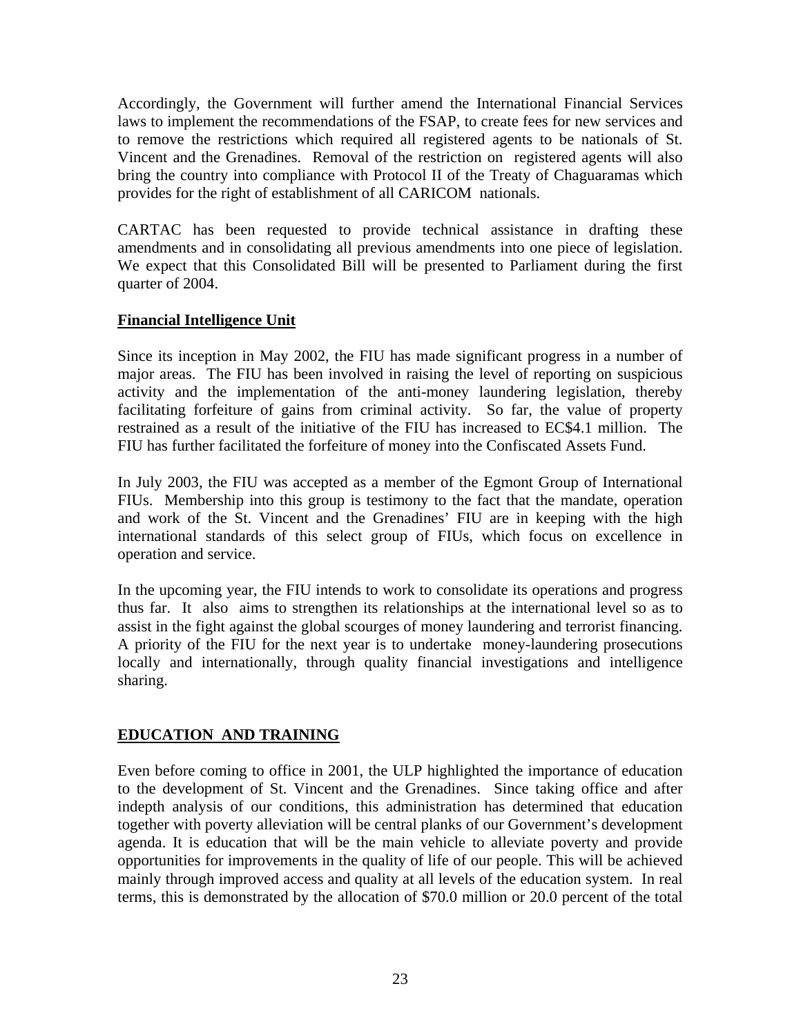Accordingly, the Government will further amend the International Financial Services laws to implement the recommendations of the FSAP, to create fees for new services and to remove the restrictions which required all registered agents to be nationals of St. Vincent and the Grenadines. Removal of the restriction on registered agents will also bring the country into compliance with Protocol II of the Treaty of Chaguaramas which provides for the right of establishment of all CARICOM nationals.

CARTAC has been requested to provide technical assistance in drafting these amendments and in consolidating all previous amendments into one piece of legislation. We expect that this Consolidated Bill will be presented to Parliament during the first quarter of 2004.

**Financial Intelligence Unit**

Since its inception in May 2002, the FIU has made significant progress in a number of major areas. The FIU has been involved in raising the level of reporting on suspicious activity and the implementation of the anti-money laundering legislation, thereby facilitating forfeiture of gains from criminal activity. So far, the value of property restrained as a result of the initiative of the FIU has increased to EC$4.1 million. The FIU has further facilitated the forfeiture of money into the Confiscated Assets Fund.

In July 2003, the FIU was accepted as a member of the Egmont Group of International FIUs. Membership into this group is testimony to the fact that the mandate, operation and work of the St. Vincent and the Grenadines' FIU are in keeping with the high international standards of this select group of FIUs, which focus on excellence in operation and service.

In the upcoming year, the FIU intends to work to consolidate its operations and progress thus far. It also aims to strengthen its relationships at the international level so as to assist in the fight against the global scourges of money laundering and terrorist financing. A priority of the FIU for the next year is to undertake money-laundering prosecutions locally and internationally, through quality financial investigations and intelligence sharing.

## EDUCATION AND TRAINING

Even before coming to office in 2001, the ULP highlighted the importance of education to the development of St. Vincent and the Grenadines. Since taking office and after indepth analysis of our conditions, this administration has determined that education together with poverty alleviation will be central planks of our Government's development agenda. It is education that will be the main vehicle to alleviate poverty and provide opportunities for improvements in the quality of life of our people. This will be achieved mainly through improved access and quality at all levels of the education system. In real terms, this is demonstrated by the allocation of $70.0 million or 20.0 percent of the total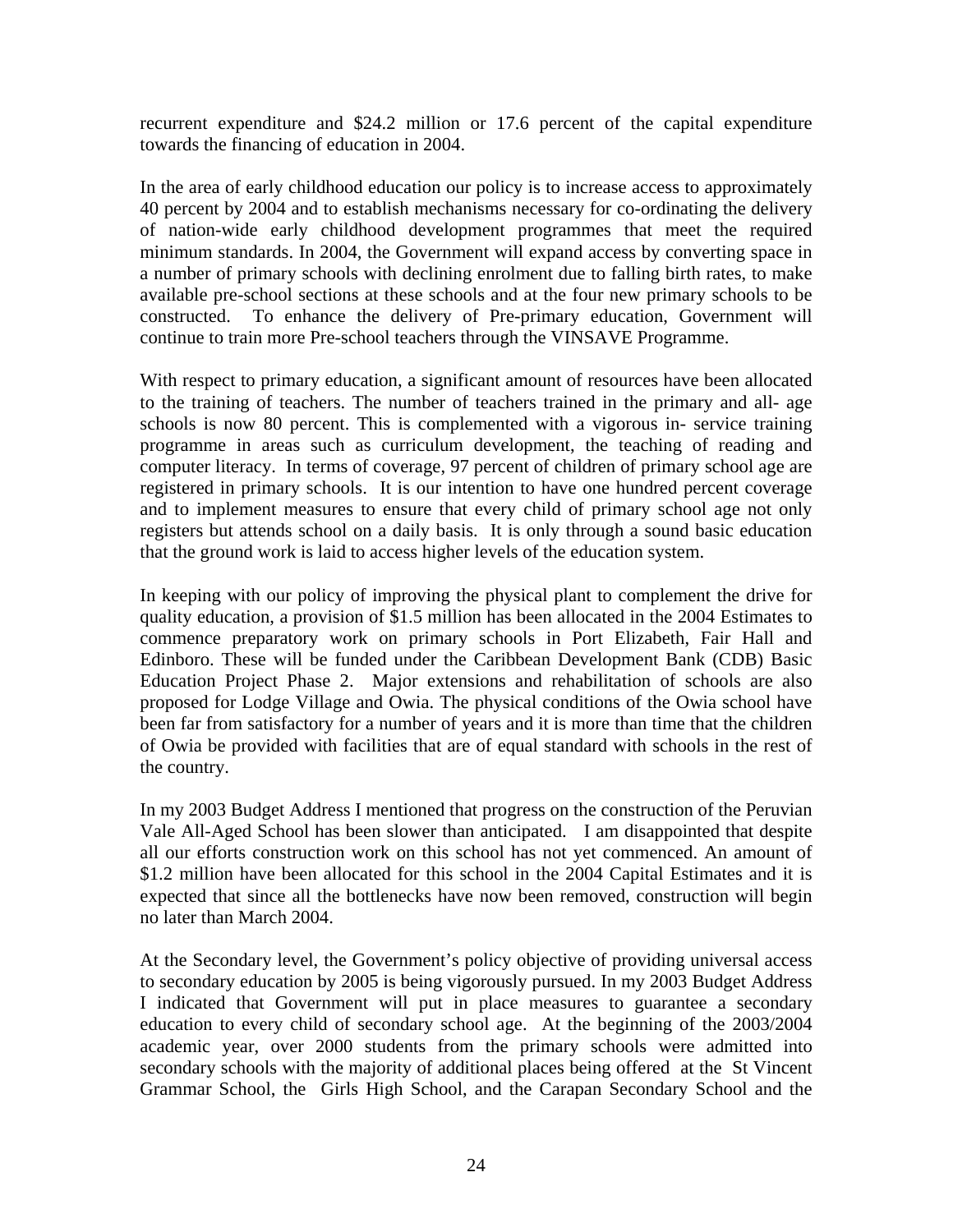recurrent expenditure and $24.2 million or 17.6 percent of the capital expenditure towards the financing of education in 2004.

In the area of early childhood education our policy is to increase access to approximately 40 percent by 2004 and to establish mechanisms necessary for co-ordinating the delivery of nation-wide early childhood development programmes that meet the required minimum standards. In 2004, the Government will expand access by converting space in a number of primary schools with declining enrolment due to falling birth rates, to make available pre-school sections at these schools and at the four new primary schools to be constructed. To enhance the delivery of Pre-primary education, Government will continue to train more Pre-school teachers through the VINSAVE Programme.

With respect to primary education, a significant amount of resources have been allocated to the training of teachers. The number of teachers trained in the primary and all- age schools is now 80 percent. This is complemented with a vigorous in- service training programme in areas such as curriculum development, the teaching of reading and computer literacy. In terms of coverage, 97 percent of children of primary school age are registered in primary schools. It is our intention to have one hundred percent coverage and to implement measures to ensure that every child of primary school age not only registers but attends school on a daily basis. It is only through a sound basic education that the ground work is laid to access higher levels of the education system.

In keeping with our policy of improving the physical plant to complement the drive for quality education, a provision of $1.5 million has been allocated in the 2004 Estimates to commence preparatory work on primary schools in Port Elizabeth, Fair Hall and Edinboro. These will be funded under the Caribbean Development Bank (CDB) Basic Education Project Phase 2. Major extensions and rehabilitation of schools are also proposed for Lodge Village and Owia. The physical conditions of the Owia school have been far from satisfactory for a number of years and it is more than time that the children of Owia be provided with facilities that are of equal standard with schools in the rest of the country.

In my 2003 Budget Address I mentioned that progress on the construction of the Peruvian Vale All-Aged School has been slower than anticipated. I am disappointed that despite all our efforts construction work on this school has not yet commenced. An amount of $1.2 million have been allocated for this school in the 2004 Capital Estimates and it is expected that since all the bottlenecks have now been removed, construction will begin no later than March 2004.

At the Secondary level, the Government's policy objective of providing universal access to secondary education by 2005 is being vigorously pursued. In my 2003 Budget Address I indicated that Government will put in place measures to guarantee a secondary education to every child of secondary school age. At the beginning of the 2003/2004 academic year, over 2000 students from the primary schools were admitted into secondary schools with the majority of additional places being offered at the St Vincent Grammar School, the Girls High School, and the Carapan Secondary School and the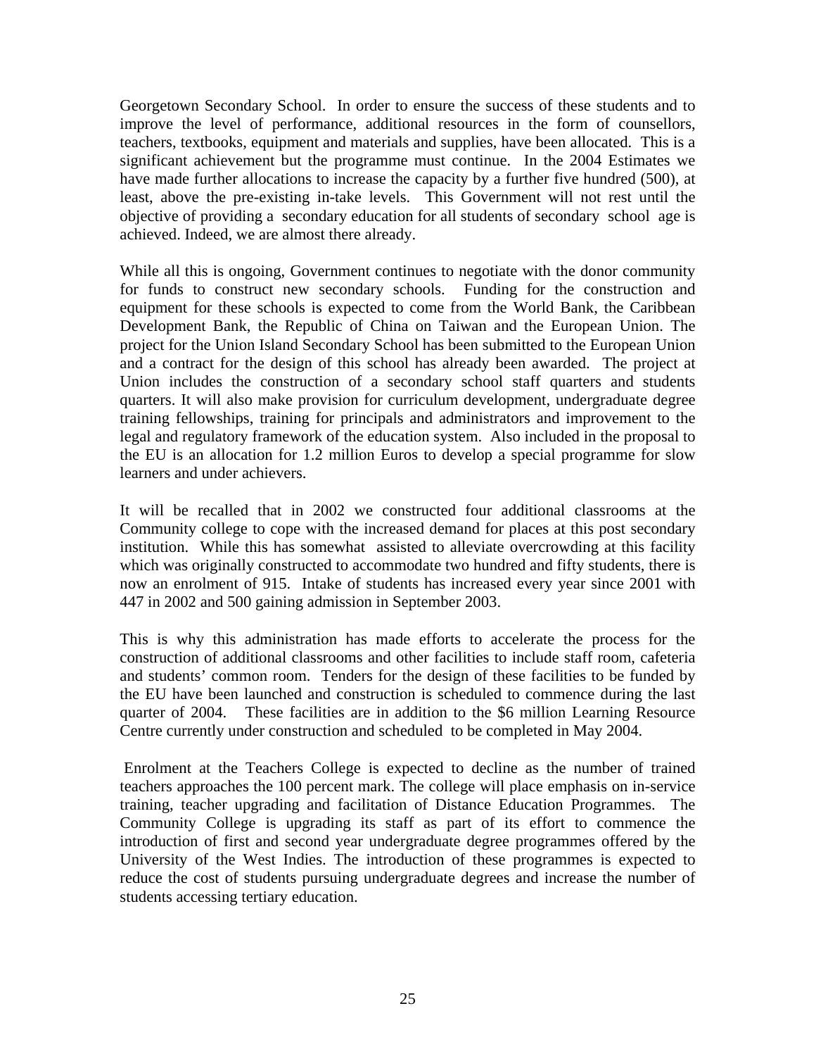Georgetown Secondary School. In order to ensure the success of these students and to improve the level of performance, additional resources in the form of counsellors, teachers, textbooks, equipment and materials and supplies, have been allocated. This is a significant achievement but the programme must continue. In the 2004 Estimates we have made further allocations to increase the capacity by a further five hundred (500), at least, above the pre-existing in-take levels. This Government will not rest until the objective of providing a secondary education for all students of secondary school age is achieved. Indeed, we are almost there already.

While all this is ongoing, Government continues to negotiate with the donor community for funds to construct new secondary schools. Funding for the construction and equipment for these schools is expected to come from the World Bank, the Caribbean Development Bank, the Republic of China on Taiwan and the European Union. The project for the Union Island Secondary School has been submitted to the European Union and a contract for the design of this school has already been awarded. The project at Union includes the construction of a secondary school staff quarters and students quarters. It will also make provision for curriculum development, undergraduate degree training fellowships, training for principals and administrators and improvement to the legal and regulatory framework of the education system. Also included in the proposal to the EU is an allocation for 1.2 million Euros to develop a special programme for slow learners and under achievers.

It will be recalled that in 2002 we constructed four additional classrooms at the Community college to cope with the increased demand for places at this post secondary institution. While this has somewhat assisted to alleviate overcrowding at this facility which was originally constructed to accommodate two hundred and fifty students, there is now an enrolment of 915. Intake of students has increased every year since 2001 with 447 in 2002 and 500 gaining admission in September 2003.

This is why this administration has made efforts to accelerate the process for the construction of additional classrooms and other facilities to include staff room, cafeteria and students' common room. Tenders for the design of these facilities to be funded by the EU have been launched and construction is scheduled to commence during the last quarter of 2004. These facilities are in addition to the $6 million Learning Resource Centre currently under construction and scheduled to be completed in May 2004.

Enrolment at the Teachers College is expected to decline as the number of trained teachers approaches the 100 percent mark. The college will place emphasis on in-service training, teacher upgrading and facilitation of Distance Education Programmes. The Community College is upgrading its staff as part of its effort to commence the introduction of first and second year undergraduate degree programmes offered by the University of the West Indies. The introduction of these programmes is expected to reduce the cost of students pursuing undergraduate degrees and increase the number of students accessing tertiary education.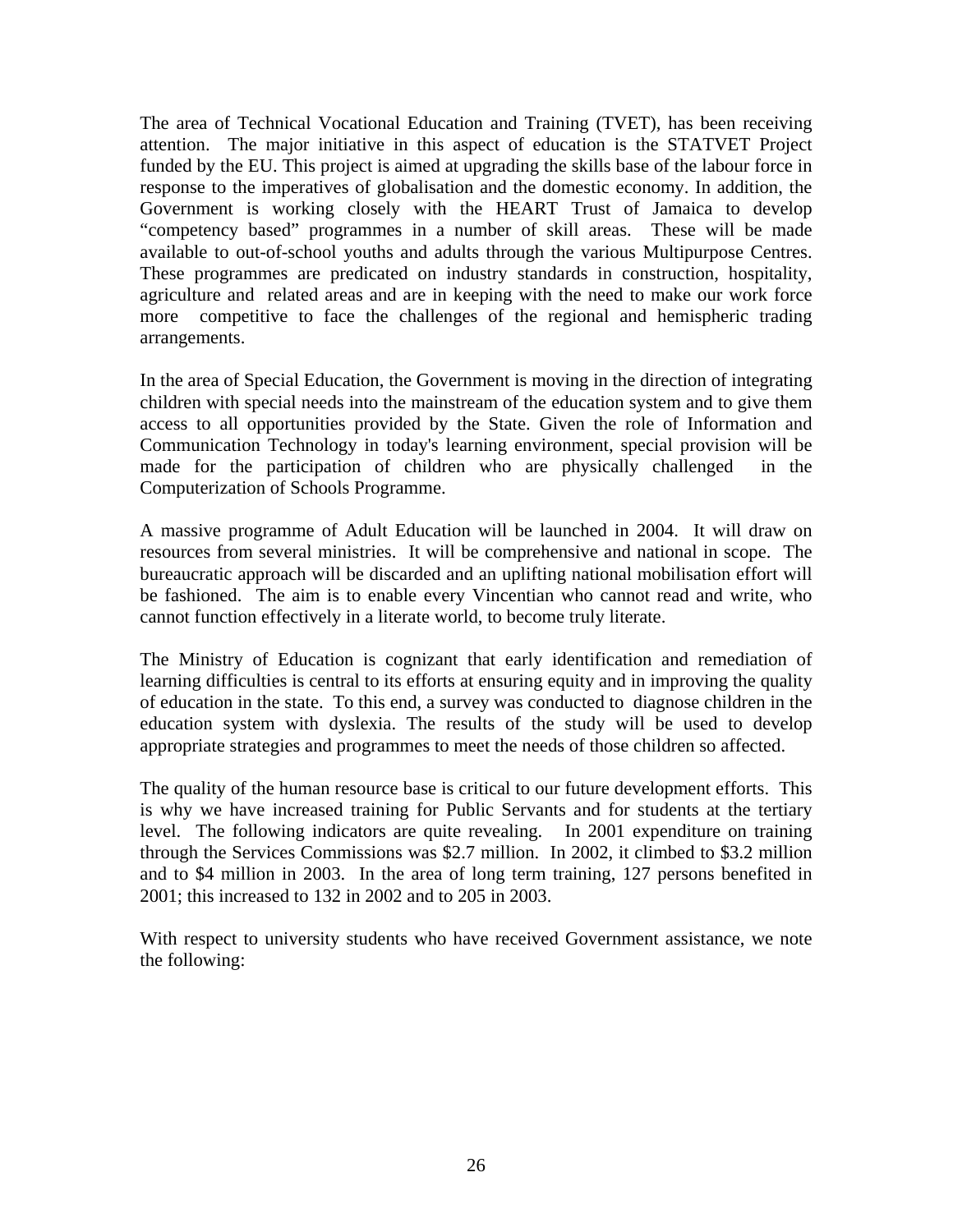The area of Technical Vocational Education and Training (TVET), has been receiving attention. The major initiative in this aspect of education is the STATVET Project funded by the EU. This project is aimed at upgrading the skills base of the labour force in response to the imperatives of globalisation and the domestic economy. In addition, the Government is working closely with the HEART Trust of Jamaica to develop "competency based" programmes in a number of skill areas. These will be made available to out-of-school youths and adults through the various Multipurpose Centres. These programmes are predicated on industry standards in construction, hospitality, agriculture and related areas and are in keeping with the need to make our work force more competitive to face the challenges of the regional and hemispheric trading arrangements.

In the area of Special Education, the Government is moving in the direction of integrating children with special needs into the mainstream of the education system and to give them access to all opportunities provided by the State. Given the role of Information and Communication Technology in today's learning environment, special provision will be made for the participation of children who are physically challenged in the Computerization of Schools Programme.

A massive programme of Adult Education will be launched in 2004. It will draw on resources from several ministries. It will be comprehensive and national in scope. The bureaucratic approach will be discarded and an uplifting national mobilisation effort will be fashioned. The aim is to enable every Vincentian who cannot read and write, who cannot function effectively in a literate world, to become truly literate.

The Ministry of Education is cognizant that early identification and remediation of learning difficulties is central to its efforts at ensuring equity and in improving the quality of education in the state. To this end, a survey was conducted to diagnose children in the education system with dyslexia. The results of the study will be used to develop appropriate strategies and programmes to meet the needs of those children so affected.

The quality of the human resource base is critical to our future development efforts. This is why we have increased training for Public Servants and for students at the tertiary level. The following indicators are quite revealing. In 2001 expenditure on training through the Services Commissions was $2.7 million. In 2002, it climbed to $3.2 million and to $4 million in 2003. In the area of long term training, 127 persons benefited in 2001; this increased to 132 in 2002 and to 205 in 2003.

With respect to university students who have received Government assistance, we note the following: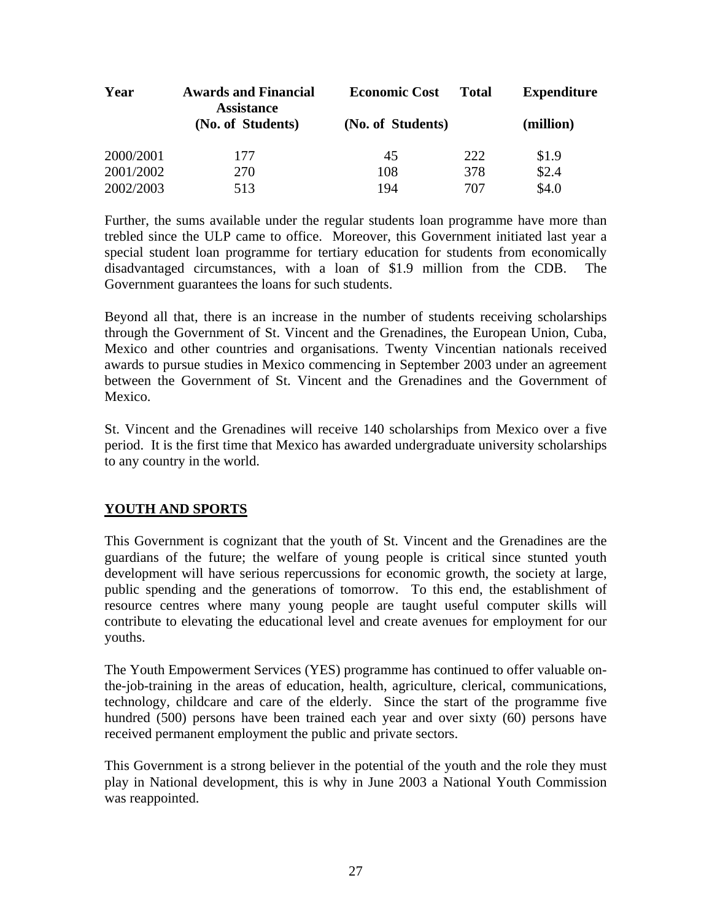| Year | Awards and Financial Assistance (No. of Students) | Economic Cost (No. of Students) | Total | Expenditure (million) |
|---|---|---|---|---|
| 2000/2001 | 177 | 45 | 222 | $1.9 |
| 2001/2002 | 270 | 108 | 378 | $2.4 |
| 2002/2003 | 513 | 194 | 707 | $4.0 |

Further, the sums available under the regular students loan programme have more than trebled since the ULP came to office. Moreover, this Government initiated last year a special student loan programme for tertiary education for students from economically disadvantaged circumstances, with a loan of $1.9 million from the CDB. The Government guarantees the loans for such students.

Beyond all that, there is an increase in the number of students receiving scholarships through the Government of St. Vincent and the Grenadines, the European Union, Cuba, Mexico and other countries and organisations. Twenty Vincentian nationals received awards to pursue studies in Mexico commencing in September 2003 under an agreement between the Government of St. Vincent and the Grenadines and the Government of Mexico.

St. Vincent and the Grenadines will receive 140 scholarships from Mexico over a five period. It is the first time that Mexico has awarded undergraduate university scholarships to any country in the world.

## YOUTH AND SPORTS

This Government is cognizant that the youth of St. Vincent and the Grenadines are the guardians of the future; the welfare of young people is critical since stunted youth development will have serious repercussions for economic growth, the society at large, public spending and the generations of tomorrow. To this end, the establishment of resource centres where many young people are taught useful computer skills will contribute to elevating the educational level and create avenues for employment for our youths.

The Youth Empowerment Services (YES) programme has continued to offer valuable on-the-job-training in the areas of education, health, agriculture, clerical, communications, technology, childcare and care of the elderly. Since the start of the programme five hundred (500) persons have been trained each year and over sixty (60) persons have received permanent employment the public and private sectors.

This Government is a strong believer in the potential of the youth and the role they must play in National development, this is why in June 2003 a National Youth Commission was reappointed.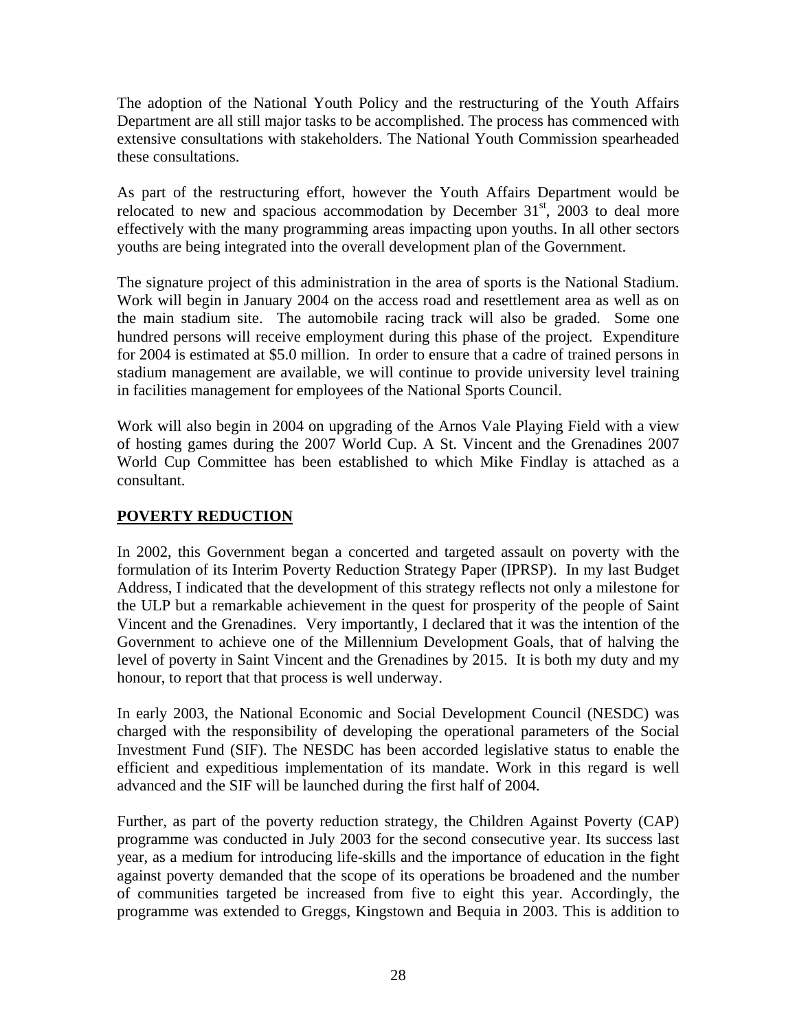The adoption of the National Youth Policy and the restructuring of the Youth Affairs Department are all still major tasks to be accomplished. The process has commenced with extensive consultations with stakeholders. The National Youth Commission spearheaded these consultations.

As part of the restructuring effort, however the Youth Affairs Department would be relocated to new and spacious accommodation by December 31st, 2003 to deal more effectively with the many programming areas impacting upon youths. In all other sectors youths are being integrated into the overall development plan of the Government.

The signature project of this administration in the area of sports is the National Stadium. Work will begin in January 2004 on the access road and resettlement area as well as on the main stadium site. The automobile racing track will also be graded. Some one hundred persons will receive employment during this phase of the project. Expenditure for 2004 is estimated at $5.0 million. In order to ensure that a cadre of trained persons in stadium management are available, we will continue to provide university level training in facilities management for employees of the National Sports Council.

Work will also begin in 2004 on upgrading of the Arnos Vale Playing Field with a view of hosting games during the 2007 World Cup. A St. Vincent and the Grenadines 2007 World Cup Committee has been established to which Mike Findlay is attached as a consultant.

## POVERTY REDUCTION

In 2002, this Government began a concerted and targeted assault on poverty with the formulation of its Interim Poverty Reduction Strategy Paper (IPRSP). In my last Budget Address, I indicated that the development of this strategy reflects not only a milestone for the ULP but a remarkable achievement in the quest for prosperity of the people of Saint Vincent and the Grenadines. Very importantly, I declared that it was the intention of the Government to achieve one of the Millennium Development Goals, that of halving the level of poverty in Saint Vincent and the Grenadines by 2015. It is both my duty and my honour, to report that that process is well underway.

In early 2003, the National Economic and Social Development Council (NESDC) was charged with the responsibility of developing the operational parameters of the Social Investment Fund (SIF). The NESDC has been accorded legislative status to enable the efficient and expeditious implementation of its mandate. Work in this regard is well advanced and the SIF will be launched during the first half of 2004.

Further, as part of the poverty reduction strategy, the Children Against Poverty (CAP) programme was conducted in July 2003 for the second consecutive year. Its success last year, as a medium for introducing life-skills and the importance of education in the fight against poverty demanded that the scope of its operations be broadened and the number of communities targeted be increased from five to eight this year. Accordingly, the programme was extended to Greggs, Kingstown and Bequia in 2003. This is addition to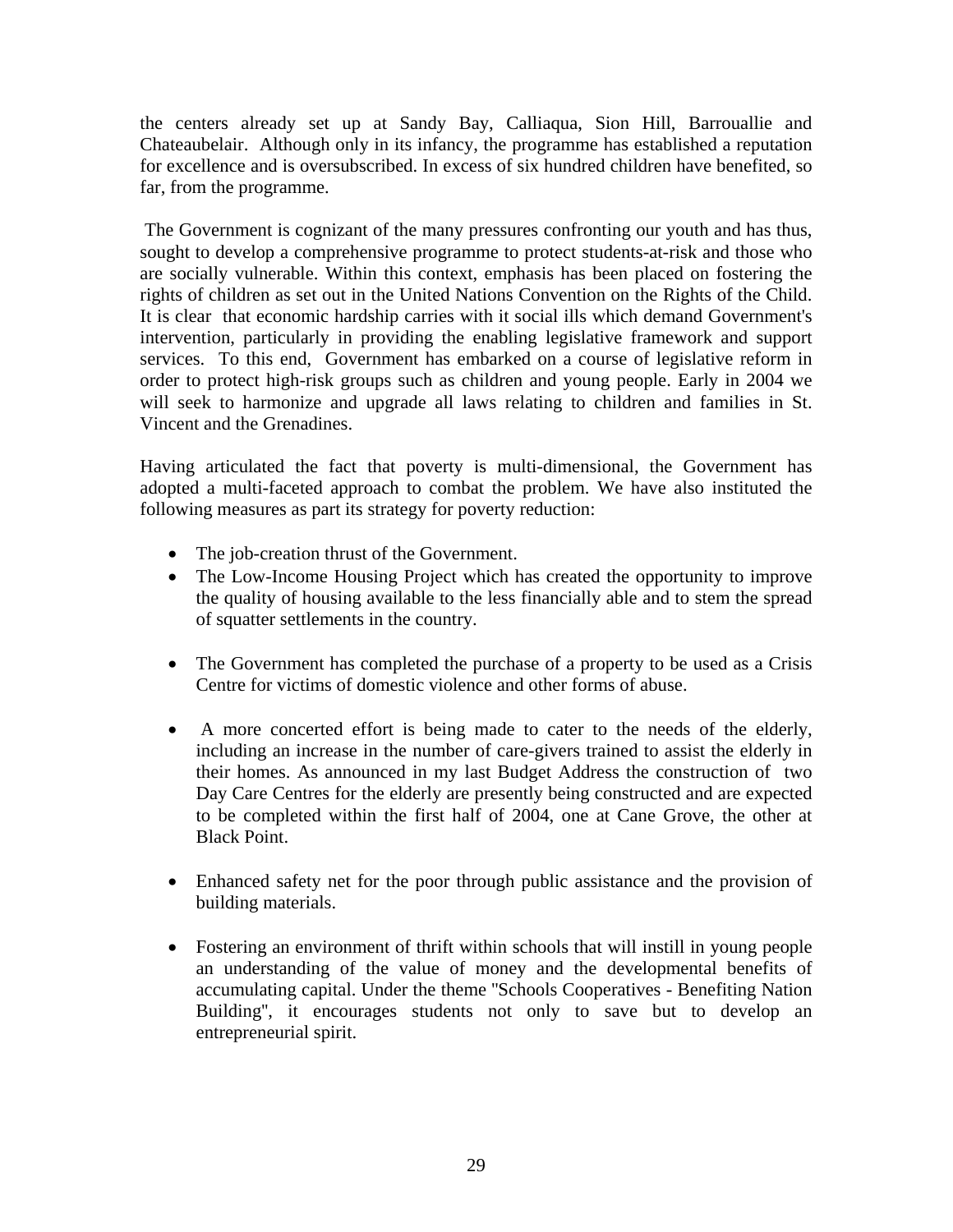the centers already set up at Sandy Bay, Calliaqua, Sion Hill, Barrouallie and Chateaubelair. Although only in its infancy, the programme has established a reputation for excellence and is oversubscribed. In excess of six hundred children have benefited, so far, from the programme.

The Government is cognizant of the many pressures confronting our youth and has thus, sought to develop a comprehensive programme to protect students-at-risk and those who are socially vulnerable. Within this context, emphasis has been placed on fostering the rights of children as set out in the United Nations Convention on the Rights of the Child. It is clear that economic hardship carries with it social ills which demand Government's intervention, particularly in providing the enabling legislative framework and support services. To this end, Government has embarked on a course of legislative reform in order to protect high-risk groups such as children and young people. Early in 2004 we will seek to harmonize and upgrade all laws relating to children and families in St. Vincent and the Grenadines.

Having articulated the fact that poverty is multi-dimensional, the Government has adopted a multi-faceted approach to combat the problem. We have also instituted the following measures as part its strategy for poverty reduction:

- The job-creation thrust of the Government.
- The Low-Income Housing Project which has created the opportunity to improve the quality of housing available to the less financially able and to stem the spread of squatter settlements in the country.
- The Government has completed the purchase of a property to be used as a Crisis Centre for victims of domestic violence and other forms of abuse.
- A more concerted effort is being made to cater to the needs of the elderly, including an increase in the number of care-givers trained to assist the elderly in their homes. As announced in my last Budget Address the construction of two Day Care Centres for the elderly are presently being constructed and are expected to be completed within the first half of 2004, one at Cane Grove, the other at Black Point.
- Enhanced safety net for the poor through public assistance and the provision of building materials.
- Fostering an environment of thrift within schools that will instill in young people an understanding of the value of money and the developmental benefits of accumulating capital. Under the theme "Schools Cooperatives - Benefiting Nation Building", it encourages students not only to save but to develop an entrepreneurial spirit.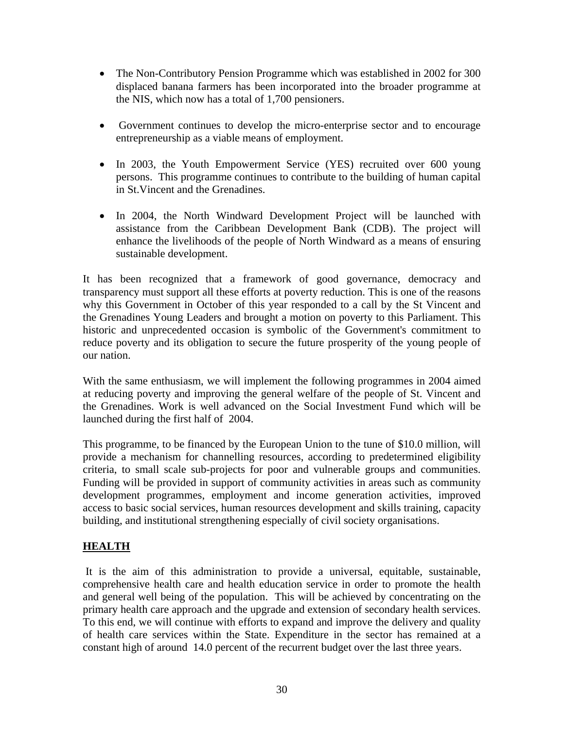- The Non-Contributory Pension Programme which was established in 2002 for 300 displaced banana farmers has been incorporated into the broader programme at the NIS, which now has a total of 1,700 pensioners.

- Government continues to develop the micro-enterprise sector and to encourage entrepreneurship as a viable means of employment.

- In 2003, the Youth Empowerment Service (YES) recruited over 600 young persons. This programme continues to contribute to the building of human capital in St.Vincent and the Grenadines.

- In 2004, the North Windward Development Project will be launched with assistance from the Caribbean Development Bank (CDB). The project will enhance the livelihoods of the people of North Windward as a means of ensuring sustainable development.

It has been recognized that a framework of good governance, democracy and transparency must support all these efforts at poverty reduction. This is one of the reasons why this Government in October of this year responded to a call by the St Vincent and the Grenadines Young Leaders and brought a motion on poverty to this Parliament. This historic and unprecedented occasion is symbolic of the Government's commitment to reduce poverty and its obligation to secure the future prosperity of the young people of our nation.

With the same enthusiasm, we will implement the following programmes in 2004 aimed at reducing poverty and improving the general welfare of the people of St. Vincent and the Grenadines. Work is well advanced on the Social Investment Fund which will be launched during the first half of 2004.

This programme, to be financed by the European Union to the tune of $10.0 million, will provide a mechanism for channelling resources, according to predetermined eligibility criteria, to small scale sub-projects for poor and vulnerable groups and communities. Funding will be provided in support of community activities in areas such as community development programmes, employment and income generation activities, improved access to basic social services, human resources development and skills training, capacity building, and institutional strengthening especially of civil society organisations.

## HEALTH

It is the aim of this administration to provide a universal, equitable, sustainable, comprehensive health care and health education service in order to promote the health and general well being of the population. This will be achieved by concentrating on the primary health care approach and the upgrade and extension of secondary health services. To this end, we will continue with efforts to expand and improve the delivery and quality of health care services within the State. Expenditure in the sector has remained at a constant high of around 14.0 percent of the recurrent budget over the last three years.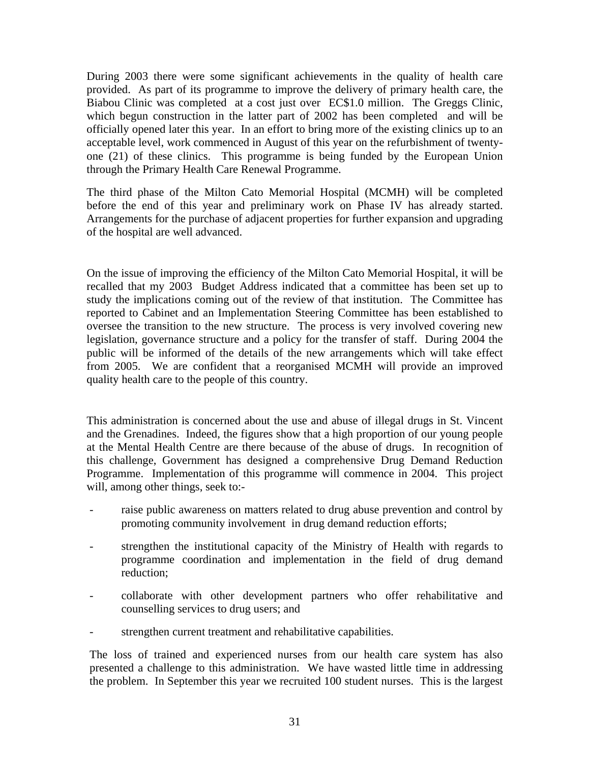During 2003 there were some significant achievements in the quality of health care provided. As part of its programme to improve the delivery of primary health care, the Biabou Clinic was completed at a cost just over EC$1.0 million. The Greggs Clinic, which begun construction in the latter part of 2002 has been completed and will be officially opened later this year. In an effort to bring more of the existing clinics up to an acceptable level, work commenced in August of this year on the refurbishment of twenty-one (21) of these clinics. This programme is being funded by the European Union through the Primary Health Care Renewal Programme.

The third phase of the Milton Cato Memorial Hospital (MCMH) will be completed before the end of this year and preliminary work on Phase IV has already started. Arrangements for the purchase of adjacent properties for further expansion and upgrading of the hospital are well advanced.

On the issue of improving the efficiency of the Milton Cato Memorial Hospital, it will be recalled that my 2003 Budget Address indicated that a committee has been set up to study the implications coming out of the review of that institution. The Committee has reported to Cabinet and an Implementation Steering Committee has been established to oversee the transition to the new structure. The process is very involved covering new legislation, governance structure and a policy for the transfer of staff. During 2004 the public will be informed of the details of the new arrangements which will take effect from 2005. We are confident that a reorganised MCMH will provide an improved quality health care to the people of this country.

This administration is concerned about the use and abuse of illegal drugs in St. Vincent and the Grenadines. Indeed, the figures show that a high proportion of our young people at the Mental Health Centre are there because of the abuse of drugs. In recognition of this challenge, Government has designed a comprehensive Drug Demand Reduction Programme. Implementation of this programme will commence in 2004. This project will, among other things, seek to:-

- raise public awareness on matters related to drug abuse prevention and control by promoting community involvement in drug demand reduction efforts;
- strengthen the institutional capacity of the Ministry of Health with regards to programme coordination and implementation in the field of drug demand reduction;
- collaborate with other development partners who offer rehabilitative and counselling services to drug users; and
- strengthen current treatment and rehabilitative capabilities.

The loss of trained and experienced nurses from our health care system has also presented a challenge to this administration. We have wasted little time in addressing the problem. In September this year we recruited 100 student nurses. This is the largest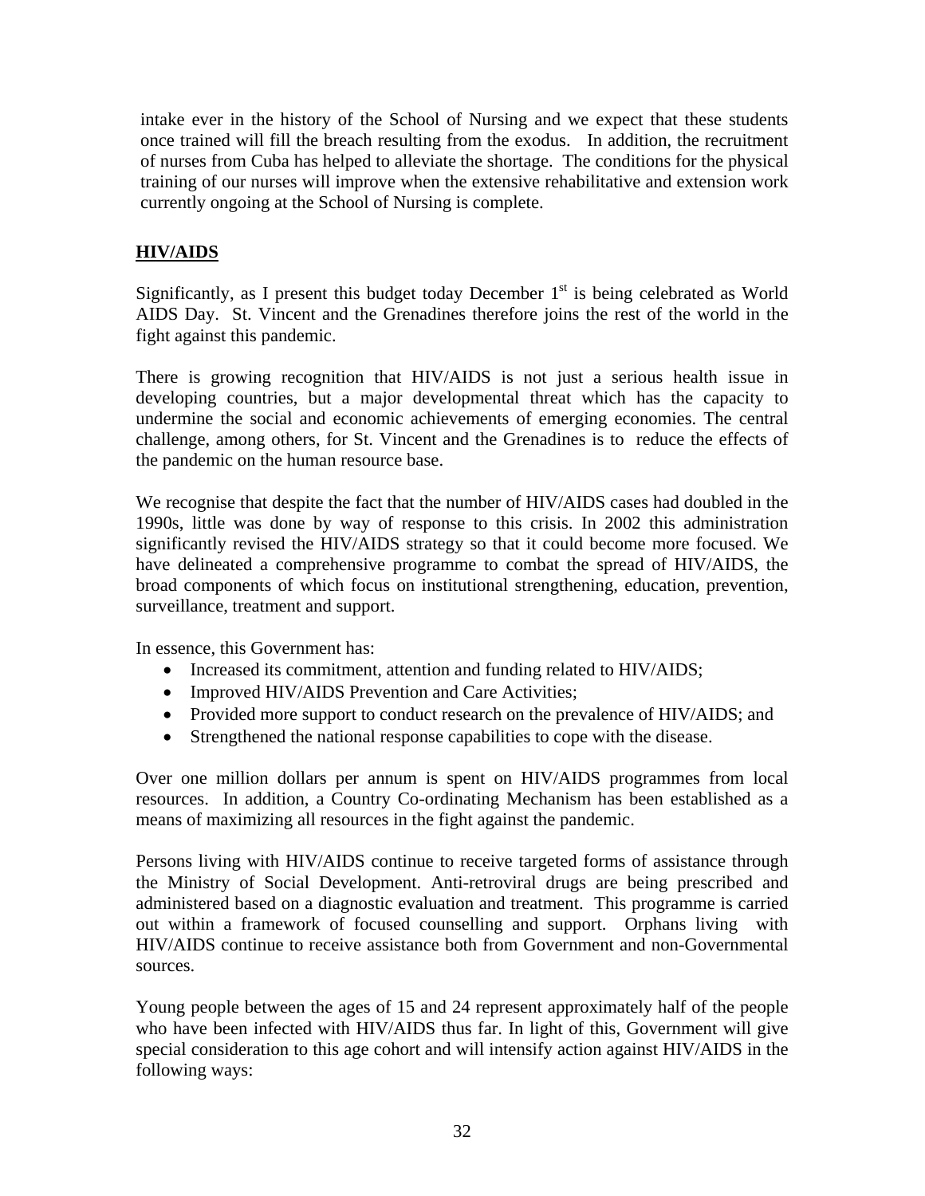intake ever in the history of the School of Nursing and we expect that these students once trained will fill the breach resulting from the exodus. In addition, the recruitment of nurses from Cuba has helped to alleviate the shortage. The conditions for the physical training of our nurses will improve when the extensive rehabilitative and extension work currently ongoing at the School of Nursing is complete.

## HIV/AIDS

Significantly, as I present this budget today December 1st is being celebrated as World AIDS Day. St. Vincent and the Grenadines therefore joins the rest of the world in the fight against this pandemic.

There is growing recognition that HIV/AIDS is not just a serious health issue in developing countries, but a major developmental threat which has the capacity to undermine the social and economic achievements of emerging economies. The central challenge, among others, for St. Vincent and the Grenadines is to reduce the effects of the pandemic on the human resource base.

We recognise that despite the fact that the number of HIV/AIDS cases had doubled in the 1990s, little was done by way of response to this crisis. In 2002 this administration significantly revised the HIV/AIDS strategy so that it could become more focused. We have delineated a comprehensive programme to combat the spread of HIV/AIDS, the broad components of which focus on institutional strengthening, education, prevention, surveillance, treatment and support.

In essence, this Government has:

- Increased its commitment, attention and funding related to HIV/AIDS;
- Improved HIV/AIDS Prevention and Care Activities;
- Provided more support to conduct research on the prevalence of HIV/AIDS; and
- Strengthened the national response capabilities to cope with the disease.

Over one million dollars per annum is spent on HIV/AIDS programmes from local resources. In addition, a Country Co-ordinating Mechanism has been established as a means of maximizing all resources in the fight against the pandemic.

Persons living with HIV/AIDS continue to receive targeted forms of assistance through the Ministry of Social Development. Anti-retroviral drugs are being prescribed and administered based on a diagnostic evaluation and treatment. This programme is carried out within a framework of focused counselling and support. Orphans living with HIV/AIDS continue to receive assistance both from Government and non-Governmental sources.

Young people between the ages of 15 and 24 represent approximately half of the people who have been infected with HIV/AIDS thus far. In light of this, Government will give special consideration to this age cohort and will intensify action against HIV/AIDS in the following ways: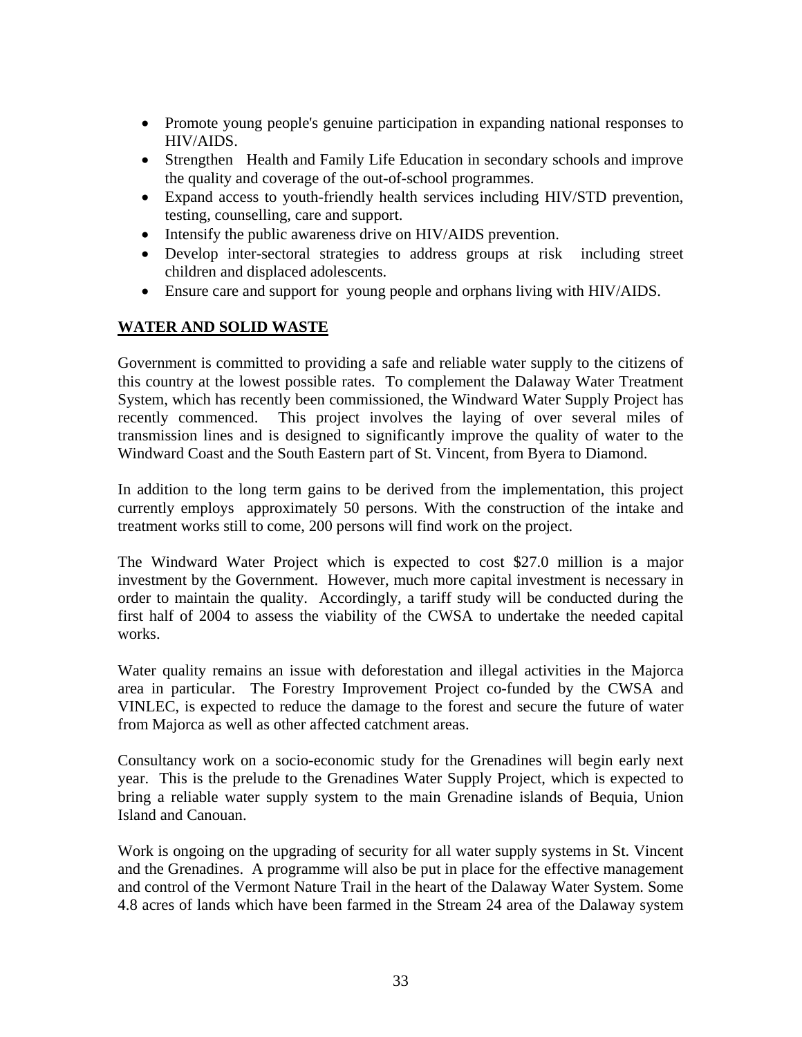- Promote young people's genuine participation in expanding national responses to HIV/AIDS.
- Strengthen Health and Family Life Education in secondary schools and improve the quality and coverage of the out-of-school programmes.
- Expand access to youth-friendly health services including HIV/STD prevention, testing, counselling, care and support.
- Intensify the public awareness drive on HIV/AIDS prevention.
- Develop inter-sectoral strategies to address groups at risk including street children and displaced adolescents.
- Ensure care and support for young people and orphans living with HIV/AIDS.

## WATER AND SOLID WASTE

Government is committed to providing a safe and reliable water supply to the citizens of this country at the lowest possible rates. To complement the Dalaway Water Treatment System, which has recently been commissioned, the Windward Water Supply Project has recently commenced. This project involves the laying of over several miles of transmission lines and is designed to significantly improve the quality of water to the Windward Coast and the South Eastern part of St. Vincent, from Byera to Diamond.

In addition to the long term gains to be derived from the implementation, this project currently employs approximately 50 persons. With the construction of the intake and treatment works still to come, 200 persons will find work on the project.

The Windward Water Project which is expected to cost $27.0 million is a major investment by the Government. However, much more capital investment is necessary in order to maintain the quality. Accordingly, a tariff study will be conducted during the first half of 2004 to assess the viability of the CWSA to undertake the needed capital works.

Water quality remains an issue with deforestation and illegal activities in the Majorca area in particular. The Forestry Improvement Project co-funded by the CWSA and VINLEC, is expected to reduce the damage to the forest and secure the future of water from Majorca as well as other affected catchment areas.

Consultancy work on a socio-economic study for the Grenadines will begin early next year. This is the prelude to the Grenadines Water Supply Project, which is expected to bring a reliable water supply system to the main Grenadine islands of Bequia, Union Island and Canouan.

Work is ongoing on the upgrading of security for all water supply systems in St. Vincent and the Grenadines. A programme will also be put in place for the effective management and control of the Vermont Nature Trail in the heart of the Dalaway Water System. Some 4.8 acres of lands which have been farmed in the Stream 24 area of the Dalaway system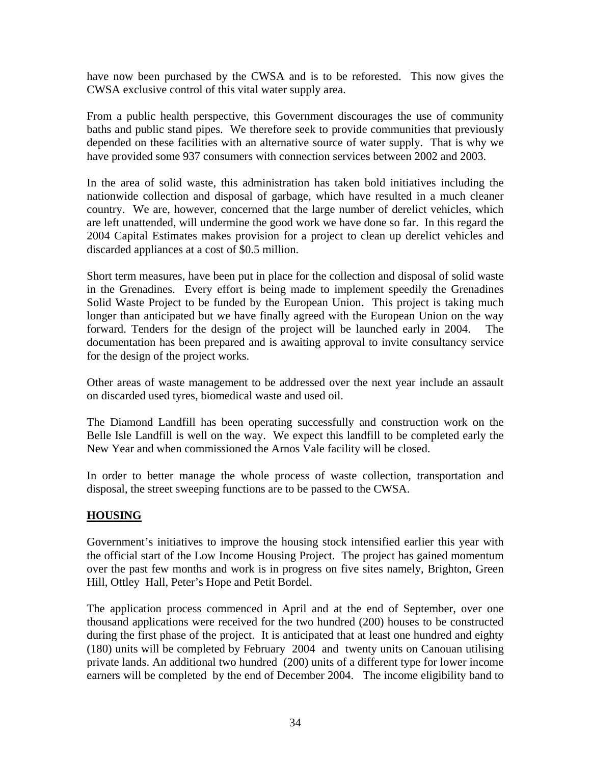have now been purchased by the CWSA and is to be reforested. This now gives the CWSA exclusive control of this vital water supply area.

From a public health perspective, this Government discourages the use of community baths and public stand pipes. We therefore seek to provide communities that previously depended on these facilities with an alternative source of water supply. That is why we have provided some 937 consumers with connection services between 2002 and 2003.

In the area of solid waste, this administration has taken bold initiatives including the nationwide collection and disposal of garbage, which have resulted in a much cleaner country. We are, however, concerned that the large number of derelict vehicles, which are left unattended, will undermine the good work we have done so far. In this regard the 2004 Capital Estimates makes provision for a project to clean up derelict vehicles and discarded appliances at a cost of $0.5 million.

Short term measures, have been put in place for the collection and disposal of solid waste in the Grenadines. Every effort is being made to implement speedily the Grenadines Solid Waste Project to be funded by the European Union. This project is taking much longer than anticipated but we have finally agreed with the European Union on the way forward. Tenders for the design of the project will be launched early in 2004. The documentation has been prepared and is awaiting approval to invite consultancy service for the design of the project works.

Other areas of waste management to be addressed over the next year include an assault on discarded used tyres, biomedical waste and used oil.

The Diamond Landfill has been operating successfully and construction work on the Belle Isle Landfill is well on the way. We expect this landfill to be completed early the New Year and when commissioned the Arnos Vale facility will be closed.

In order to better manage the whole process of waste collection, transportation and disposal, the street sweeping functions are to be passed to the CWSA.

## HOUSING

Government's initiatives to improve the housing stock intensified earlier this year with the official start of the Low Income Housing Project. The project has gained momentum over the past few months and work is in progress on five sites namely, Brighton, Green Hill, Ottley Hall, Peter's Hope and Petit Bordel.

The application process commenced in April and at the end of September, over one thousand applications were received for the two hundred (200) houses to be constructed during the first phase of the project. It is anticipated that at least one hundred and eighty (180) units will be completed by February 2004 and twenty units on Canouan utilising private lands. An additional two hundred (200) units of a different type for lower income earners will be completed by the end of December 2004. The income eligibility band to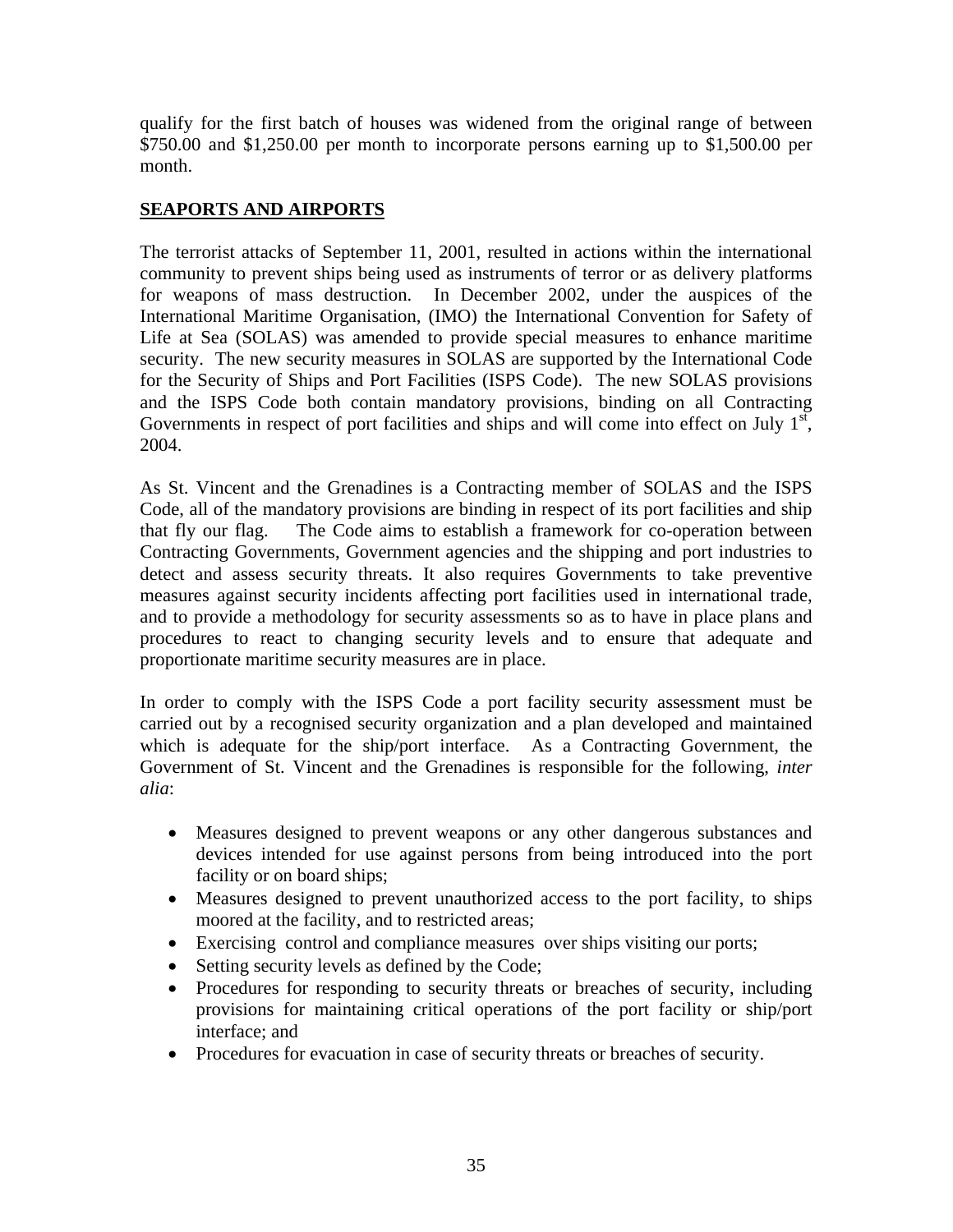qualify for the first batch of houses was widened from the original range of between $750.00 and $1,250.00 per month to incorporate persons earning up to $1,500.00 per month.

## SEAPORTS AND AIRPORTS

The terrorist attacks of September 11, 2001, resulted in actions within the international community to prevent ships being used as instruments of terror or as delivery platforms for weapons of mass destruction. In December 2002, under the auspices of the International Maritime Organisation, (IMO) the International Convention for Safety of Life at Sea (SOLAS) was amended to provide special measures to enhance maritime security. The new security measures in SOLAS are supported by the International Code for the Security of Ships and Port Facilities (ISPS Code). The new SOLAS provisions and the ISPS Code both contain mandatory provisions, binding on all Contracting Governments in respect of port facilities and ships and will come into effect on July 1st, 2004.

As St. Vincent and the Grenadines is a Contracting member of SOLAS and the ISPS Code, all of the mandatory provisions are binding in respect of its port facilities and ship that fly our flag. The Code aims to establish a framework for co-operation between Contracting Governments, Government agencies and the shipping and port industries to detect and assess security threats. It also requires Governments to take preventive measures against security incidents affecting port facilities used in international trade, and to provide a methodology for security assessments so as to have in place plans and procedures to react to changing security levels and to ensure that adequate and proportionate maritime security measures are in place.

In order to comply with the ISPS Code a port facility security assessment must be carried out by a recognised security organization and a plan developed and maintained which is adequate for the ship/port interface. As a Contracting Government, the Government of St. Vincent and the Grenadines is responsible for the following, *inter alia*:

- Measures designed to prevent weapons or any other dangerous substances and devices intended for use against persons from being introduced into the port facility or on board ships;
- Measures designed to prevent unauthorized access to the port facility, to ships moored at the facility, and to restricted areas;
- Exercising control and compliance measures over ships visiting our ports;
- Setting security levels as defined by the Code;
- Procedures for responding to security threats or breaches of security, including provisions for maintaining critical operations of the port facility or ship/port interface; and
- Procedures for evacuation in case of security threats or breaches of security.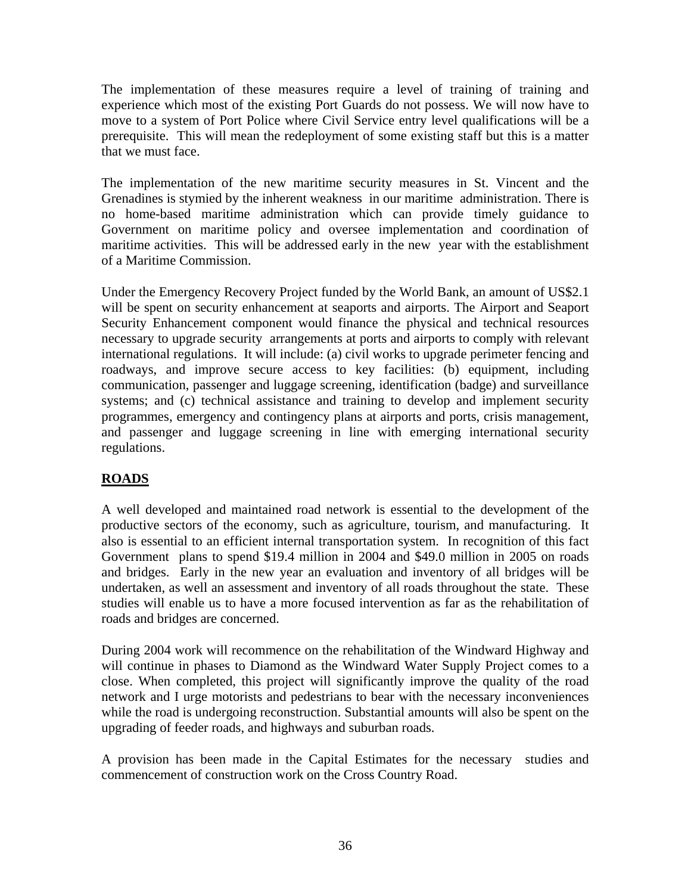The implementation of these measures require a level of training of training and experience which most of the existing Port Guards do not possess. We will now have to move to a system of Port Police where Civil Service entry level qualifications will be a prerequisite. This will mean the redeployment of some existing staff but this is a matter that we must face.

The implementation of the new maritime security measures in St. Vincent and the Grenadines is stymied by the inherent weakness in our maritime administration. There is no home-based maritime administration which can provide timely guidance to Government on maritime policy and oversee implementation and coordination of maritime activities. This will be addressed early in the new year with the establishment of a Maritime Commission.

Under the Emergency Recovery Project funded by the World Bank, an amount of US$2.1 will be spent on security enhancement at seaports and airports. The Airport and Seaport Security Enhancement component would finance the physical and technical resources necessary to upgrade security arrangements at ports and airports to comply with relevant international regulations. It will include: (a) civil works to upgrade perimeter fencing and roadways, and improve secure access to key facilities: (b) equipment, including communication, passenger and luggage screening, identification (badge) and surveillance systems; and (c) technical assistance and training to develop and implement security programmes, emergency and contingency plans at airports and ports, crisis management, and passenger and luggage screening in line with emerging international security regulations.

## **ROADS**

A well developed and maintained road network is essential to the development of the productive sectors of the economy, such as agriculture, tourism, and manufacturing. It also is essential to an efficient internal transportation system. In recognition of this fact Government plans to spend $19.4 million in 2004 and $49.0 million in 2005 on roads and bridges. Early in the new year an evaluation and inventory of all bridges will be undertaken, as well an assessment and inventory of all roads throughout the state. These studies will enable us to have a more focused intervention as far as the rehabilitation of roads and bridges are concerned.

During 2004 work will recommence on the rehabilitation of the Windward Highway and will continue in phases to Diamond as the Windward Water Supply Project comes to a close. When completed, this project will significantly improve the quality of the road network and I urge motorists and pedestrians to bear with the necessary inconveniences while the road is undergoing reconstruction. Substantial amounts will also be spent on the upgrading of feeder roads, and highways and suburban roads.

A provision has been made in the Capital Estimates for the necessary studies and commencement of construction work on the Cross Country Road.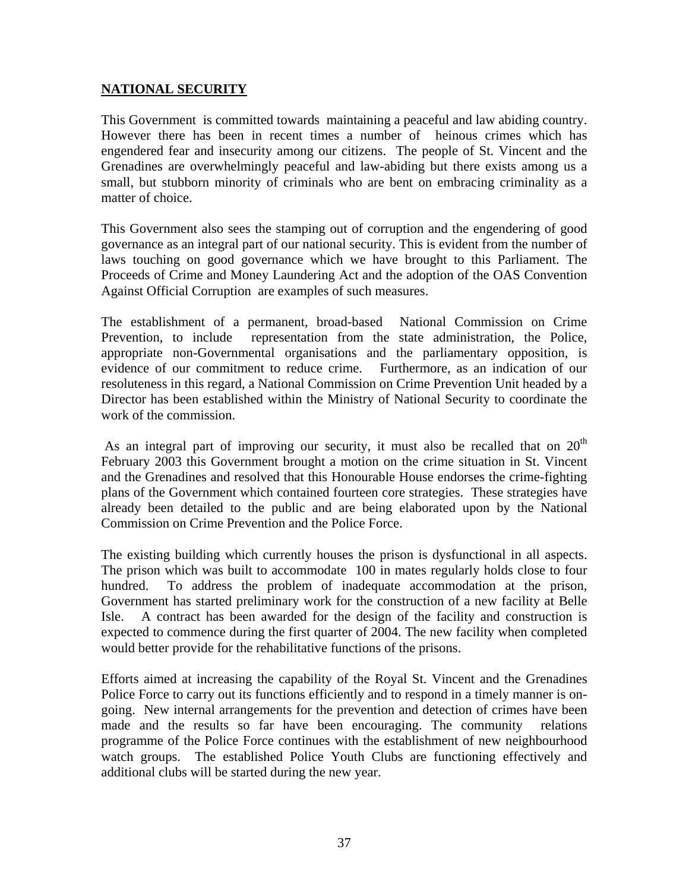## **NATIONAL SECURITY**

This Government is committed towards maintaining a peaceful and law abiding country. However there has been in recent times a number of heinous crimes which has engendered fear and insecurity among our citizens. The people of St. Vincent and the Grenadines are overwhelmingly peaceful and law-abiding but there exists among us a small, but stubborn minority of criminals who are bent on embracing criminality as a matter of choice.

This Government also sees the stamping out of corruption and the engendering of good governance as an integral part of our national security. This is evident from the number of laws touching on good governance which we have brought to this Parliament. The Proceeds of Crime and Money Laundering Act and the adoption of the OAS Convention Against Official Corruption are examples of such measures.

The establishment of a permanent, broad-based National Commission on Crime Prevention, to include representation from the state administration, the Police, appropriate non-Governmental organisations and the parliamentary opposition, is evidence of our commitment to reduce crime. Furthermore, as an indication of our resoluteness in this regard, a National Commission on Crime Prevention Unit headed by a Director has been established within the Ministry of National Security to coordinate the work of the commission.

As an integral part of improving our security, it must also be recalled that on 20th February 2003 this Government brought a motion on the crime situation in St. Vincent and the Grenadines and resolved that this Honourable House endorses the crime-fighting plans of the Government which contained fourteen core strategies. These strategies have already been detailed to the public and are being elaborated upon by the National Commission on Crime Prevention and the Police Force.

The existing building which currently houses the prison is dysfunctional in all aspects. The prison which was built to accommodate 100 in mates regularly holds close to four hundred. To address the problem of inadequate accommodation at the prison, Government has started preliminary work for the construction of a new facility at Belle Isle. A contract has been awarded for the design of the facility and construction is expected to commence during the first quarter of 2004. The new facility when completed would better provide for the rehabilitative functions of the prisons.

Efforts aimed at increasing the capability of the Royal St. Vincent and the Grenadines Police Force to carry out its functions efficiently and to respond in a timely manner is on-going. New internal arrangements for the prevention and detection of crimes have been made and the results so far have been encouraging. The community relations programme of the Police Force continues with the establishment of new neighbourhood watch groups. The established Police Youth Clubs are functioning effectively and additional clubs will be started during the new year.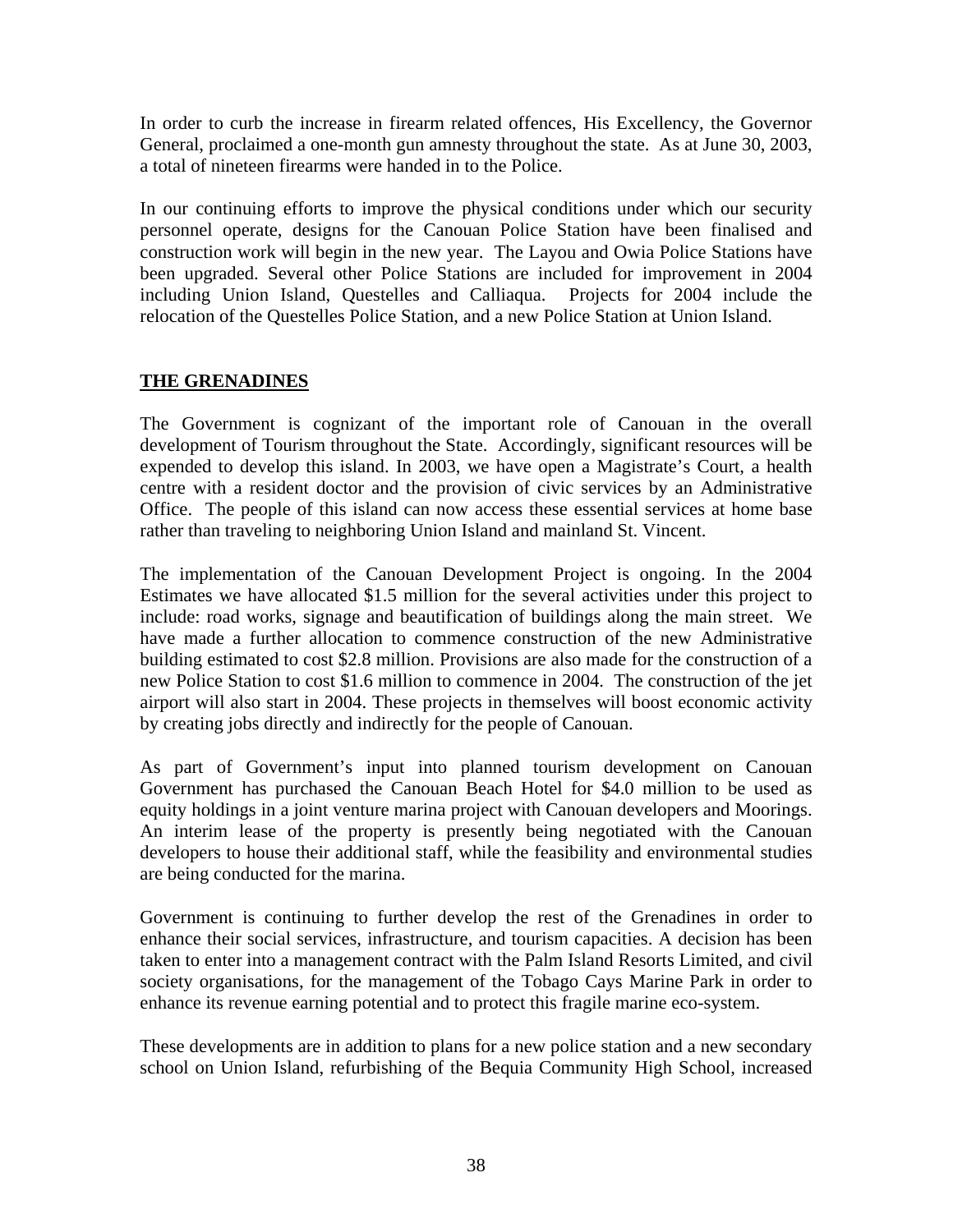In order to curb the increase in firearm related offences, His Excellency, the Governor General, proclaimed a one-month gun amnesty throughout the state. As at June 30, 2003, a total of nineteen firearms were handed in to the Police.

In our continuing efforts to improve the physical conditions under which our security personnel operate, designs for the Canouan Police Station have been finalised and construction work will begin in the new year. The Layou and Owia Police Stations have been upgraded. Several other Police Stations are included for improvement in 2004 including Union Island, Questelles and Calliaqua. Projects for 2004 include the relocation of the Questelles Police Station, and a new Police Station at Union Island.

## THE GRENADINES

The Government is cognizant of the important role of Canouan in the overall development of Tourism throughout the State. Accordingly, significant resources will be expended to develop this island. In 2003, we have open a Magistrate's Court, a health centre with a resident doctor and the provision of civic services by an Administrative Office. The people of this island can now access these essential services at home base rather than traveling to neighboring Union Island and mainland St. Vincent.

The implementation of the Canouan Development Project is ongoing. In the 2004 Estimates we have allocated $1.5 million for the several activities under this project to include: road works, signage and beautification of buildings along the main street. We have made a further allocation to commence construction of the new Administrative building estimated to cost $2.8 million. Provisions are also made for the construction of a new Police Station to cost $1.6 million to commence in 2004. The construction of the jet airport will also start in 2004. These projects in themselves will boost economic activity by creating jobs directly and indirectly for the people of Canouan.

As part of Government's input into planned tourism development on Canouan Government has purchased the Canouan Beach Hotel for $4.0 million to be used as equity holdings in a joint venture marina project with Canouan developers and Moorings. An interim lease of the property is presently being negotiated with the Canouan developers to house their additional staff, while the feasibility and environmental studies are being conducted for the marina.

Government is continuing to further develop the rest of the Grenadines in order to enhance their social services, infrastructure, and tourism capacities. A decision has been taken to enter into a management contract with the Palm Island Resorts Limited, and civil society organisations, for the management of the Tobago Cays Marine Park in order to enhance its revenue earning potential and to protect this fragile marine eco-system.

These developments are in addition to plans for a new police station and a new secondary school on Union Island, refurbishing of the Bequia Community High School, increased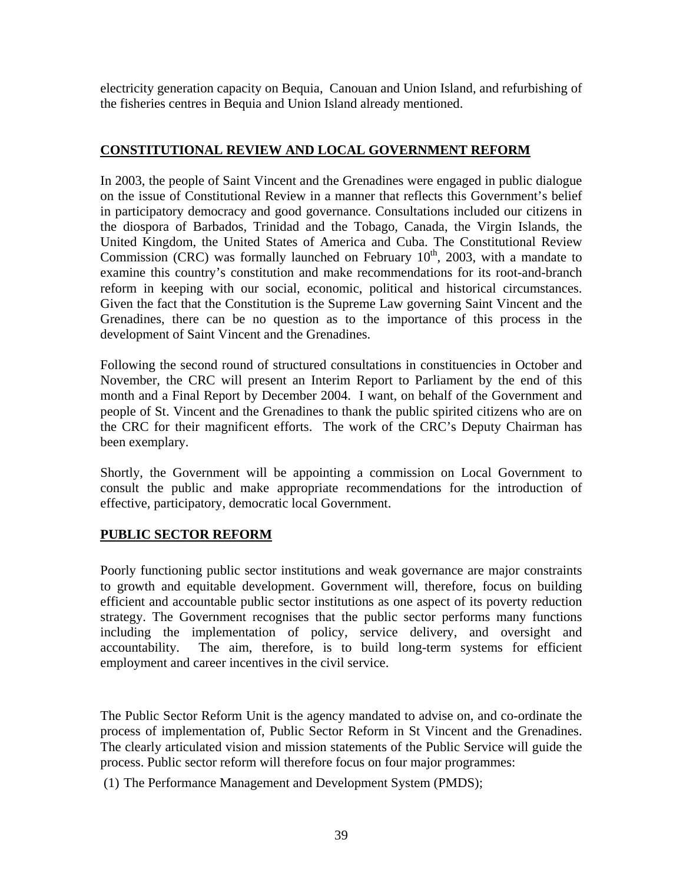electricity generation capacity on Bequia, Canouan and Union Island, and refurbishing of the fisheries centres in Bequia and Union Island already mentioned.

## CONSTITUTIONAL REVIEW AND LOCAL GOVERNMENT REFORM

In 2003, the people of Saint Vincent and the Grenadines were engaged in public dialogue on the issue of Constitutional Review in a manner that reflects this Government's belief in participatory democracy and good governance. Consultations included our citizens in the diospora of Barbados, Trinidad and the Tobago, Canada, the Virgin Islands, the United Kingdom, the United States of America and Cuba. The Constitutional Review Commission (CRC) was formally launched on February 10th, 2003, with a mandate to examine this country's constitution and make recommendations for its root-and-branch reform in keeping with our social, economic, political and historical circumstances. Given the fact that the Constitution is the Supreme Law governing Saint Vincent and the Grenadines, there can be no question as to the importance of this process in the development of Saint Vincent and the Grenadines.

Following the second round of structured consultations in constituencies in October and November, the CRC will present an Interim Report to Parliament by the end of this month and a Final Report by December 2004. I want, on behalf of the Government and people of St. Vincent and the Grenadines to thank the public spirited citizens who are on the CRC for their magnificent efforts. The work of the CRC's Deputy Chairman has been exemplary.

Shortly, the Government will be appointing a commission on Local Government to consult the public and make appropriate recommendations for the introduction of effective, participatory, democratic local Government.

## PUBLIC SECTOR REFORM

Poorly functioning public sector institutions and weak governance are major constraints to growth and equitable development. Government will, therefore, focus on building efficient and accountable public sector institutions as one aspect of its poverty reduction strategy. The Government recognises that the public sector performs many functions including the implementation of policy, service delivery, and oversight and accountability. The aim, therefore, is to build long-term systems for efficient employment and career incentives in the civil service.

The Public Sector Reform Unit is the agency mandated to advise on, and co-ordinate the process of implementation of, Public Sector Reform in St Vincent and the Grenadines. The clearly articulated vision and mission statements of the Public Service will guide the process. Public sector reform will therefore focus on four major programmes:

(1) The Performance Management and Development System (PMDS);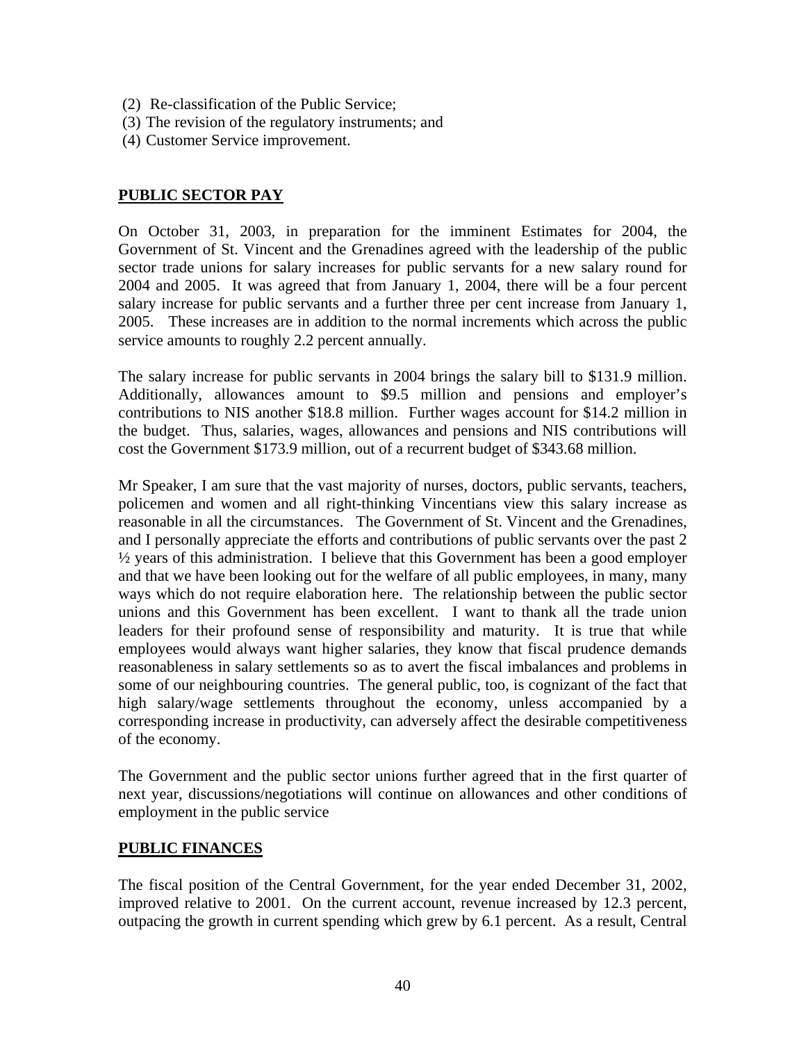(2) Re-classification of the Public Service;
(3) The revision of the regulatory instruments; and
(4) Customer Service improvement.

## PUBLIC SECTOR PAY

On October 31, 2003, in preparation for the imminent Estimates for 2004, the Government of St. Vincent and the Grenadines agreed with the leadership of the public sector trade unions for salary increases for public servants for a new salary round for 2004 and 2005. It was agreed that from January 1, 2004, there will be a four percent salary increase for public servants and a further three per cent increase from January 1, 2005. These increases are in addition to the normal increments which across the public service amounts to roughly 2.2 percent annually.

The salary increase for public servants in 2004 brings the salary bill to $131.9 million. Additionally, allowances amount to $9.5 million and pensions and employer's contributions to NIS another $18.8 million. Further wages account for $14.2 million in the budget. Thus, salaries, wages, allowances and pensions and NIS contributions will cost the Government $173.9 million, out of a recurrent budget of $343.68 million.

Mr Speaker, I am sure that the vast majority of nurses, doctors, public servants, teachers, policemen and women and all right-thinking Vincentians view this salary increase as reasonable in all the circumstances. The Government of St. Vincent and the Grenadines, and I personally appreciate the efforts and contributions of public servants over the past 2 ½ years of this administration. I believe that this Government has been a good employer and that we have been looking out for the welfare of all public employees, in many, many ways which do not require elaboration here. The relationship between the public sector unions and this Government has been excellent. I want to thank all the trade union leaders for their profound sense of responsibility and maturity. It is true that while employees would always want higher salaries, they know that fiscal prudence demands reasonableness in salary settlements so as to avert the fiscal imbalances and problems in some of our neighbouring countries. The general public, too, is cognizant of the fact that high salary/wage settlements throughout the economy, unless accompanied by a corresponding increase in productivity, can adversely affect the desirable competitiveness of the economy.

The Government and the public sector unions further agreed that in the first quarter of next year, discussions/negotiations will continue on allowances and other conditions of employment in the public service

## PUBLIC FINANCES

The fiscal position of the Central Government, for the year ended December 31, 2002, improved relative to 2001. On the current account, revenue increased by 12.3 percent, outpacing the growth in current spending which grew by 6.1 percent. As a result, Central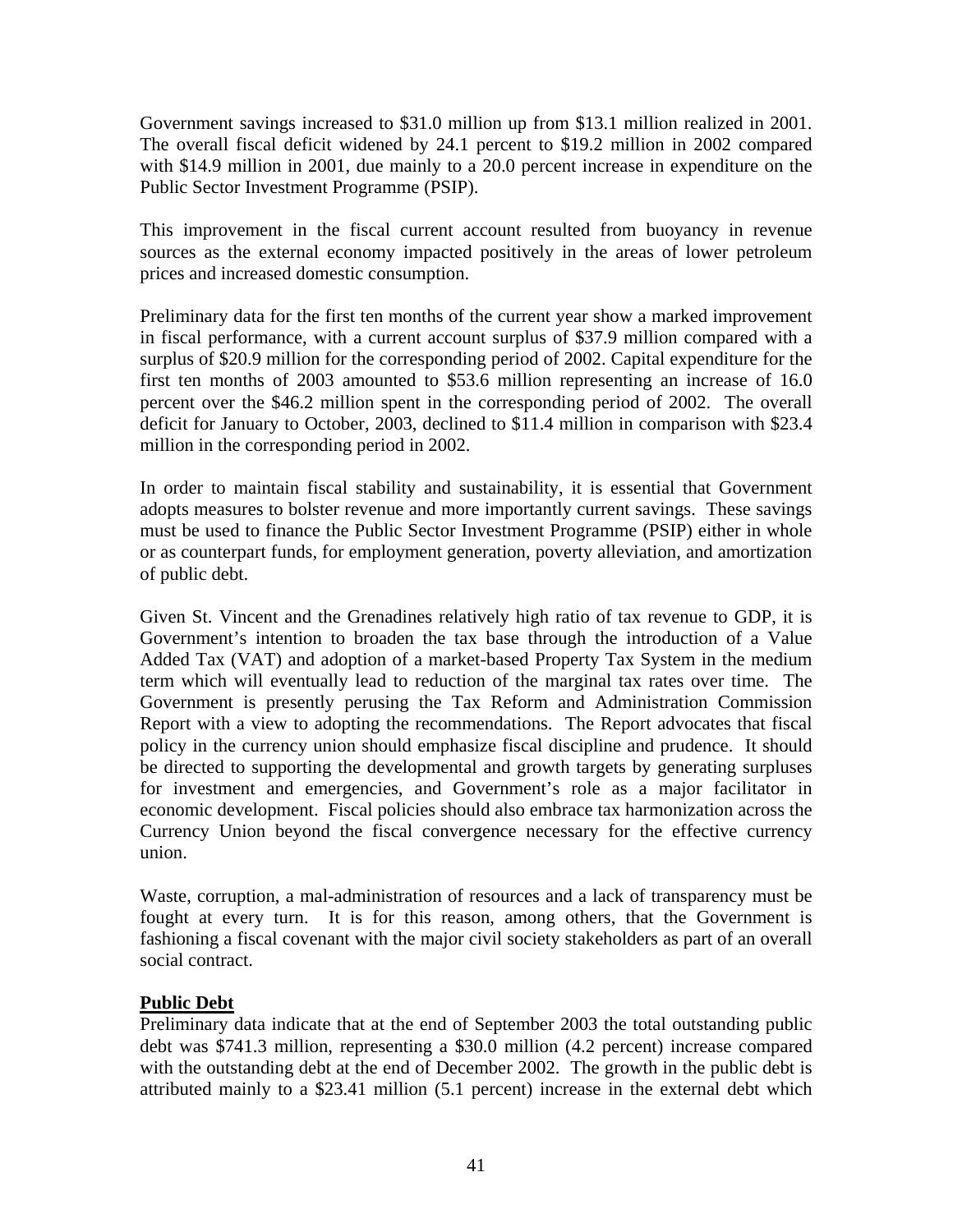Government savings increased to $31.0 million up from $13.1 million realized in 2001. The overall fiscal deficit widened by 24.1 percent to $19.2 million in 2002 compared with $14.9 million in 2001, due mainly to a 20.0 percent increase in expenditure on the Public Sector Investment Programme (PSIP).

This improvement in the fiscal current account resulted from buoyancy in revenue sources as the external economy impacted positively in the areas of lower petroleum prices and increased domestic consumption.

Preliminary data for the first ten months of the current year show a marked improvement in fiscal performance, with a current account surplus of $37.9 million compared with a surplus of $20.9 million for the corresponding period of 2002. Capital expenditure for the first ten months of 2003 amounted to $53.6 million representing an increase of 16.0 percent over the $46.2 million spent in the corresponding period of 2002. The overall deficit for January to October, 2003, declined to $11.4 million in comparison with $23.4 million in the corresponding period in 2002.

In order to maintain fiscal stability and sustainability, it is essential that Government adopts measures to bolster revenue and more importantly current savings. These savings must be used to finance the Public Sector Investment Programme (PSIP) either in whole or as counterpart funds, for employment generation, poverty alleviation, and amortization of public debt.

Given St. Vincent and the Grenadines relatively high ratio of tax revenue to GDP, it is Government's intention to broaden the tax base through the introduction of a Value Added Tax (VAT) and adoption of a market-based Property Tax System in the medium term which will eventually lead to reduction of the marginal tax rates over time. The Government is presently perusing the Tax Reform and Administration Commission Report with a view to adopting the recommendations. The Report advocates that fiscal policy in the currency union should emphasize fiscal discipline and prudence. It should be directed to supporting the developmental and growth targets by generating surpluses for investment and emergencies, and Government's role as a major facilitator in economic development. Fiscal policies should also embrace tax harmonization across the Currency Union beyond the fiscal convergence necessary for the effective currency union.

Waste, corruption, a mal-administration of resources and a lack of transparency must be fought at every turn. It is for this reason, among others, that the Government is fashioning a fiscal covenant with the major civil society stakeholders as part of an overall social contract.

**Public Debt**

Preliminary data indicate that at the end of September 2003 the total outstanding public debt was $741.3 million, representing a $30.0 million (4.2 percent) increase compared with the outstanding debt at the end of December 2002. The growth in the public debt is attributed mainly to a $23.41 million (5.1 percent) increase in the external debt which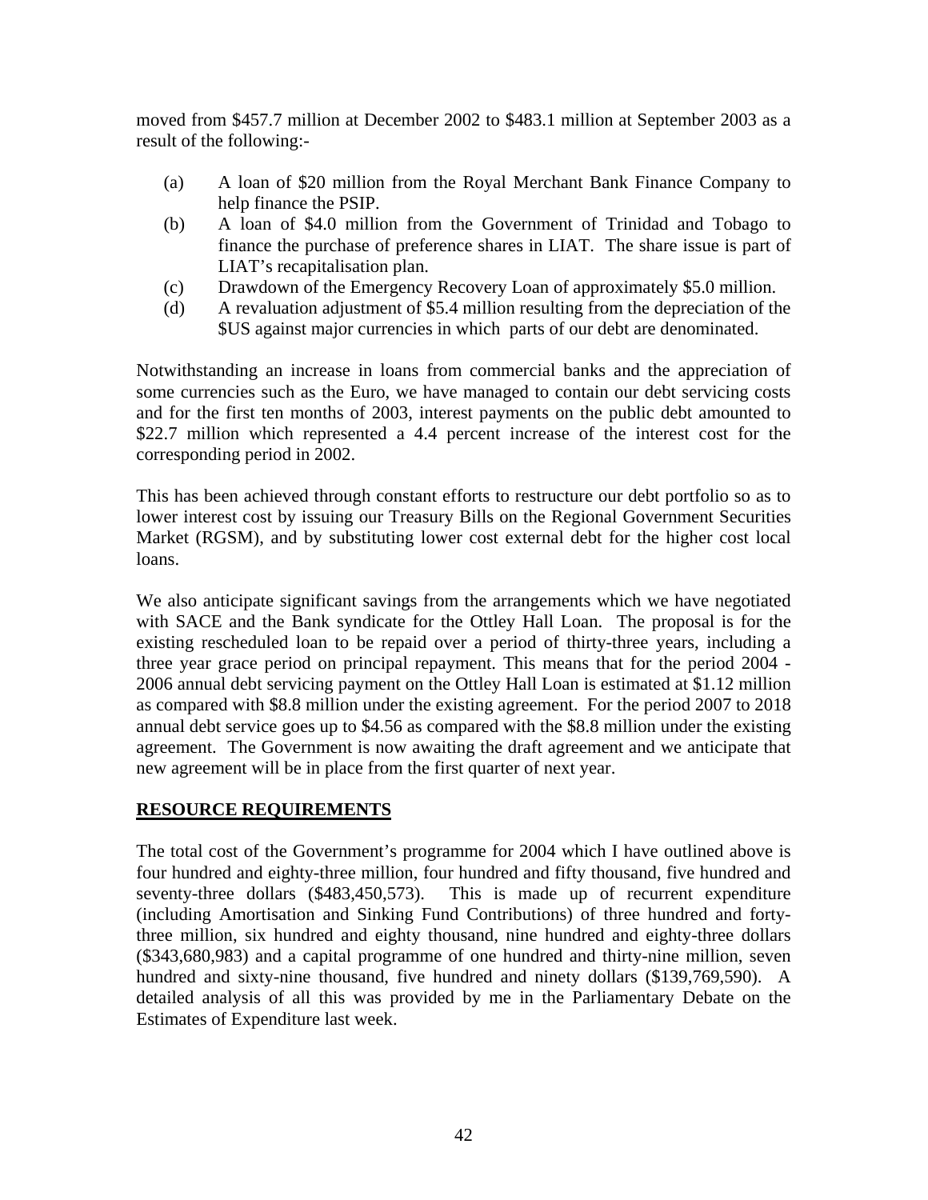moved from $457.7 million at December 2002 to $483.1 million at September 2003 as a result of the following:-

(a) A loan of $20 million from the Royal Merchant Bank Finance Company to help finance the PSIP.

(b) A loan of $4.0 million from the Government of Trinidad and Tobago to finance the purchase of preference shares in LIAT. The share issue is part of LIAT's recapitalisation plan.

(c) Drawdown of the Emergency Recovery Loan of approximately $5.0 million.

(d) A revaluation adjustment of $5.4 million resulting from the depreciation of the $US against major currencies in which parts of our debt are denominated.

Notwithstanding an increase in loans from commercial banks and the appreciation of some currencies such as the Euro, we have managed to contain our debt servicing costs and for the first ten months of 2003, interest payments on the public debt amounted to $22.7 million which represented a 4.4 percent increase of the interest cost for the corresponding period in 2002.

This has been achieved through constant efforts to restructure our debt portfolio so as to lower interest cost by issuing our Treasury Bills on the Regional Government Securities Market (RGSM), and by substituting lower cost external debt for the higher cost local loans.

We also anticipate significant savings from the arrangements which we have negotiated with SACE and the Bank syndicate for the Ottley Hall Loan. The proposal is for the existing rescheduled loan to be repaid over a period of thirty-three years, including a three year grace period on principal repayment. This means that for the period 2004 - 2006 annual debt servicing payment on the Ottley Hall Loan is estimated at $1.12 million as compared with $8.8 million under the existing agreement. For the period 2007 to 2018 annual debt service goes up to $4.56 as compared with the $8.8 million under the existing agreement. The Government is now awaiting the draft agreement and we anticipate that new agreement will be in place from the first quarter of next year.

## RESOURCE REQUIREMENTS

The total cost of the Government's programme for 2004 which I have outlined above is four hundred and eighty-three million, four hundred and fifty thousand, five hundred and seventy-three dollars ($483,450,573). This is made up of recurrent expenditure (including Amortisation and Sinking Fund Contributions) of three hundred and forty-three million, six hundred and eighty thousand, nine hundred and eighty-three dollars ($343,680,983) and a capital programme of one hundred and thirty-nine million, seven hundred and sixty-nine thousand, five hundred and ninety dollars ($139,769,590). A detailed analysis of all this was provided by me in the Parliamentary Debate on the Estimates of Expenditure last week.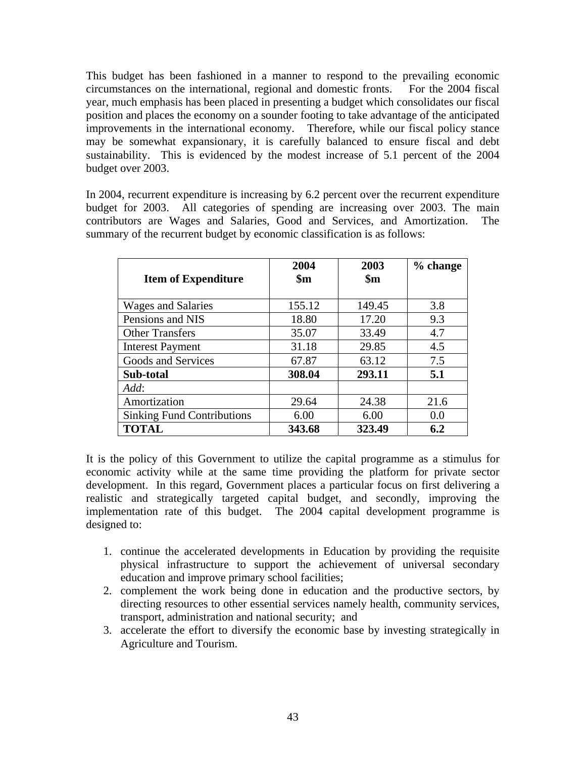This budget has been fashioned in a manner to respond to the prevailing economic circumstances on the international, regional and domestic fronts. For the 2004 fiscal year, much emphasis has been placed in presenting a budget which consolidates our fiscal position and places the economy on a sounder footing to take advantage of the anticipated improvements in the international economy. Therefore, while our fiscal policy stance may be somewhat expansionary, it is carefully balanced to ensure fiscal and debt sustainability. This is evidenced by the modest increase of 5.1 percent of the 2004 budget over 2003.

In 2004, recurrent expenditure is increasing by 6.2 percent over the recurrent expenditure budget for 2003. All categories of spending are increasing over 2003. The main contributors are Wages and Salaries, Good and Services, and Amortization. The summary of the recurrent budget by economic classification is as follows:

| Item of Expenditure | 2004 $m | 2003 $m | % change |
|---|---|---|---|
| Wages and Salaries | 155.12 | 149.45 | 3.8 |
| Pensions and NIS | 18.80 | 17.20 | 9.3 |
| Other Transfers | 35.07 | 33.49 | 4.7 |
| Interest Payment | 31.18 | 29.85 | 4.5 |
| Goods and Services | 67.87 | 63.12 | 7.5 |
| **Sub-total** | **308.04** | **293.11** | **5.1** |
| *Add*: | | | |
| Amortization | 29.64 | 24.38 | 21.6 |
| Sinking Fund Contributions | 6.00 | 6.00 | 0.0 |
| **TOTAL** | **343.68** | **323.49** | **6.2** |

It is the policy of this Government to utilize the capital programme as a stimulus for economic activity while at the same time providing the platform for private sector development. In this regard, Government places a particular focus on first delivering a realistic and strategically targeted capital budget, and secondly, improving the implementation rate of this budget. The 2004 capital development programme is designed to:

1. continue the accelerated developments in Education by providing the requisite physical infrastructure to support the achievement of universal secondary education and improve primary school facilities;
2. complement the work being done in education and the productive sectors, by directing resources to other essential services namely health, community services, transport, administration and national security; and
3. accelerate the effort to diversify the economic base by investing strategically in Agriculture and Tourism.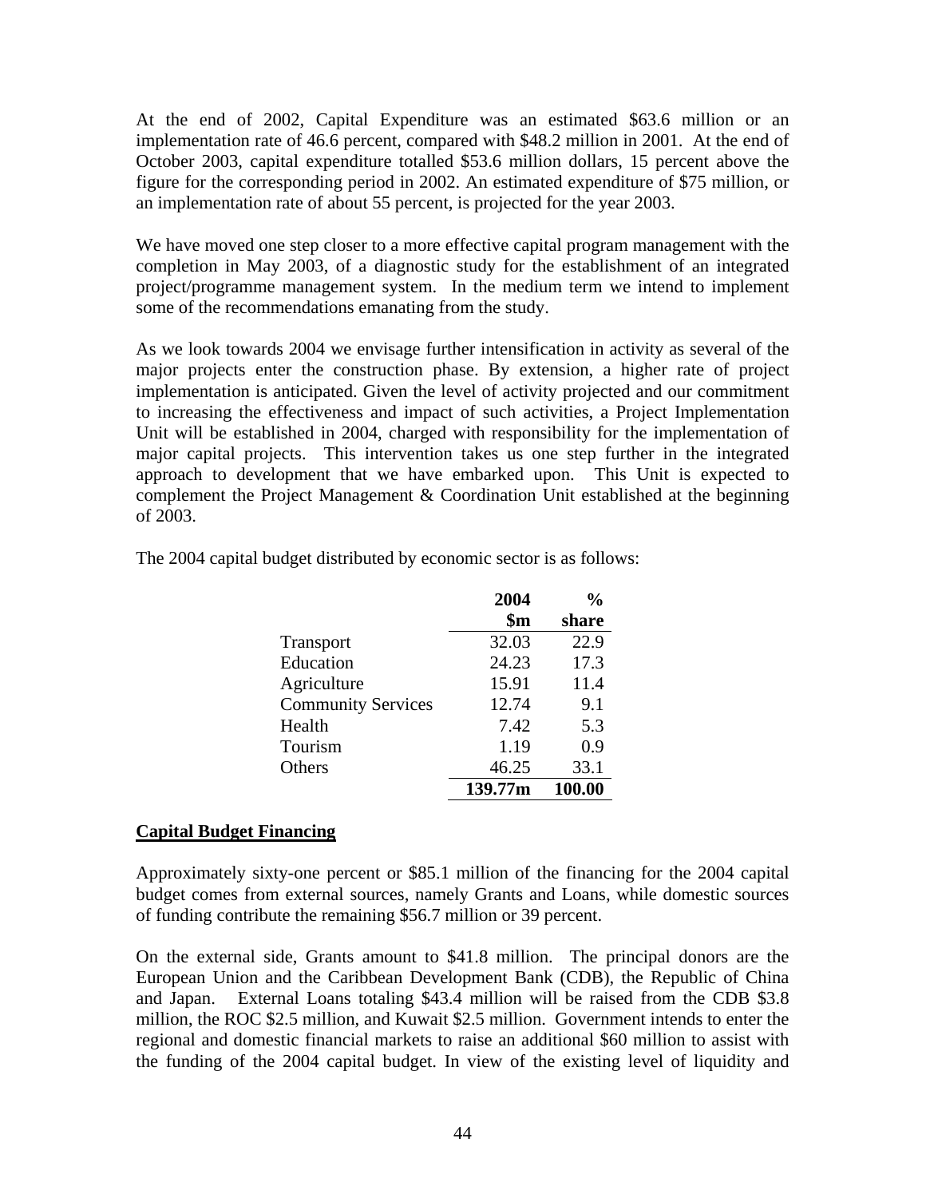At the end of 2002, Capital Expenditure was an estimated $63.6 million or an implementation rate of 46.6 percent, compared with $48.2 million in 2001. At the end of October 2003, capital expenditure totalled $53.6 million dollars, 15 percent above the figure for the corresponding period in 2002. An estimated expenditure of $75 million, or an implementation rate of about 55 percent, is projected for the year 2003.

We have moved one step closer to a more effective capital program management with the completion in May 2003, of a diagnostic study for the establishment of an integrated project/programme management system. In the medium term we intend to implement some of the recommendations emanating from the study.

As we look towards 2004 we envisage further intensification in activity as several of the major projects enter the construction phase. By extension, a higher rate of project implementation is anticipated. Given the level of activity projected and our commitment to increasing the effectiveness and impact of such activities, a Project Implementation Unit will be established in 2004, charged with responsibility for the implementation of major capital projects. This intervention takes us one step further in the integrated approach to development that we have embarked upon. This Unit is expected to complement the Project Management & Coordination Unit established at the beginning of 2003.

The 2004 capital budget distributed by economic sector is as follows:

| | **2004 $m** | **% share** |
|---|---|---|
| Transport | 32.03 | 22.9 |
| Education | 24.23 | 17.3 |
| Agriculture | 15.91 | 11.4 |
| Community Services | 12.74 | 9.1 |
| Health | 7.42 | 5.3 |
| Tourism | 1.19 | 0.9 |
| Others | 46.25 | 33.1 |
| | **139.77m** | **100.00** |

**Capital Budget Financing**

Approximately sixty-one percent or $85.1 million of the financing for the 2004 capital budget comes from external sources, namely Grants and Loans, while domestic sources of funding contribute the remaining $56.7 million or 39 percent.

On the external side, Grants amount to $41.8 million. The principal donors are the European Union and the Caribbean Development Bank (CDB), the Republic of China and Japan. External Loans totaling $43.4 million will be raised from the CDB $3.8 million, the ROC $2.5 million, and Kuwait $2.5 million. Government intends to enter the regional and domestic financial markets to raise an additional $60 million to assist with the funding of the 2004 capital budget. In view of the existing level of liquidity and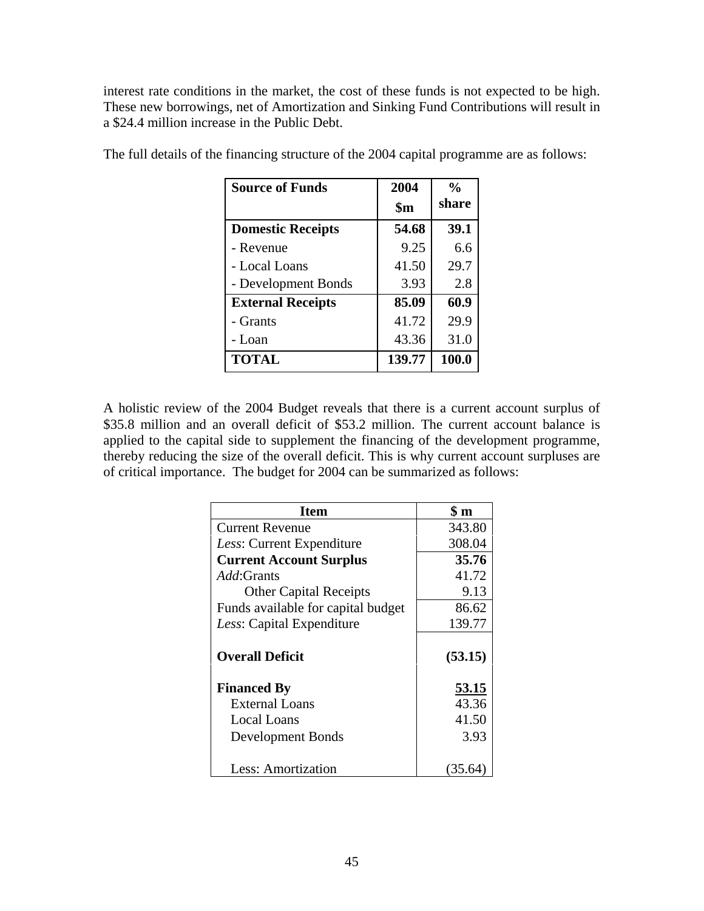interest rate conditions in the market, the cost of these funds is not expected to be high. These new borrowings, net of Amortization and Sinking Fund Contributions will result in a $24.4 million increase in the Public Debt.

The full details of the financing structure of the 2004 capital programme are as follows:

| **Source of Funds** | **2004 $m** | **% share** |
|---|---|---|
| **Domestic Receipts** | **54.68** | **39.1** |
| - Revenue | 9.25 | 6.6 |
| - Local Loans | 41.50 | 29.7 |
| - Development Bonds | 3.93 | 2.8 |
| **External Receipts** | **85.09** | **60.9** |
| - Grants | 41.72 | 29.9 |
| - Loan | 43.36 | 31.0 |
| **TOTAL** | **139.77** | **100.0** |

A holistic review of the 2004 Budget reveals that there is a current account surplus of $35.8 million and an overall deficit of $53.2 million. The current account balance is applied to the capital side to supplement the financing of the development programme, thereby reducing the size of the overall deficit. This is why current account surpluses are of critical importance. The budget for 2004 can be summarized as follows:

| **Item** | **$ m** |
|---|---|
| Current Revenue | 343.80 |
| *Less*: Current Expenditure | 308.04 |
| **Current Account Surplus** | **35.76** |
| *Add*:Grants | 41.72 |
| Other Capital Receipts | 9.13 |
| Funds available for capital budget | 86.62 |
| *Less*: Capital Expenditure | 139.77 |
| **Overall Deficit** | **(53.15)** |
| **Financed By** | **53.15** |
| External Loans | 43.36 |
| Local Loans | 41.50 |
| Development Bonds | 3.93 |
| Less: Amortization | (35.64) |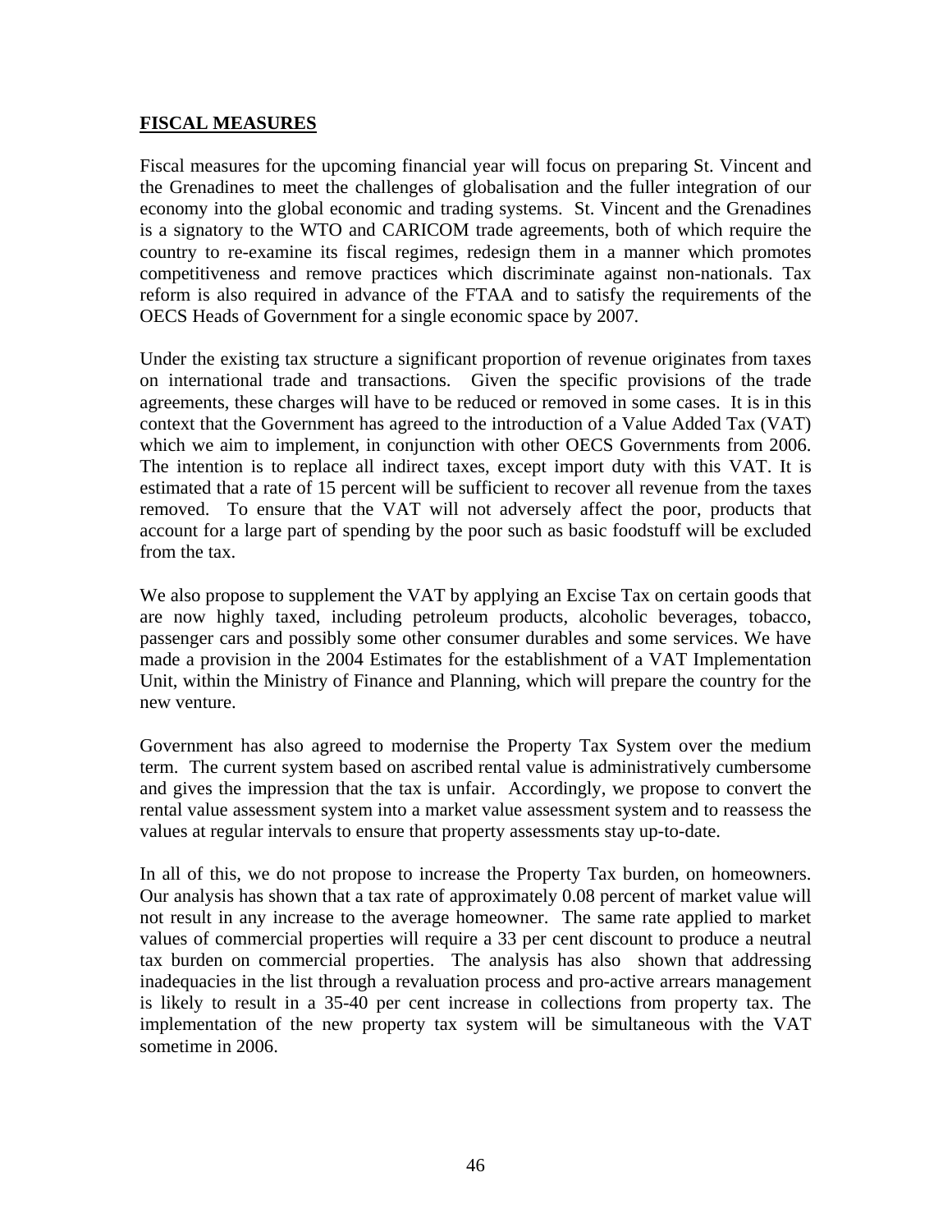## FISCAL MEASURES

Fiscal measures for the upcoming financial year will focus on preparing St. Vincent and the Grenadines to meet the challenges of globalisation and the fuller integration of our economy into the global economic and trading systems. St. Vincent and the Grenadines is a signatory to the WTO and CARICOM trade agreements, both of which require the country to re-examine its fiscal regimes, redesign them in a manner which promotes competitiveness and remove practices which discriminate against non-nationals. Tax reform is also required in advance of the FTAA and to satisfy the requirements of the OECS Heads of Government for a single economic space by 2007.

Under the existing tax structure a significant proportion of revenue originates from taxes on international trade and transactions. Given the specific provisions of the trade agreements, these charges will have to be reduced or removed in some cases. It is in this context that the Government has agreed to the introduction of a Value Added Tax (VAT) which we aim to implement, in conjunction with other OECS Governments from 2006. The intention is to replace all indirect taxes, except import duty with this VAT. It is estimated that a rate of 15 percent will be sufficient to recover all revenue from the taxes removed. To ensure that the VAT will not adversely affect the poor, products that account for a large part of spending by the poor such as basic foodstuff will be excluded from the tax.

We also propose to supplement the VAT by applying an Excise Tax on certain goods that are now highly taxed, including petroleum products, alcoholic beverages, tobacco, passenger cars and possibly some other consumer durables and some services. We have made a provision in the 2004 Estimates for the establishment of a VAT Implementation Unit, within the Ministry of Finance and Planning, which will prepare the country for the new venture.

Government has also agreed to modernise the Property Tax System over the medium term. The current system based on ascribed rental value is administratively cumbersome and gives the impression that the tax is unfair. Accordingly, we propose to convert the rental value assessment system into a market value assessment system and to reassess the values at regular intervals to ensure that property assessments stay up-to-date.

In all of this, we do not propose to increase the Property Tax burden, on homeowners. Our analysis has shown that a tax rate of approximately 0.08 percent of market value will not result in any increase to the average homeowner. The same rate applied to market values of commercial properties will require a 33 per cent discount to produce a neutral tax burden on commercial properties. The analysis has also shown that addressing inadequacies in the list through a revaluation process and pro-active arrears management is likely to result in a 35-40 per cent increase in collections from property tax. The implementation of the new property tax system will be simultaneous with the VAT sometime in 2006.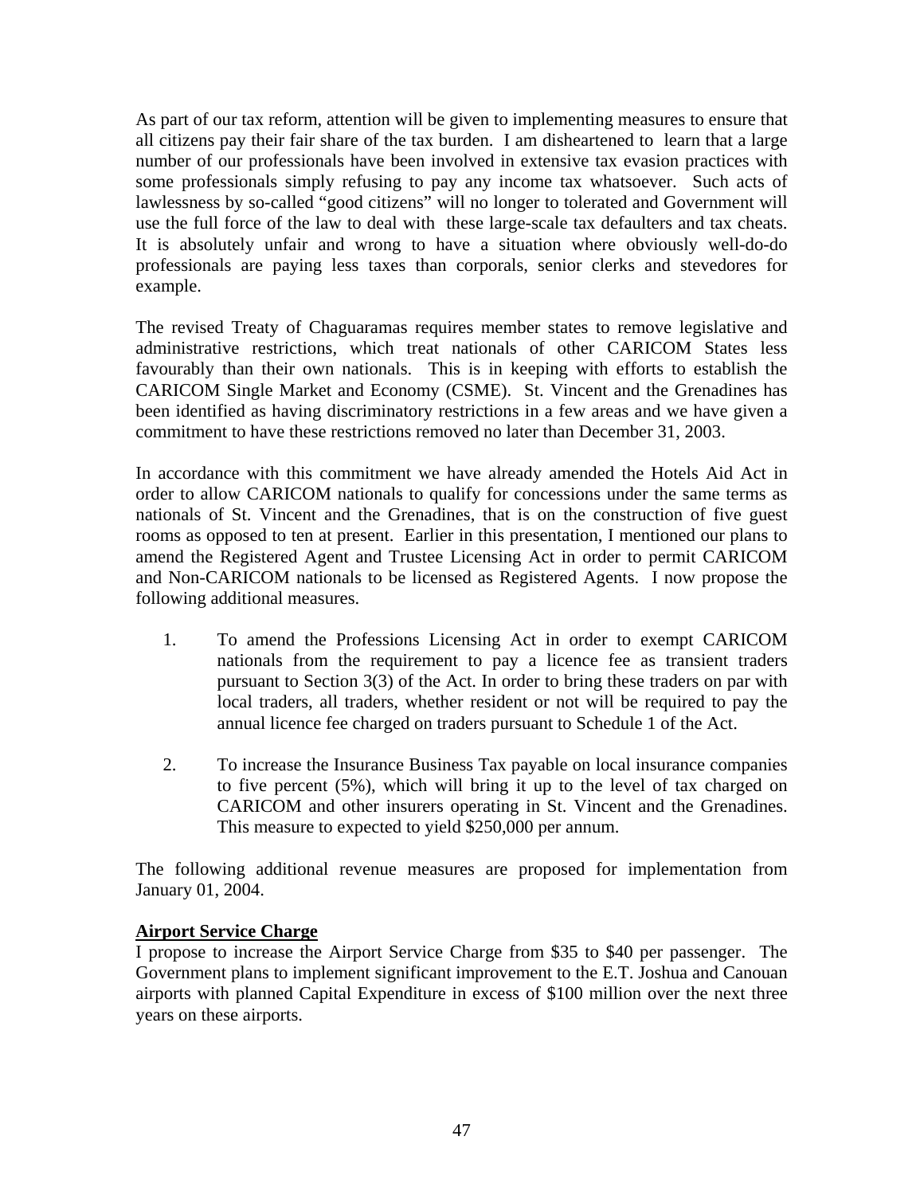As part of our tax reform, attention will be given to implementing measures to ensure that all citizens pay their fair share of the tax burden. I am disheartened to learn that a large number of our professionals have been involved in extensive tax evasion practices with some professionals simply refusing to pay any income tax whatsoever. Such acts of lawlessness by so-called "good citizens" will no longer to tolerated and Government will use the full force of the law to deal with these large-scale tax defaulters and tax cheats. It is absolutely unfair and wrong to have a situation where obviously well-do-do professionals are paying less taxes than corporals, senior clerks and stevedores for example.

The revised Treaty of Chaguaramas requires member states to remove legislative and administrative restrictions, which treat nationals of other CARICOM States less favourably than their own nationals. This is in keeping with efforts to establish the CARICOM Single Market and Economy (CSME). St. Vincent and the Grenadines has been identified as having discriminatory restrictions in a few areas and we have given a commitment to have these restrictions removed no later than December 31, 2003.

In accordance with this commitment we have already amended the Hotels Aid Act in order to allow CARICOM nationals to qualify for concessions under the same terms as nationals of St. Vincent and the Grenadines, that is on the construction of five guest rooms as opposed to ten at present. Earlier in this presentation, I mentioned our plans to amend the Registered Agent and Trustee Licensing Act in order to permit CARICOM and Non-CARICOM nationals to be licensed as Registered Agents. I now propose the following additional measures.

1. To amend the Professions Licensing Act in order to exempt CARICOM nationals from the requirement to pay a licence fee as transient traders pursuant to Section 3(3) of the Act. In order to bring these traders on par with local traders, all traders, whether resident or not will be required to pay the annual licence fee charged on traders pursuant to Schedule 1 of the Act.

2. To increase the Insurance Business Tax payable on local insurance companies to five percent (5%), which will bring it up to the level of tax charged on CARICOM and other insurers operating in St. Vincent and the Grenadines. This measure to expected to yield $250,000 per annum.

The following additional revenue measures are proposed for implementation from January 01, 2004.

**Airport Service Charge**

I propose to increase the Airport Service Charge from $35 to $40 per passenger. The Government plans to implement significant improvement to the E.T. Joshua and Canouan airports with planned Capital Expenditure in excess of $100 million over the next three years on these airports.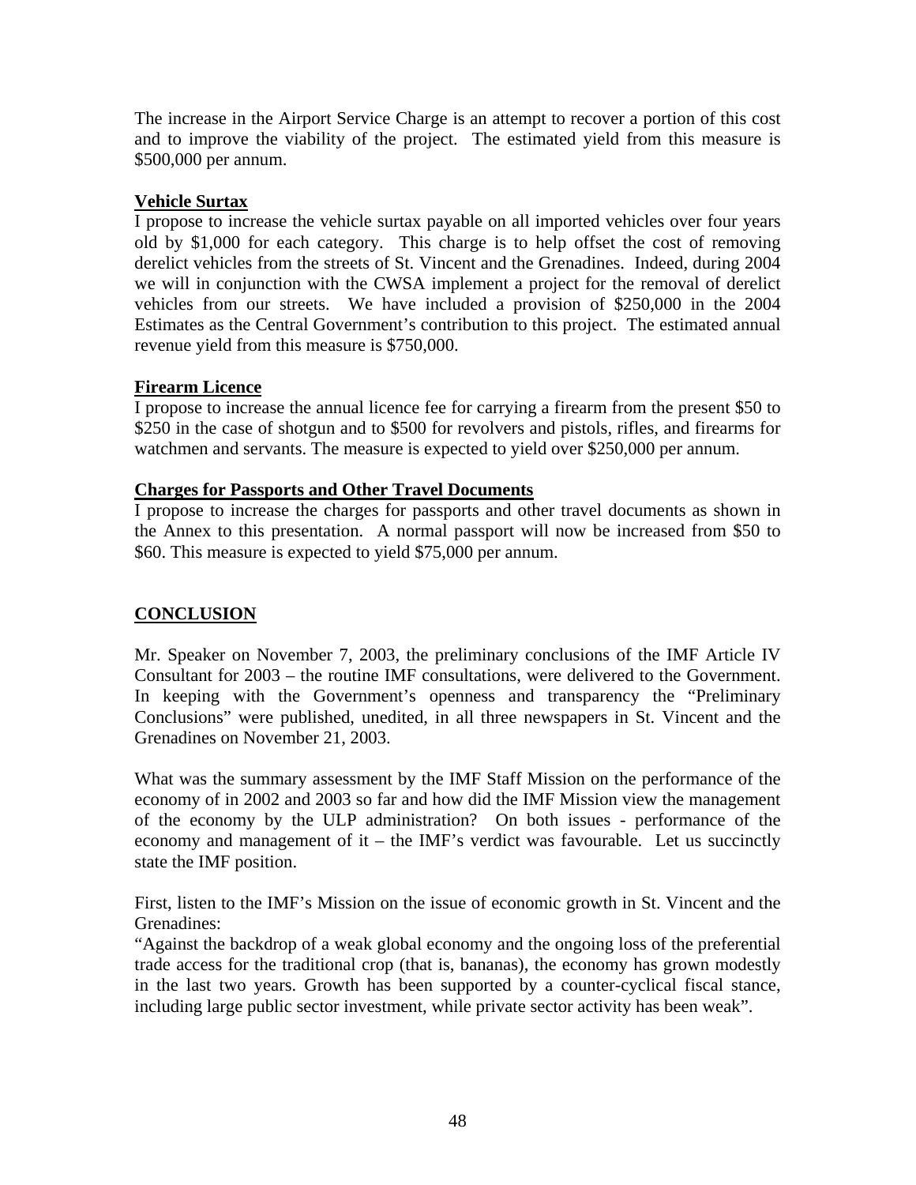The increase in the Airport Service Charge is an attempt to recover a portion of this cost and to improve the viability of the project. The estimated yield from this measure is $500,000 per annum.

**Vehicle Surtax**

I propose to increase the vehicle surtax payable on all imported vehicles over four years old by $1,000 for each category. This charge is to help offset the cost of removing derelict vehicles from the streets of St. Vincent and the Grenadines. Indeed, during 2004 we will in conjunction with the CWSA implement a project for the removal of derelict vehicles from our streets. We have included a provision of $250,000 in the 2004 Estimates as the Central Government's contribution to this project. The estimated annual revenue yield from this measure is $750,000.

**Firearm Licence**

I propose to increase the annual licence fee for carrying a firearm from the present $50 to $250 in the case of shotgun and to $500 for revolvers and pistols, rifles, and firearms for watchmen and servants. The measure is expected to yield over $250,000 per annum.

**Charges for Passports and Other Travel Documents**

I propose to increase the charges for passports and other travel documents as shown in the Annex to this presentation. A normal passport will now be increased from $50 to $60. This measure is expected to yield $75,000 per annum.

## CONCLUSION

Mr. Speaker on November 7, 2003, the preliminary conclusions of the IMF Article IV Consultant for 2003 – the routine IMF consultations, were delivered to the Government. In keeping with the Government's openness and transparency the "Preliminary Conclusions" were published, unedited, in all three newspapers in St. Vincent and the Grenadines on November 21, 2003.

What was the summary assessment by the IMF Staff Mission on the performance of the economy of in 2002 and 2003 so far and how did the IMF Mission view the management of the economy by the ULP administration? On both issues - performance of the economy and management of it – the IMF's verdict was favourable. Let us succinctly state the IMF position.

First, listen to the IMF's Mission on the issue of economic growth in St. Vincent and the Grenadines:

"Against the backdrop of a weak global economy and the ongoing loss of the preferential trade access for the traditional crop (that is, bananas), the economy has grown modestly in the last two years. Growth has been supported by a counter-cyclical fiscal stance, including large public sector investment, while private sector activity has been weak".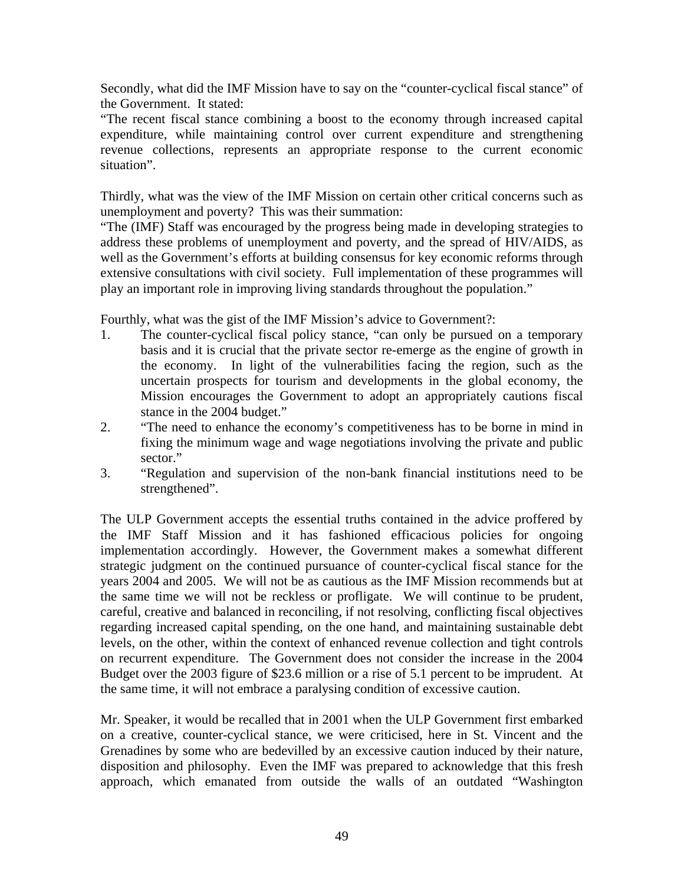Secondly, what did the IMF Mission have to say on the "counter-cyclical fiscal stance" of the Government. It stated:
"The recent fiscal stance combining a boost to the economy through increased capital expenditure, while maintaining control over current expenditure and strengthening revenue collections, represents an appropriate response to the current economic situation".

Thirdly, what was the view of the IMF Mission on certain other critical concerns such as unemployment and poverty? This was their summation:
"The (IMF) Staff was encouraged by the progress being made in developing strategies to address these problems of unemployment and poverty, and the spread of HIV/AIDS, as well as the Government's efforts at building consensus for key economic reforms through extensive consultations with civil society. Full implementation of these programmes will play an important role in improving living standards throughout the population."

Fourthly, what was the gist of the IMF Mission's advice to Government?:

1. The counter-cyclical fiscal policy stance, "can only be pursued on a temporary basis and it is crucial that the private sector re-emerge as the engine of growth in the economy. In light of the vulnerabilities facing the region, such as the uncertain prospects for tourism and developments in the global economy, the Mission encourages the Government to adopt an appropriately cautions fiscal stance in the 2004 budget."
2. "The need to enhance the economy's competitiveness has to be borne in mind in fixing the minimum wage and wage negotiations involving the private and public sector."
3. "Regulation and supervision of the non-bank financial institutions need to be strengthened".

The ULP Government accepts the essential truths contained in the advice proffered by the IMF Staff Mission and it has fashioned efficacious policies for ongoing implementation accordingly. However, the Government makes a somewhat different strategic judgment on the continued pursuance of counter-cyclical fiscal stance for the years 2004 and 2005. We will not be as cautious as the IMF Mission recommends but at the same time we will not be reckless or profligate. We will continue to be prudent, careful, creative and balanced in reconciling, if not resolving, conflicting fiscal objectives regarding increased capital spending, on the one hand, and maintaining sustainable debt levels, on the other, within the context of enhanced revenue collection and tight controls on recurrent expenditure. The Government does not consider the increase in the 2004 Budget over the 2003 figure of $23.6 million or a rise of 5.1 percent to be imprudent. At the same time, it will not embrace a paralysing condition of excessive caution.

Mr. Speaker, it would be recalled that in 2001 when the ULP Government first embarked on a creative, counter-cyclical stance, we were criticised, here in St. Vincent and the Grenadines by some who are bedevilled by an excessive caution induced by their nature, disposition and philosophy. Even the IMF was prepared to acknowledge that this fresh approach, which emanated from outside the walls of an outdated "Washington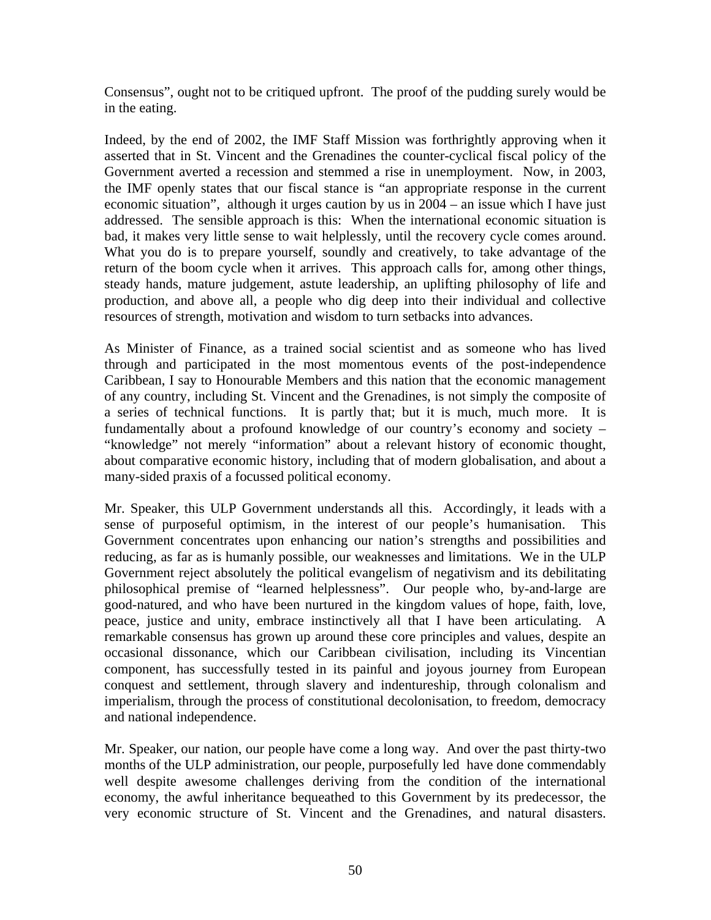Consensus", ought not to be critiqued upfront. The proof of the pudding surely would be in the eating.

Indeed, by the end of 2002, the IMF Staff Mission was forthrightly approving when it asserted that in St. Vincent and the Grenadines the counter-cyclical fiscal policy of the Government averted a recession and stemmed a rise in unemployment. Now, in 2003, the IMF openly states that our fiscal stance is "an appropriate response in the current economic situation", although it urges caution by us in 2004 – an issue which I have just addressed. The sensible approach is this: When the international economic situation is bad, it makes very little sense to wait helplessly, until the recovery cycle comes around. What you do is to prepare yourself, soundly and creatively, to take advantage of the return of the boom cycle when it arrives. This approach calls for, among other things, steady hands, mature judgement, astute leadership, an uplifting philosophy of life and production, and above all, a people who dig deep into their individual and collective resources of strength, motivation and wisdom to turn setbacks into advances.

As Minister of Finance, as a trained social scientist and as someone who has lived through and participated in the most momentous events of the post-independence Caribbean, I say to Honourable Members and this nation that the economic management of any country, including St. Vincent and the Grenadines, is not simply the composite of a series of technical functions. It is partly that; but it is much, much more. It is fundamentally about a profound knowledge of our country's economy and society – "knowledge" not merely "information" about a relevant history of economic thought, about comparative economic history, including that of modern globalisation, and about a many-sided praxis of a focussed political economy.

Mr. Speaker, this ULP Government understands all this. Accordingly, it leads with a sense of purposeful optimism, in the interest of our people's humanisation. This Government concentrates upon enhancing our nation's strengths and possibilities and reducing, as far as is humanly possible, our weaknesses and limitations. We in the ULP Government reject absolutely the political evangelism of negativism and its debilitating philosophical premise of "learned helplessness". Our people who, by-and-large are good-natured, and who have been nurtured in the kingdom values of hope, faith, love, peace, justice and unity, embrace instinctively all that I have been articulating. A remarkable consensus has grown up around these core principles and values, despite an occasional dissonance, which our Caribbean civilisation, including its Vincentian component, has successfully tested in its painful and joyous journey from European conquest and settlement, through slavery and indentureship, through colonalism and imperialism, through the process of constitutional decolonisation, to freedom, democracy and national independence.

Mr. Speaker, our nation, our people have come a long way. And over the past thirty-two months of the ULP administration, our people, purposefully led have done commendably well despite awesome challenges deriving from the condition of the international economy, the awful inheritance bequeathed to this Government by its predecessor, the very economic structure of St. Vincent and the Grenadines, and natural disasters.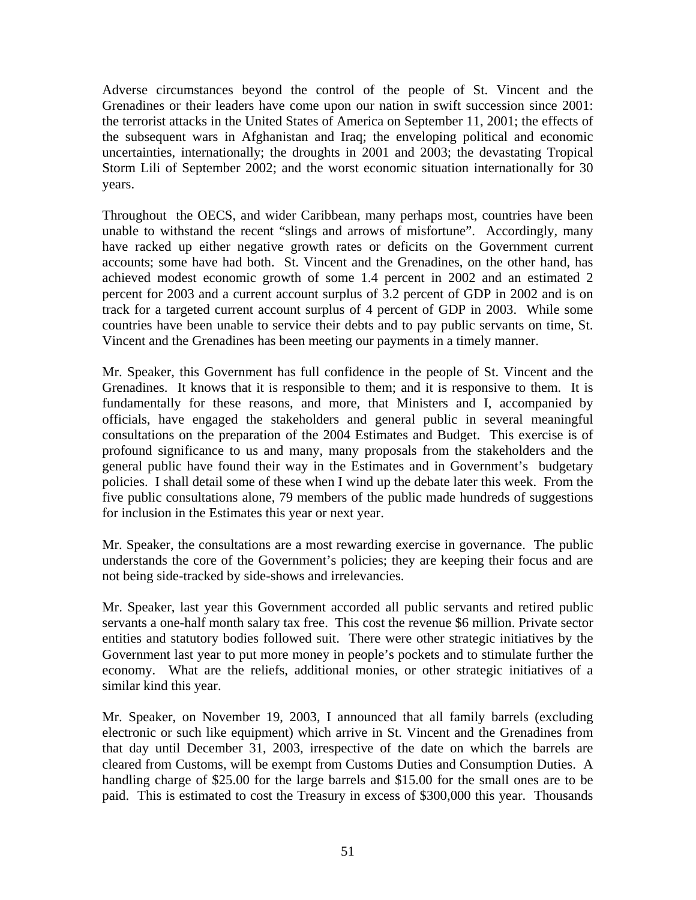Adverse circumstances beyond the control of the people of St. Vincent and the Grenadines or their leaders have come upon our nation in swift succession since 2001: the terrorist attacks in the United States of America on September 11, 2001; the effects of the subsequent wars in Afghanistan and Iraq; the enveloping political and economic uncertainties, internationally; the droughts in 2001 and 2003; the devastating Tropical Storm Lili of September 2002; and the worst economic situation internationally for 30 years.

Throughout the OECS, and wider Caribbean, many perhaps most, countries have been unable to withstand the recent "slings and arrows of misfortune". Accordingly, many have racked up either negative growth rates or deficits on the Government current accounts; some have had both. St. Vincent and the Grenadines, on the other hand, has achieved modest economic growth of some 1.4 percent in 2002 and an estimated 2 percent for 2003 and a current account surplus of 3.2 percent of GDP in 2002 and is on track for a targeted current account surplus of 4 percent of GDP in 2003. While some countries have been unable to service their debts and to pay public servants on time, St. Vincent and the Grenadines has been meeting our payments in a timely manner.

Mr. Speaker, this Government has full confidence in the people of St. Vincent and the Grenadines. It knows that it is responsible to them; and it is responsive to them. It is fundamentally for these reasons, and more, that Ministers and I, accompanied by officials, have engaged the stakeholders and general public in several meaningful consultations on the preparation of the 2004 Estimates and Budget. This exercise is of profound significance to us and many, many proposals from the stakeholders and the general public have found their way in the Estimates and in Government's budgetary policies. I shall detail some of these when I wind up the debate later this week. From the five public consultations alone, 79 members of the public made hundreds of suggestions for inclusion in the Estimates this year or next year.

Mr. Speaker, the consultations are a most rewarding exercise in governance. The public understands the core of the Government's policies; they are keeping their focus and are not being side-tracked by side-shows and irrelevancies.

Mr. Speaker, last year this Government accorded all public servants and retired public servants a one-half month salary tax free. This cost the revenue $6 million. Private sector entities and statutory bodies followed suit. There were other strategic initiatives by the Government last year to put more money in people's pockets and to stimulate further the economy. What are the reliefs, additional monies, or other strategic initiatives of a similar kind this year.

Mr. Speaker, on November 19, 2003, I announced that all family barrels (excluding electronic or such like equipment) which arrive in St. Vincent and the Grenadines from that day until December 31, 2003, irrespective of the date on which the barrels are cleared from Customs, will be exempt from Customs Duties and Consumption Duties. A handling charge of $25.00 for the large barrels and $15.00 for the small ones are to be paid. This is estimated to cost the Treasury in excess of $300,000 this year. Thousands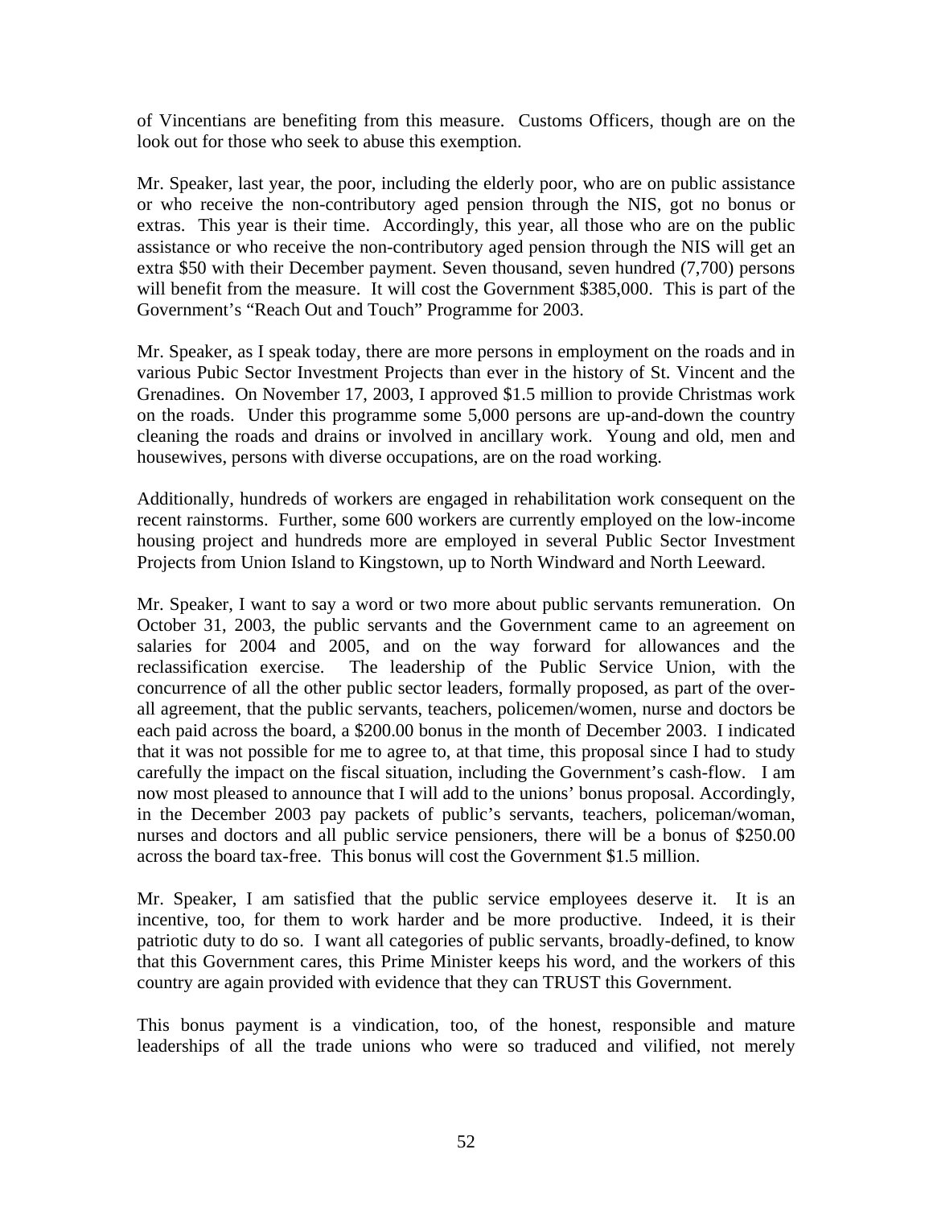of Vincentians are benefiting from this measure. Customs Officers, though are on the look out for those who seek to abuse this exemption.

Mr. Speaker, last year, the poor, including the elderly poor, who are on public assistance or who receive the non-contributory aged pension through the NIS, got no bonus or extras. This year is their time. Accordingly, this year, all those who are on the public assistance or who receive the non-contributory aged pension through the NIS will get an extra $50 with their December payment. Seven thousand, seven hundred (7,700) persons will benefit from the measure. It will cost the Government $385,000. This is part of the Government's "Reach Out and Touch" Programme for 2003.

Mr. Speaker, as I speak today, there are more persons in employment on the roads and in various Pubic Sector Investment Projects than ever in the history of St. Vincent and the Grenadines. On November 17, 2003, I approved $1.5 million to provide Christmas work on the roads. Under this programme some 5,000 persons are up-and-down the country cleaning the roads and drains or involved in ancillary work. Young and old, men and housewives, persons with diverse occupations, are on the road working.

Additionally, hundreds of workers are engaged in rehabilitation work consequent on the recent rainstorms. Further, some 600 workers are currently employed on the low-income housing project and hundreds more are employed in several Public Sector Investment Projects from Union Island to Kingstown, up to North Windward and North Leeward.

Mr. Speaker, I want to say a word or two more about public servants remuneration. On October 31, 2003, the public servants and the Government came to an agreement on salaries for 2004 and 2005, and on the way forward for allowances and the reclassification exercise. The leadership of the Public Service Union, with the concurrence of all the other public sector leaders, formally proposed, as part of the over-all agreement, that the public servants, teachers, policemen/women, nurse and doctors be each paid across the board, a $200.00 bonus in the month of December 2003. I indicated that it was not possible for me to agree to, at that time, this proposal since I had to study carefully the impact on the fiscal situation, including the Government's cash-flow. I am now most pleased to announce that I will add to the unions' bonus proposal. Accordingly, in the December 2003 pay packets of public's servants, teachers, policeman/woman, nurses and doctors and all public service pensioners, there will be a bonus of $250.00 across the board tax-free. This bonus will cost the Government $1.5 million.

Mr. Speaker, I am satisfied that the public service employees deserve it. It is an incentive, too, for them to work harder and be more productive. Indeed, it is their patriotic duty to do so. I want all categories of public servants, broadly-defined, to know that this Government cares, this Prime Minister keeps his word, and the workers of this country are again provided with evidence that they can TRUST this Government.

This bonus payment is a vindication, too, of the honest, responsible and mature leaderships of all the trade unions who were so traduced and vilified, not merely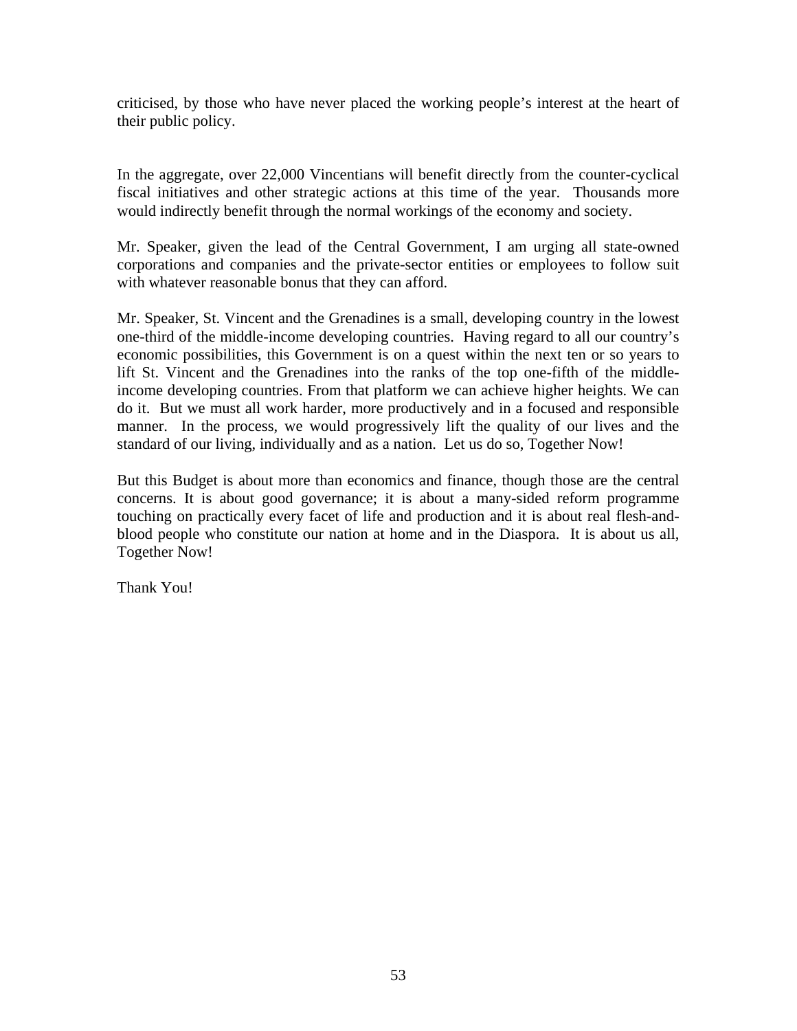criticised, by those who have never placed the working people's interest at the heart of their public policy.

In the aggregate, over 22,000 Vincentians will benefit directly from the counter-cyclical fiscal initiatives and other strategic actions at this time of the year. Thousands more would indirectly benefit through the normal workings of the economy and society.

Mr. Speaker, given the lead of the Central Government, I am urging all state-owned corporations and companies and the private-sector entities or employees to follow suit with whatever reasonable bonus that they can afford.

Mr. Speaker, St. Vincent and the Grenadines is a small, developing country in the lowest one-third of the middle-income developing countries. Having regard to all our country's economic possibilities, this Government is on a quest within the next ten or so years to lift St. Vincent and the Grenadines into the ranks of the top one-fifth of the middle-income developing countries. From that platform we can achieve higher heights. We can do it. But we must all work harder, more productively and in a focused and responsible manner. In the process, we would progressively lift the quality of our lives and the standard of our living, individually and as a nation. Let us do so, Together Now!

But this Budget is about more than economics and finance, though those are the central concerns. It is about good governance; it is about a many-sided reform programme touching on practically every facet of life and production and it is about real flesh-and-blood people who constitute our nation at home and in the Diaspora. It is about us all, Together Now!

Thank You!